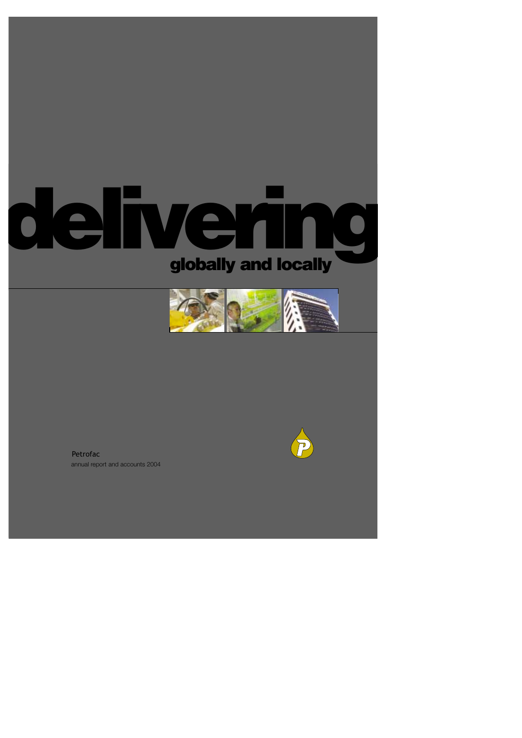# delivering

## globally and locally

Petrofac

annual report and accounts 2004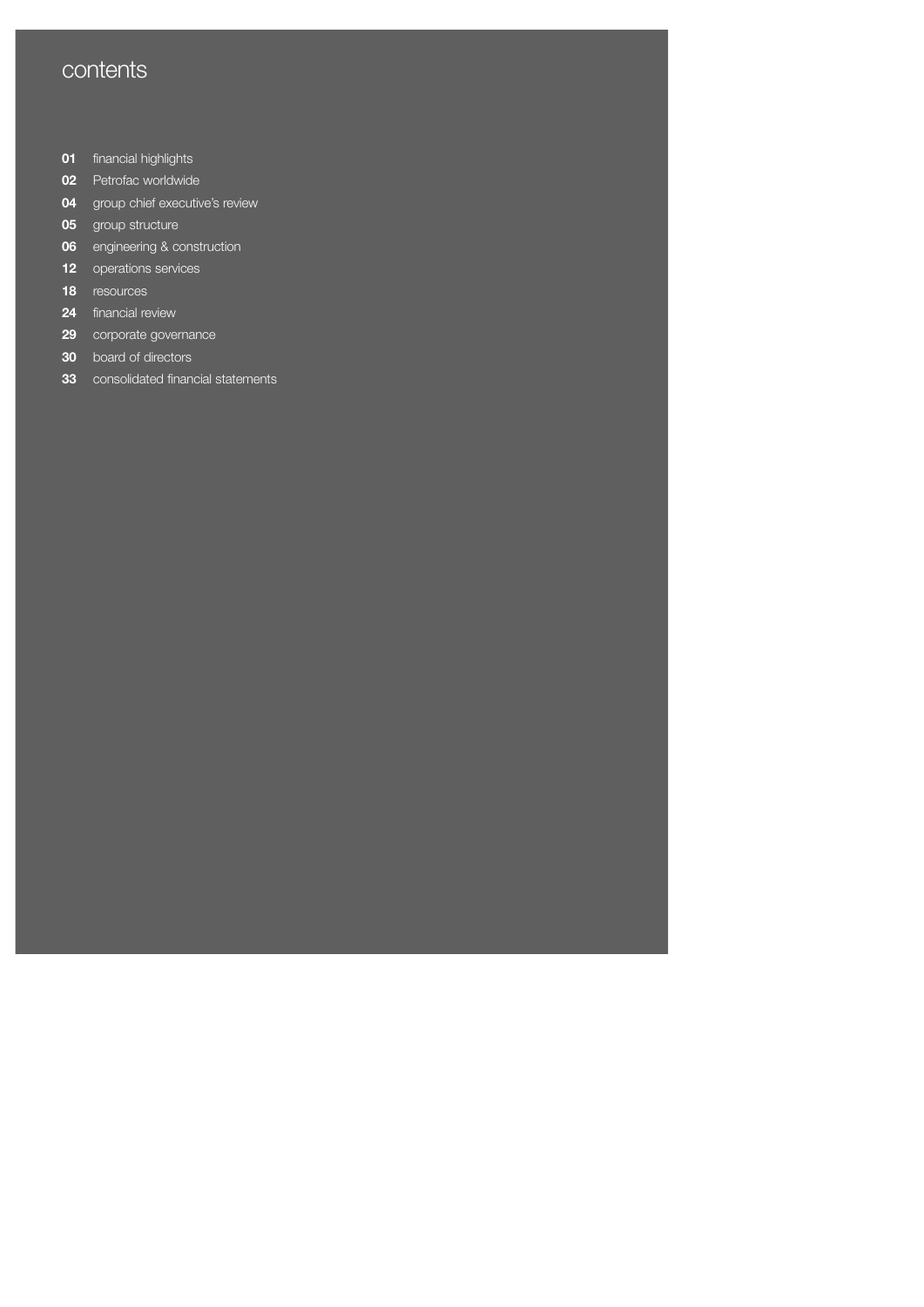# contents

- **01** financial highlights
- **02** Petrofac worldwide
- **04** group chief executive's review
- **05** group structure
- **06** engineering & construction
- **12** operations services
- **18** resources
- **24** financial review
- **29** corporate governance
- **30** board of directors
- **33** consolidated financial statements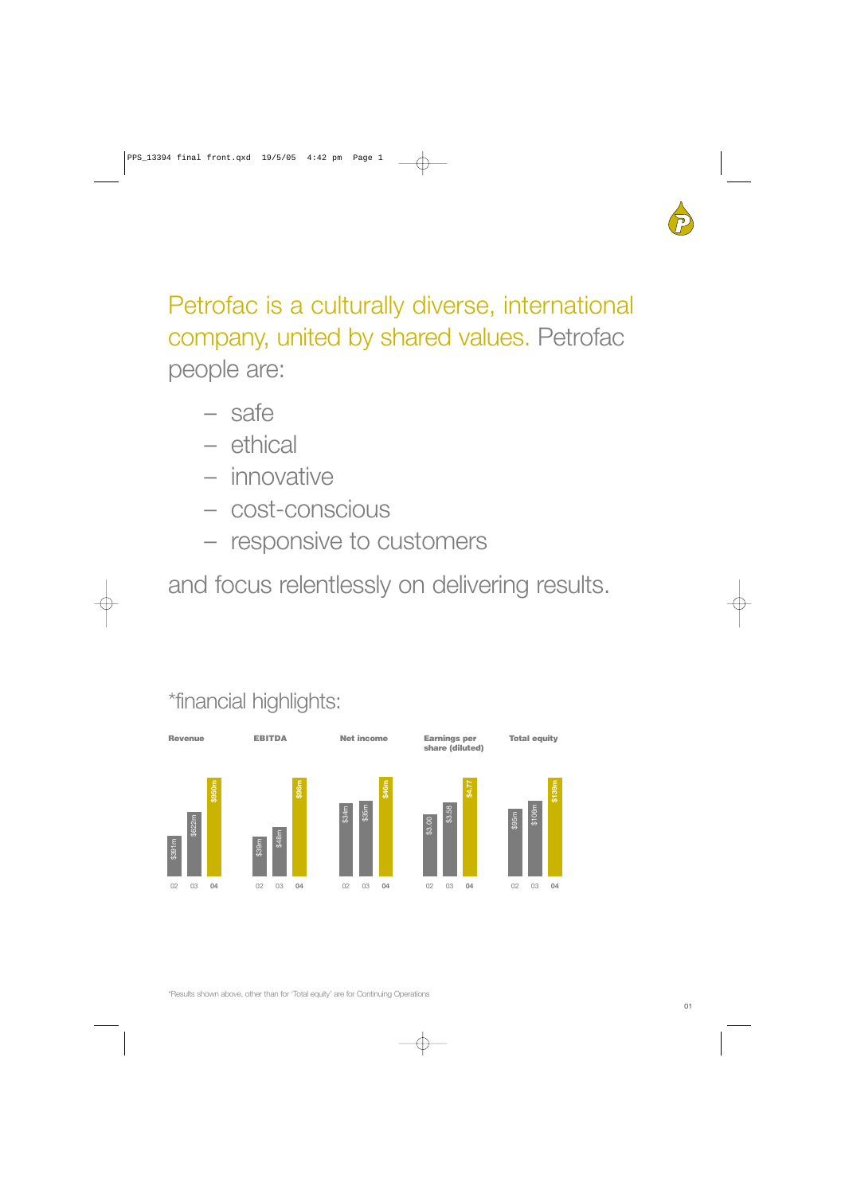Petrofac is a culturally diverse, international company, united by shared values. Petrofac people are:

- safe
- ethical
- innovative
- cost-conscious
- responsive to customers

and focus relentlessly on delivering results.

## *financial highlights:

| | 02 | 03 | 04 |
|---|---|---|---|
| Revenue | $391m | $622m | $950m |
| EBITDA | $39m | $48m | $96m |
| Net income | $34m | $35m | $46m |
| Earnings per share (diluted) | $3.00 | $3.58 | $4.77 |
| Total equity | $95m | $106m | $139m |

*Results shown above, other than for 'Total equity' are for Continuing Operations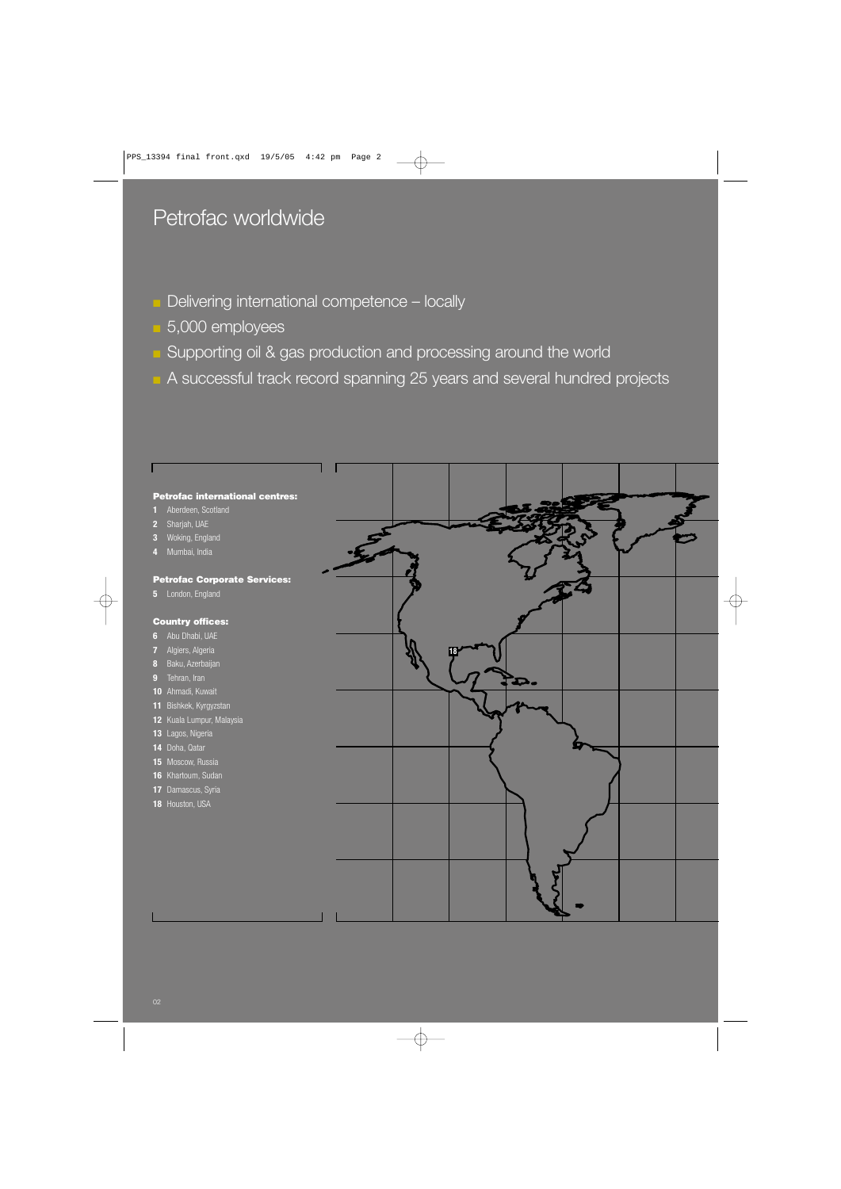# Petrofac worldwide

- Delivering international competence – locally
- 5,000 employees
- Supporting oil & gas production and processing around the world
- A successful track record spanning 25 years and several hundred projects

**Petrofac international centres:**

1 Aberdeen, Scotland
2 Sharjah, UAE
3 Woking, England
4 Mumbai, India

**Petrofac Corporate Services:**

5 London, England

**Country offices:**

6 Abu Dhabi, UAE
7 Algiers, Algeria
8 Baku, Azerbaijan
9 Tehran, Iran
10 Ahmadi, Kuwait
11 Bishkek, Kyrgyzstan
12 Kuala Lumpur, Malaysia
13 Lagos, Nigeria
14 Doha, Qatar
15 Moscow, Russia
16 Khartoum, Sudan
17 Damascus, Syria
18 Houston, USA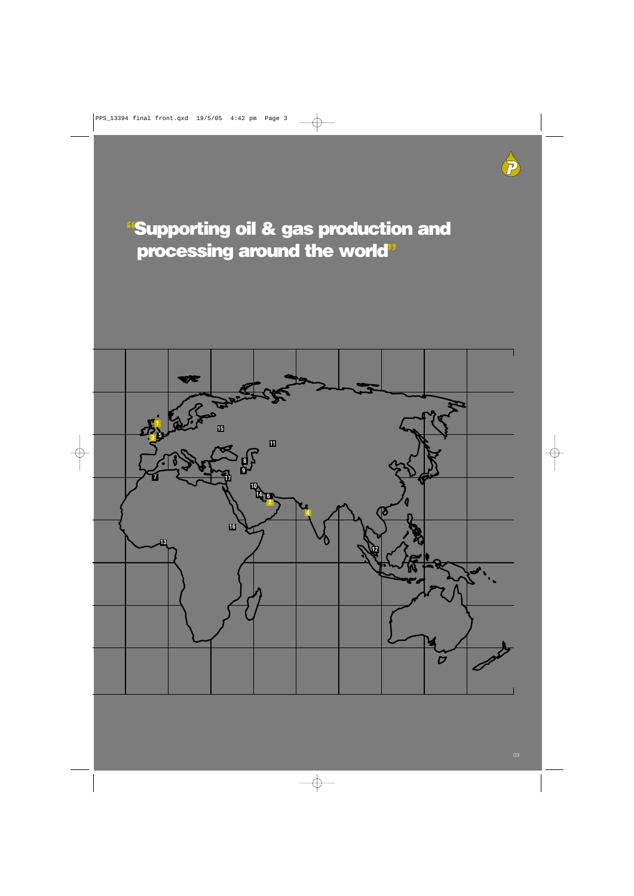# "Supporting oil & gas production and processing around the world"

1 5 3 15 11 8 9 7 17 10 14 6 2 4 16 13 12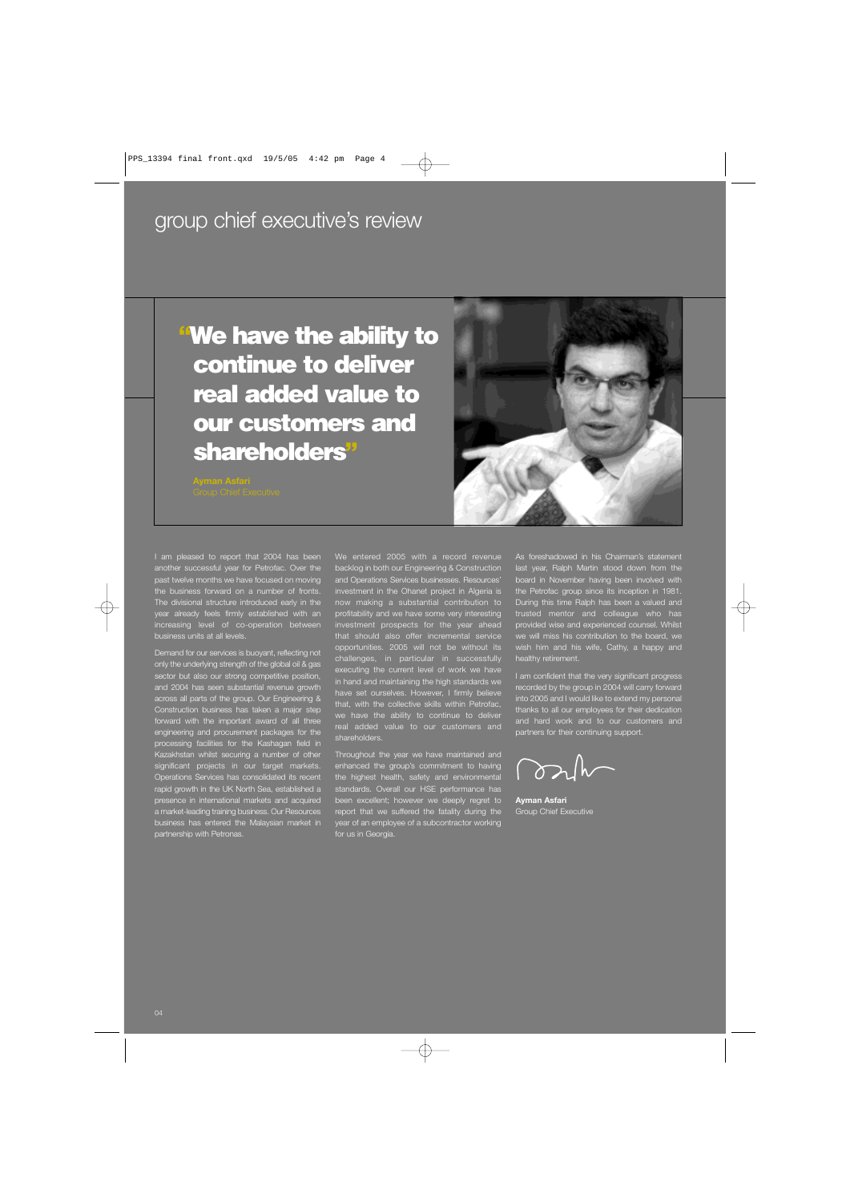# group chief executive's review

> **"We have the ability to continue to deliver real added value to our customers and shareholders"**
>
> **Ayman Asfari**
> Group Chief Executive

I am pleased to report that 2004 has been another successful year for Petrofac. Over the past twelve months we have focused on moving the business forward on a number of fronts. The divisional structure introduced early in the year already feels firmly established with an increasing level of co-operation between business units at all levels.

Demand for our services is buoyant, reflecting not only the underlying strength of the global oil & gas sector but also our strong competitive position, and 2004 has seen substantial revenue growth across all parts of the group. Our Engineering & Construction business has taken a major step forward with the important award of all three engineering and procurement packages for the processing facilities for the Kashagan field in Kazakhstan whilst securing a number of other significant projects in our target markets. Operations Services has consolidated its recent rapid growth in the UK North Sea, established a presence in international markets and acquired a market-leading training business. Our Resources business has entered the Malaysian market in partnership with Petronas.

We entered 2005 with a record revenue backlog in both our Engineering & Construction and Operations Services businesses. Resources' investment in the Ohanet project in Algeria is now making a substantial contribution to profitability and we have some very interesting investment prospects for the year ahead that should also offer incremental service opportunities. 2005 will not be without its challenges, in particular in successfully executing the current level of work we have in hand and maintaining the high standards we have set ourselves. However, I firmly believe that, with the collective skills within Petrofac, we have the ability to continue to deliver real added value to our customers and shareholders.

Throughout the year we have maintained and enhanced the group's commitment to having the highest health, safety and environmental standards. Overall our HSE performance has been excellent; however we deeply regret to report that we suffered the fatality during the year of an employee of a subcontractor working for us in Georgia.

As foreshadowed in his Chairman's statement last year, Ralph Martin stood down from the board in November having been involved with the Petrofac group since its inception in 1981. During this time Ralph has been a valued and trusted mentor and colleague who has provided wise and experienced counsel. Whilst we will miss his contribution to the board, we wish him and his wife, Cathy, a happy and healthy retirement.

I am confident that the very significant progress recorded by the group in 2004 will carry forward into 2005 and I would like to extend my personal thanks to all our employees for their dedication and hard work and to our customers and partners for their continuing support.

**Ayman Asfari**
Group Chief Executive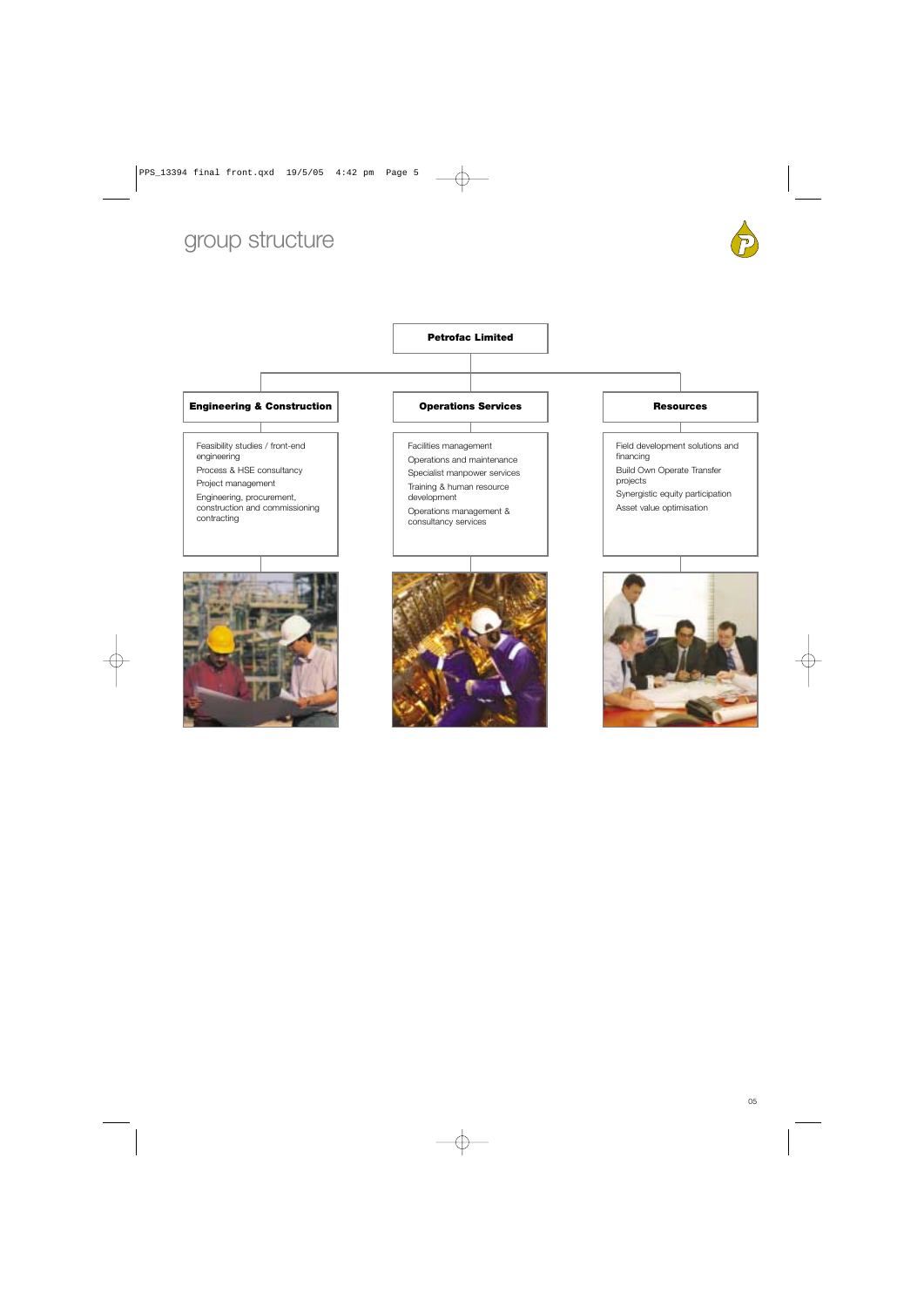# group structure

**Petrofac Limited**

## Engineering & Construction

- Feasibility studies / front-end engineering
- Process & HSE consultancy
- Project management
- Engineering, procurement, construction and commissioning contracting

## Operations Services

- Facilities management
- Operations and maintenance
- Specialist manpower services
- Training & human resource development
- Operations management & consultancy services

## Resources

- Field development solutions and financing
- Build Own Operate Transfer projects
- Synergistic equity participation
- Asset value optimisation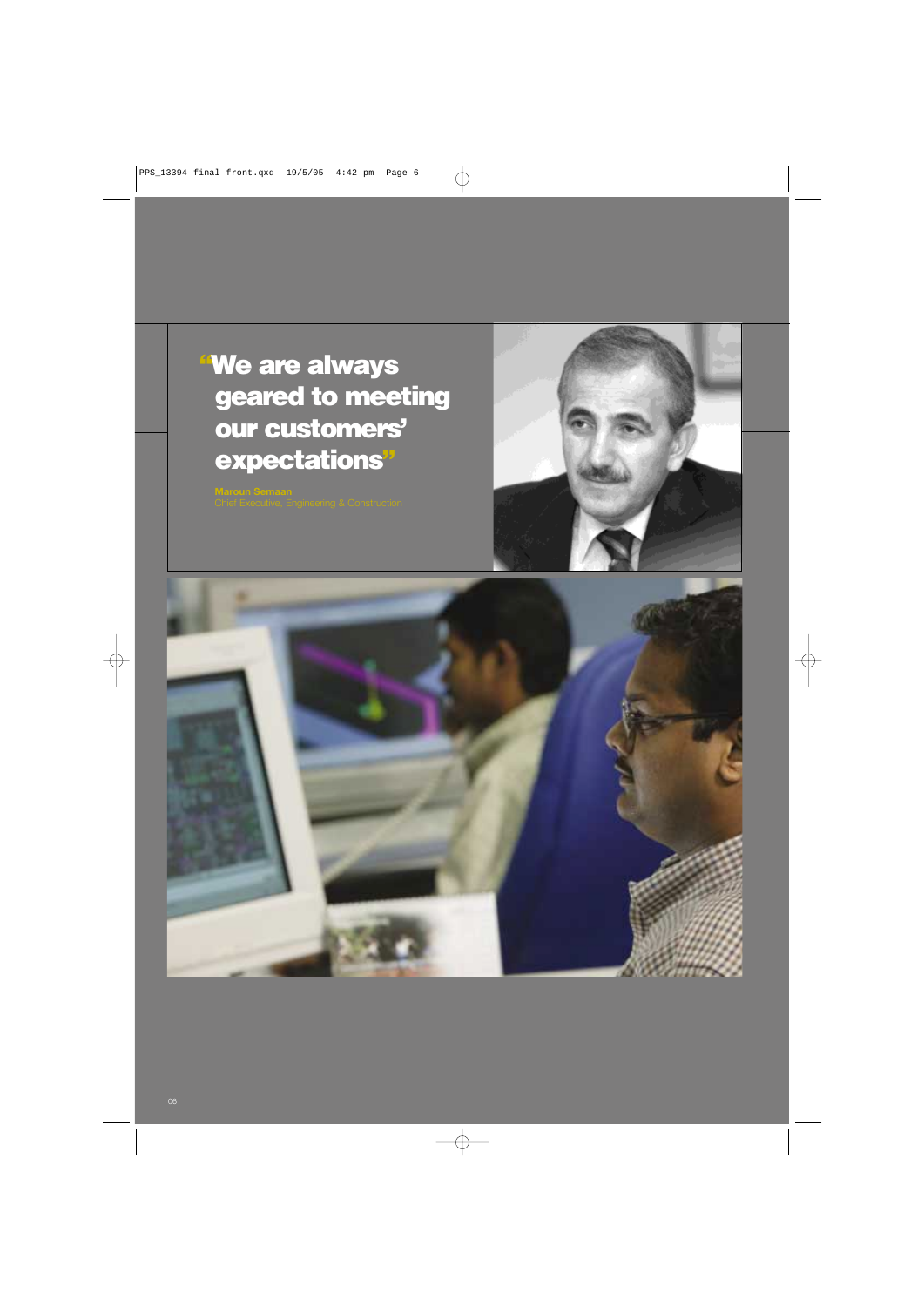# "We are always geared to meeting our customers' expectations"

**Maroun Semaan**
Chief Executive, Engineering & Construction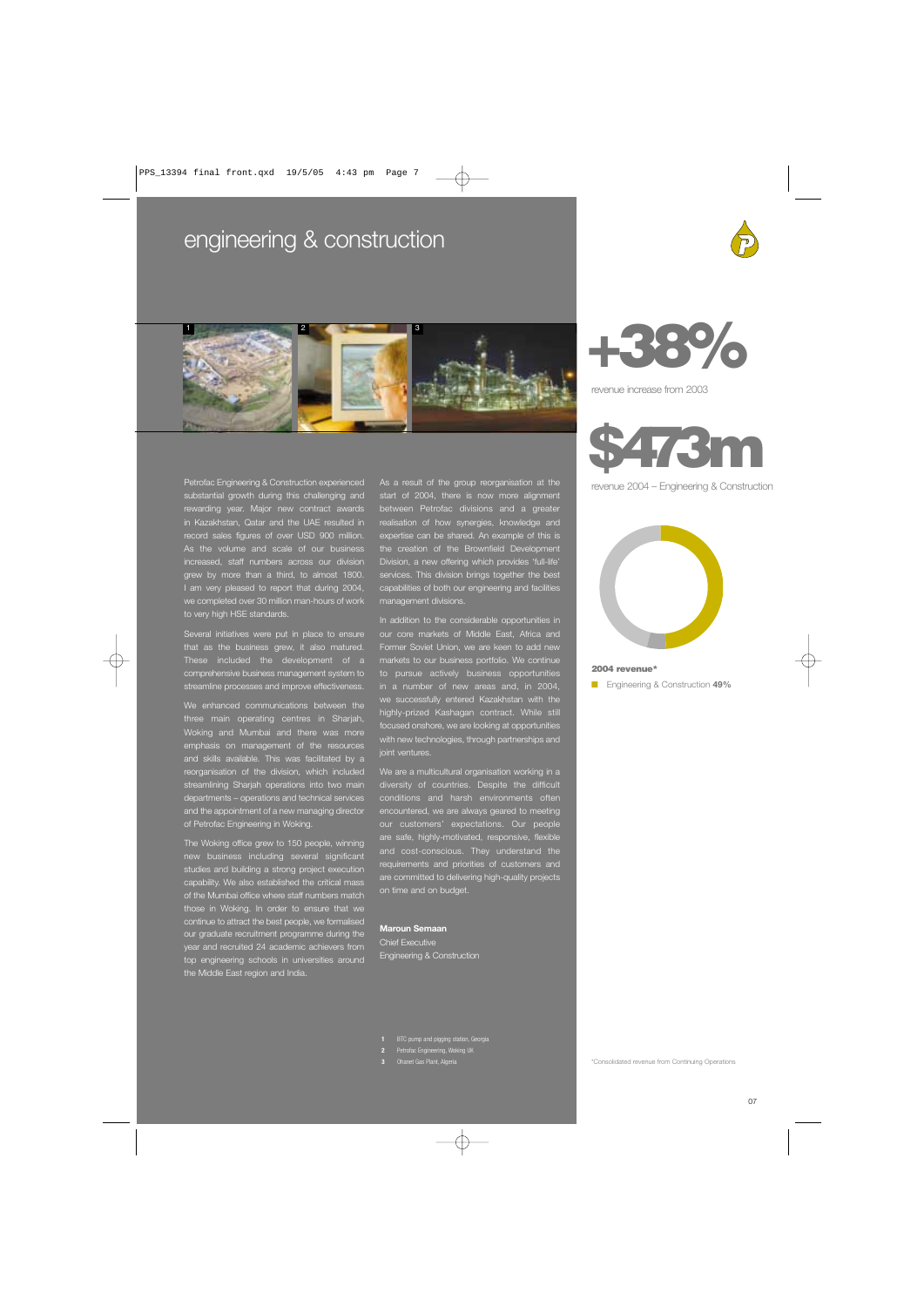# engineering & construction

**+38%**

revenue increase from 2003

**$473m**

revenue 2004 – Engineering & Construction

**2004 revenue***

Engineering & Construction **49%**

Petrofac Engineering & Construction experienced substantial growth during this challenging and rewarding year. Major new contract awards in Kazakhstan, Qatar and the UAE resulted in record sales figures of over USD 900 million. As the volume and scale of our business increased, staff numbers across our division grew by more than a third, to almost 1800. I am very pleased to report that during 2004, we completed over 30 million man-hours of work to very high HSE standards.

Several initiatives were put in place to ensure that as the business grew, it also matured. These included the development of a comprehensive business management system to streamline processes and improve effectiveness.

We enhanced communications between the three main operating centres in Sharjah, Woking and Mumbai and there was more emphasis on management of the resources and skills available. This was facilitated by a reorganisation of the division, which included streamlining Sharjah operations into two main departments – operations and technical services and the appointment of a new managing director of Petrofac Engineering in Woking.

The Woking office grew to 150 people, winning new business including several significant studies and building a strong project execution capability. We also established the critical mass of the Mumbai office where staff numbers match those in Woking. In order to ensure that we continue to attract the best people, we formalised our graduate recruitment programme during the year and recruited 24 academic achievers from top engineering schools in universities around the Middle East region and India.

As a result of the group reorganisation at the start of 2004, there is now more alignment between Petrofac divisions and a greater realisation of how synergies, knowledge and expertise can be shared. An example of this is the creation of the Brownfield Development Division, a new offering which provides 'full-life' services. This division brings together the best capabilities of both our engineering and facilities management divisions.

In addition to the considerable opportunities in our core markets of Middle East, Africa and Former Soviet Union, we are keen to add new markets to our business portfolio. We continue to pursue actively business opportunities in a number of new areas and, in 2004, we successfully entered Kazakhstan with the highly-prized Kashagan contract. While still focused onshore, we are looking at opportunities with new technologies, through partnerships and joint ventures.

We are a multicultural organisation working in a diversity of countries. Despite the difficult conditions and harsh environments often encountered, we are always geared to meeting our customers' expectations. Our people are safe, highly-motivated, responsive, flexible and cost-conscious. They understand the requirements and priorities of customers and are committed to delivering high-quality projects on time and on budget.

**Maroun Semaan**
Chief Executive
Engineering & Construction

1 BTC pump and pigging station, Georgia
2 Petrofac Engineering, Woking UK
3 Ohanet Gas Plant, Algeria

*Consolidated revenue from Continuing Operations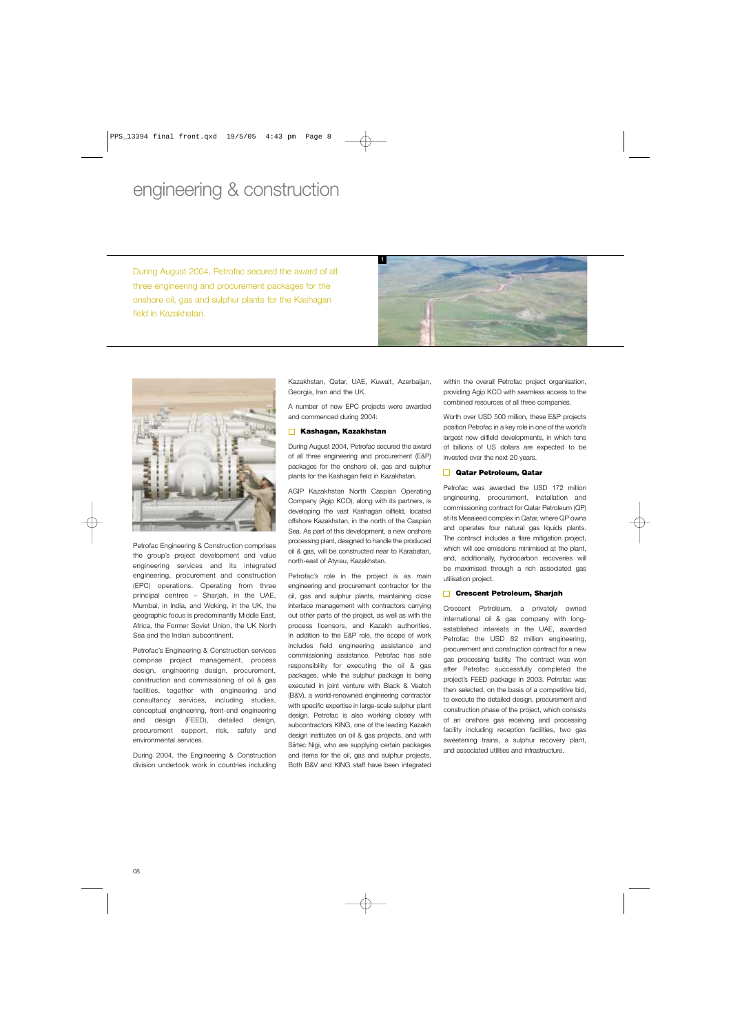# engineering & construction

During August 2004, Petrofac secured the award of all three engineering and procurement packages for the onshore oil, gas and sulphur plants for the Kashagan field in Kazakhstan.

Petrofac Engineering & Construction comprises the group's project development and value engineering services and its integrated engineering, procurement and construction (EPC) operations. Operating from three principal centres – Sharjah, in the UAE, Mumbai, in India, and Woking, in the UK, the geographic focus is predominantly Middle East, Africa, the Former Soviet Union, the UK North Sea and the Indian subcontinent.

Petrofac's Engineering & Construction services comprise project management, process design, engineering design, procurement, construction and commissioning of oil & gas facilities, together with engineering and consultancy services, including studies, conceptual engineering, front-end engineering and design (FEED), detailed design, procurement support, risk, safety and environmental services.

During 2004, the Engineering & Construction division undertook work in countries including Kazakhstan, Qatar, UAE, Kuwait, Azerbaijan, Georgia, Iran and the UK.

A number of new EPC projects were awarded and commenced during 2004:

### Kashagan, Kazakhstan

During August 2004, Petrofac secured the award of all three engineering and procurement (E&P) packages for the onshore oil, gas and sulphur plants for the Kashagan field in Kazakhstan.

AGIP Kazakhstan North Caspian Operating Company (Agip KCO), along with its partners, is developing the vast Kashagan oilfield, located offshore Kazakhstan, in the north of the Caspian Sea. As part of this development, a new onshore processing plant, designed to handle the produced oil & gas, will be constructed near to Karabatan, north-east of Atyrau, Kazakhstan.

Petrofac's role in the project is as main engineering and procurement contractor for the oil, gas and sulphur plants, maintaining close interface management with contractors carrying out other parts of the project, as well as with the process licensors, and Kazakh authorities. In addition to the E&P role, the scope of work includes field engineering assistance and commissioning assistance. Petrofac has sole responsibility for executing the oil & gas packages, while the sulphur package is being executed in joint venture with Black & Veatch (B&V), a world-renowned engineering contractor with specific expertise in large-scale sulphur plant design. Petrofac is also working closely with subcontractors KING, one of the leading Kazakh design institutes on oil & gas projects, and with Siirtec Nigi, who are supplying certain packages and items for the oil, gas and sulphur projects. Both B&V and KING staff have been integrated within the overall Petrofac project organisation, providing Agip KCO with seamless access to the combined resources of all three companies.

Worth over USD 500 million, these E&P projects position Petrofac in a key role in one of the world's largest new oilfield developments, in which tens of billions of US dollars are expected to be invested over the next 20 years.

### Qatar Petroleum, Qatar

Petrofac was awarded the USD 172 million engineering, procurement, installation and commissioning contract for Qatar Petroleum (QP) at its Mesaieed complex in Qatar, where QP owns and operates four natural gas liquids plants. The contract includes a flare mitigation project, which will see emissions minimised at the plant, and, additionally, hydrocarbon recoveries will be maximised through a rich associated gas utilisation project.

### Crescent Petroleum, Sharjah

Crescent Petroleum, a privately owned international oil & gas company with long-established interests in the UAE, awarded Petrofac the USD 82 million engineering, procurement and construction contract for a new gas processing facility. The contract was won after Petrofac successfully completed the project's FEED package in 2003. Petrofac was then selected, on the basis of a competitive bid, to execute the detailed design, procurement and construction phase of the project, which consists of an onshore gas receiving and processing facility including reception facilities, two gas sweetening trains, a sulphur recovery plant, and associated utilities and infrastructure.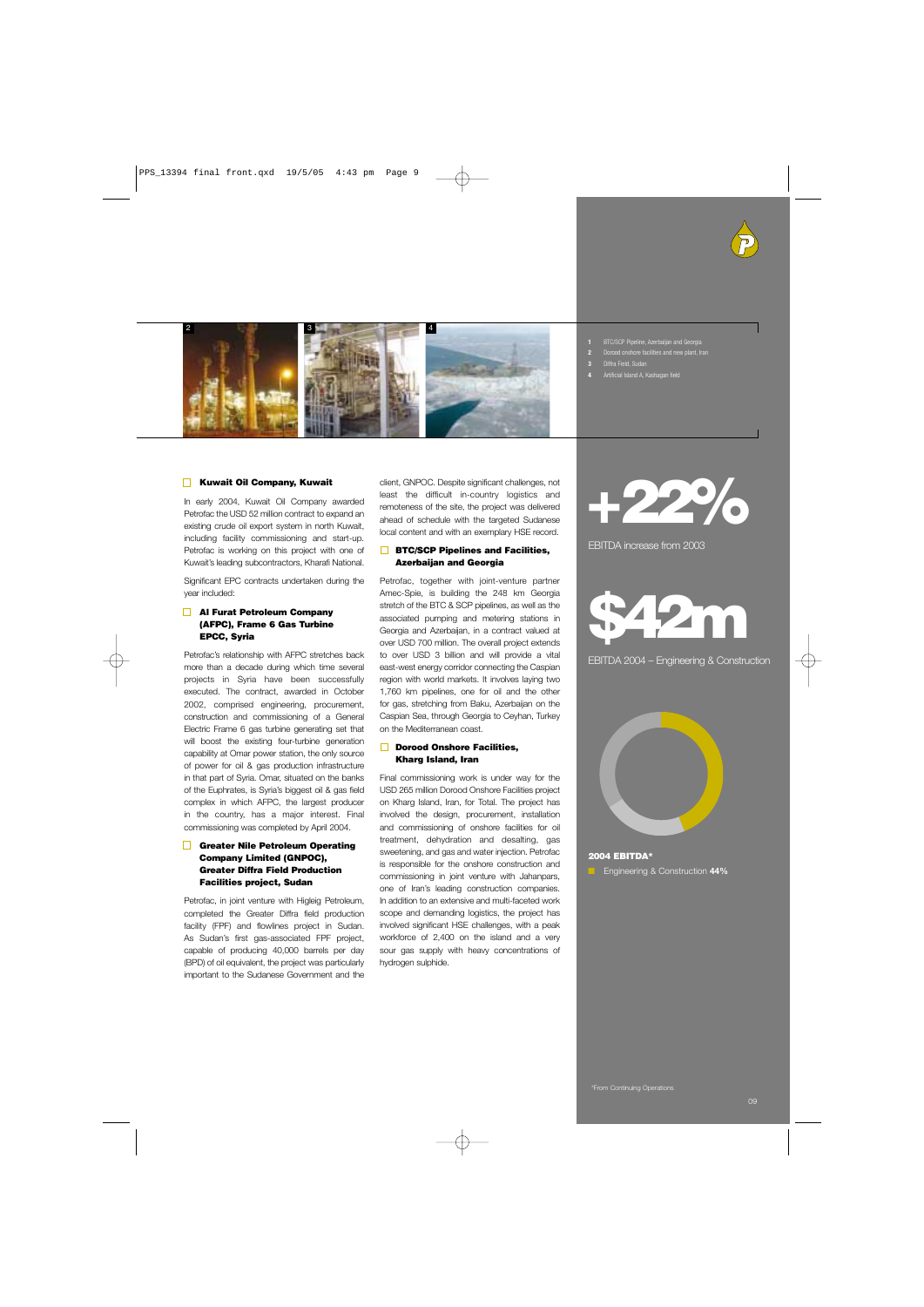1 BTC/SCP Pipeline, Azerbaijan and Georgia
2 Dorood onshore facilities and new plant, Iran
3 Diffra Field, Sudan
4 Artificial Island A, Kashagan field

### Kuwait Oil Company, Kuwait

In early 2004, Kuwait Oil Company awarded Petrofac the USD 52 million contract to expand an existing crude oil export system in north Kuwait, including facility commissioning and start-up. Petrofac is working on this project with one of Kuwait's leading subcontractors, Kharafi National.

Significant EPC contracts undertaken during the year included:

### Al Furat Petroleum Company (AFPC), Frame 6 Gas Turbine EPCC, Syria

Petrofac's relationship with AFPC stretches back more than a decade during which time several projects in Syria have been successfully executed. The contract, awarded in October 2002, comprised engineering, procurement, construction and commissioning of a General Electric Frame 6 gas turbine generating set that will boost the existing four-turbine generation capability at Omar power station, the only source of power for oil & gas production infrastructure in that part of Syria. Omar, situated on the banks of the Euphrates, is Syria's biggest oil & gas field complex in which AFPC, the largest producer in the country, has a major interest. Final commissioning was completed by April 2004.

### Greater Nile Petroleum Operating Company Limited (GNPOC), Greater Diffra Field Production Facilities project, Sudan

Petrofac, in joint venture with Higleig Petroleum, completed the Greater Diffra field production facility (FPF) and flowlines project in Sudan. As Sudan's first gas-associated FPF project, capable of producing 40,000 barrels per day (BPD) of oil equivalent, the project was particularly important to the Sudanese Government and the client, GNPOC. Despite significant challenges, not least the difficult in-country logistics and remoteness of the site, the project was delivered ahead of schedule with the targeted Sudanese local content and with an exemplary HSE record.

### BTC/SCP Pipelines and Facilities, Azerbaijan and Georgia

Petrofac, together with joint-venture partner Amec-Spie, is building the 248 km Georgia stretch of the BTC & SCP pipelines, as well as the associated pumping and metering stations in Georgia and Azerbaijan, in a contract valued at over USD 700 million. The overall project extends to over USD 3 billion and will provide a vital east-west energy corridor connecting the Caspian region with world markets. It involves laying two 1,760 km pipelines, one for oil and the other for gas, stretching from Baku, Azerbaijan on the Caspian Sea, through Georgia to Ceyhan, Turkey on the Mediterranean coast.

### Dorood Onshore Facilities, Kharg Island, Iran

Final commissioning work is under way for the USD 265 million Dorood Onshore Facilities project on Kharg Island, Iran, for Total. The project has involved the design, procurement, installation and commissioning of onshore facilities for oil treatment, dehydration and desalting, gas sweetening, and gas and water injection. Petrofac is responsible for the onshore construction and commissioning in joint venture with Jahanpars, one of Iran's leading construction companies. In addition to an extensive and multi-faceted work scope and demanding logistics, the project has involved significant HSE challenges, with a peak workforce of 2,400 on the island and a very sour gas supply with heavy concentrations of hydrogen sulphide.

**+22%**

EBITDA increase from 2003

**$42m**

EBITDA 2004 – Engineering & Construction

**2004 EBITDA***

Engineering & Construction **44%**

*From Continuing Operations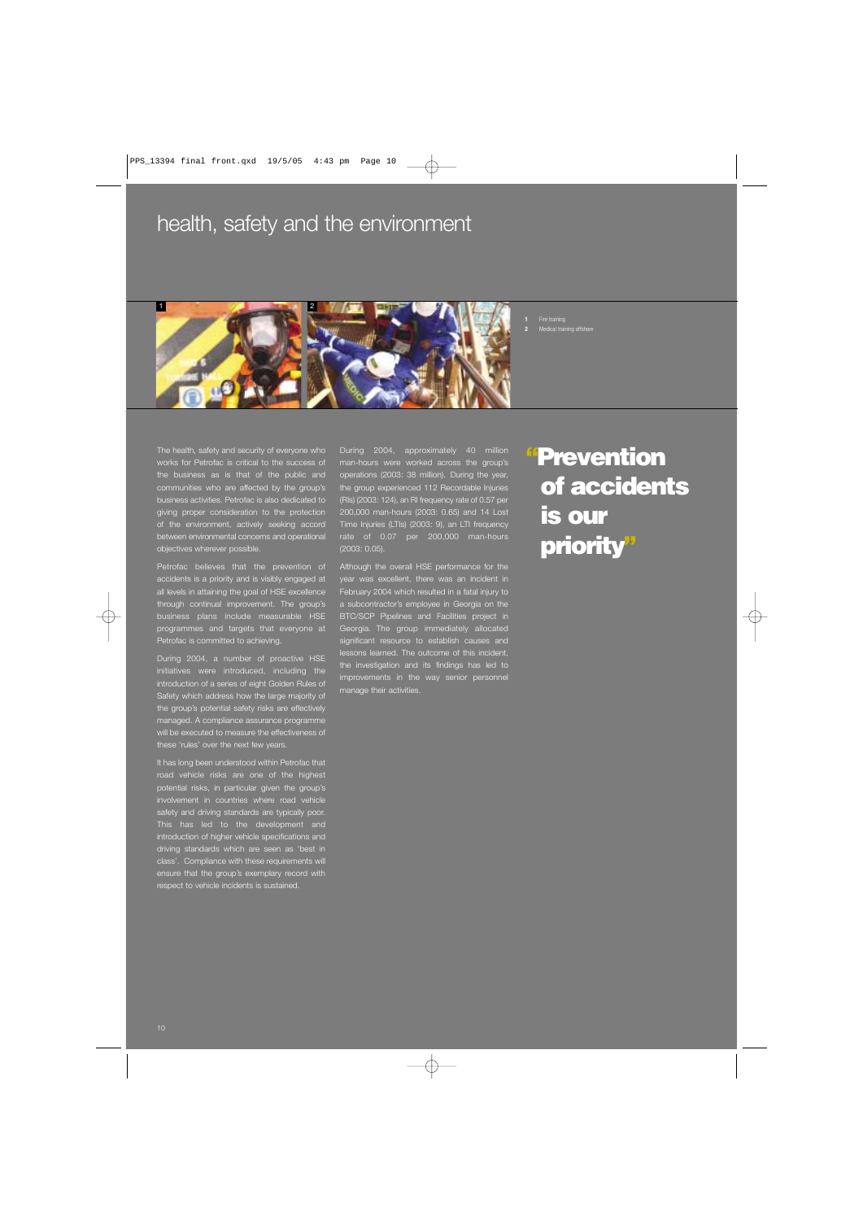# health, safety and the environment

1 Fire training
2 Medical training offshore

The health, safety and security of everyone who works for Petrofac is critical to the success of the business as is that of the public and communities who are affected by the group's business activities. Petrofac is also dedicated to giving proper consideration to the protection of the environment, actively seeking accord between environmental concerns and operational objectives wherever possible.

Petrofac believes that the prevention of accidents is a priority and is visibly engaged at all levels in attaining the goal of HSE excellence through continual improvement. The group's business plans include measurable HSE programmes and targets that everyone at Petrofac is committed to achieving.

During 2004, a number of proactive HSE initiatives were introduced, including the introduction of a series of eight Golden Rules of Safety which address how the large majority of the group's potential safety risks are effectively managed. A compliance assurance programme will be executed to measure the effectiveness of these 'rules' over the next few years.

It has long been understood within Petrofac that road vehicle risks are one of the highest potential risks, in particular given the group's involvement in countries where road vehicle safety and driving standards are typically poor. This has led to the development and introduction of higher vehicle specifications and driving standards which are seen as 'best in class'. Compliance with these requirements will ensure that the group's exemplary record with respect to vehicle incidents is sustained.

During 2004, approximately 40 million man-hours were worked across the group's operations (2003: 38 million). During the year, the group experienced 112 Recordable Injuries (RIs) (2003: 124), an RI frequency rate of 0.57 per 200,000 man-hours (2003: 0.65) and 14 Lost Time Injuries (LTIs) (2003: 9), an LTI frequency rate of 0.07 per 200,000 man-hours (2003: 0.05).

Although the overall HSE performance for the year was excellent, there was an incident in February 2004 which resulted in a fatal injury to a subcontractor's employee in Georgia on the BTC/SCP Pipelines and Facilities project in Georgia. The group immediately allocated significant resource to establish causes and lessons learned. The outcome of this incident, the investigation and its findings has led to improvements in the way senior personnel manage their activities.

**"Prevention of accidents is our priority"**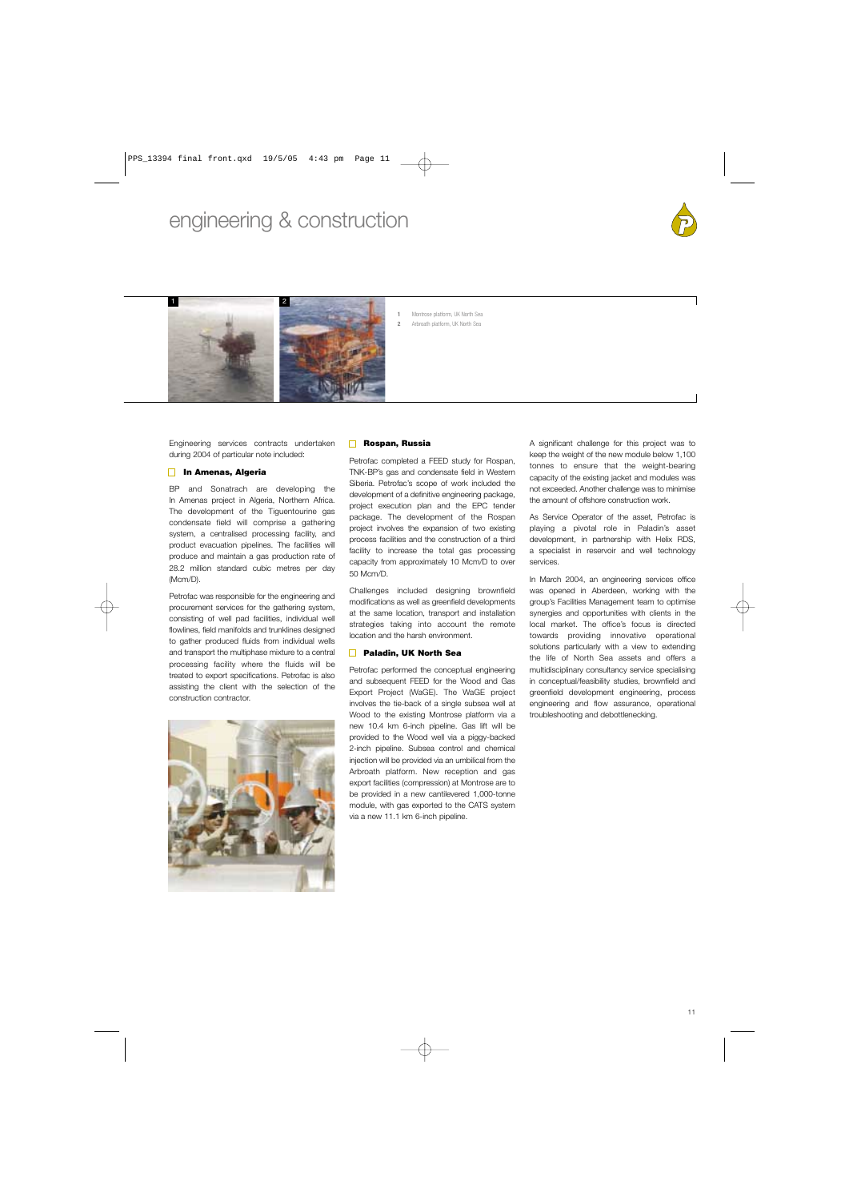# engineering & construction

1 Montrose platform, UK North Sea
2 Arbroath platform, UK North Sea

Engineering services contracts undertaken during 2004 of particular note included:

### In Amenas, Algeria

BP and Sonatrach are developing the In Amenas project in Algeria, Northern Africa. The development of the Tiguentourine gas condensate field will comprise a gathering system, a centralised processing facility, and product evacuation pipelines. The facilities will produce and maintain a gas production rate of 28.2 million standard cubic metres per day (Mcm/D).

Petrofac was responsible for the engineering and procurement services for the gathering system, consisting of well pad facilities, individual well flowlines, field manifolds and trunklines designed to gather produced fluids from individual wells and transport the multiphase mixture to a central processing facility where the fluids will be treated to export specifications. Petrofac is also assisting the client with the selection of the construction contractor.

### Rospan, Russia

Petrofac completed a FEED study for Rospan, TNK-BP's gas and condensate field in Western Siberia. Petrofac's scope of work included the development of a definitive engineering package, project execution plan and the EPC tender package. The development of the Rospan project involves the expansion of two existing process facilities and the construction of a third facility to increase the total gas processing capacity from approximately 10 Mcm/D to over 50 Mcm/D.

Challenges included designing brownfield modifications as well as greenfield developments at the same location, transport and installation strategies taking into account the remote location and the harsh environment.

### Paladin, UK North Sea

Petrofac performed the conceptual engineering and subsequent FEED for the Wood and Gas Export Project (WaGE). The WaGE project involves the tie-back of a single subsea well at Wood to the existing Montrose platform via a new 10.4 km 6-inch pipeline. Gas lift will be provided to the Wood well via a piggy-backed 2-inch pipeline. Subsea control and chemical injection will be provided via an umbilical from the Arbroath platform. New reception and gas export facilities (compression) at Montrose are to be provided in a new cantilevered 1,000-tonne module, with gas exported to the CATS system via a new 11.1 km 6-inch pipeline.

A significant challenge for this project was to keep the weight of the new module below 1,100 tonnes to ensure that the weight-bearing capacity of the existing jacket and modules was not exceeded. Another challenge was to minimise the amount of offshore construction work.

As Service Operator of the asset, Petrofac is playing a pivotal role in Paladin's asset development, in partnership with Helix RDS, a specialist in reservoir and well technology services.

In March 2004, an engineering services office was opened in Aberdeen, working with the group's Facilities Management team to optimise synergies and opportunities with clients in the local market. The office's focus is directed towards providing innovative operational solutions particularly with a view to extending the life of North Sea assets and offers a multidisciplinary consultancy service specialising in conceptual/feasibility studies, brownfield and greenfield development engineering, process engineering and flow assurance, operational troubleshooting and debottlenecking.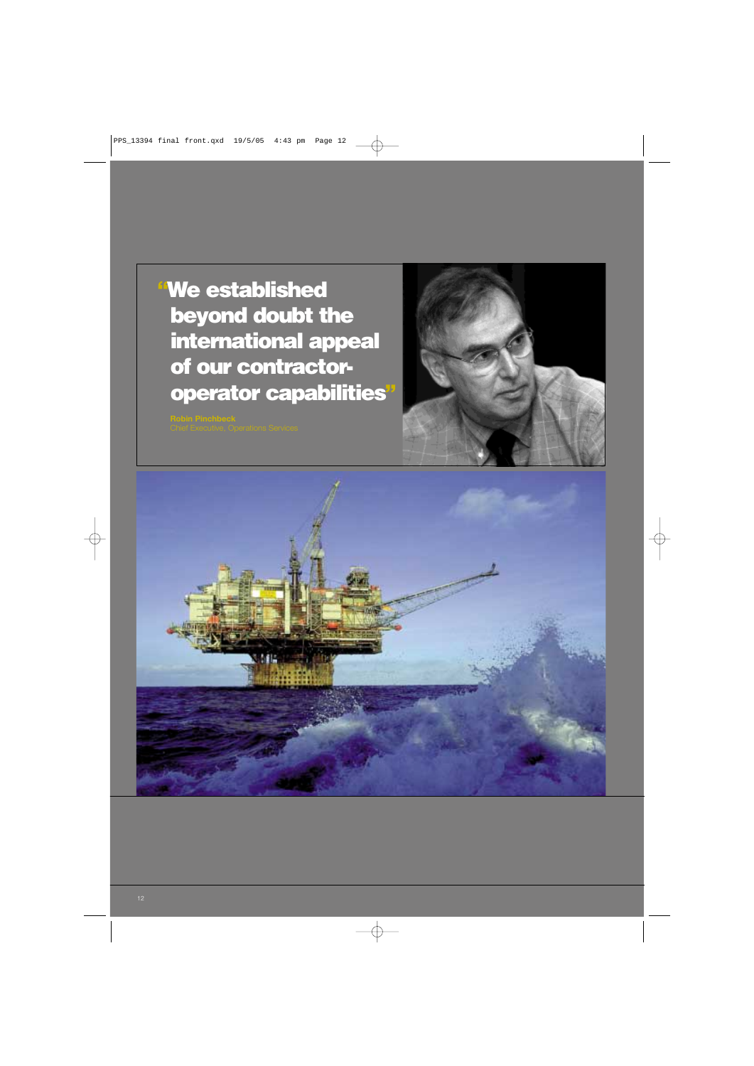# "We established beyond doubt the international appeal of our contractor-operator capabilities"

**Robin Pinchbeck**
Chief Executive, Operations Services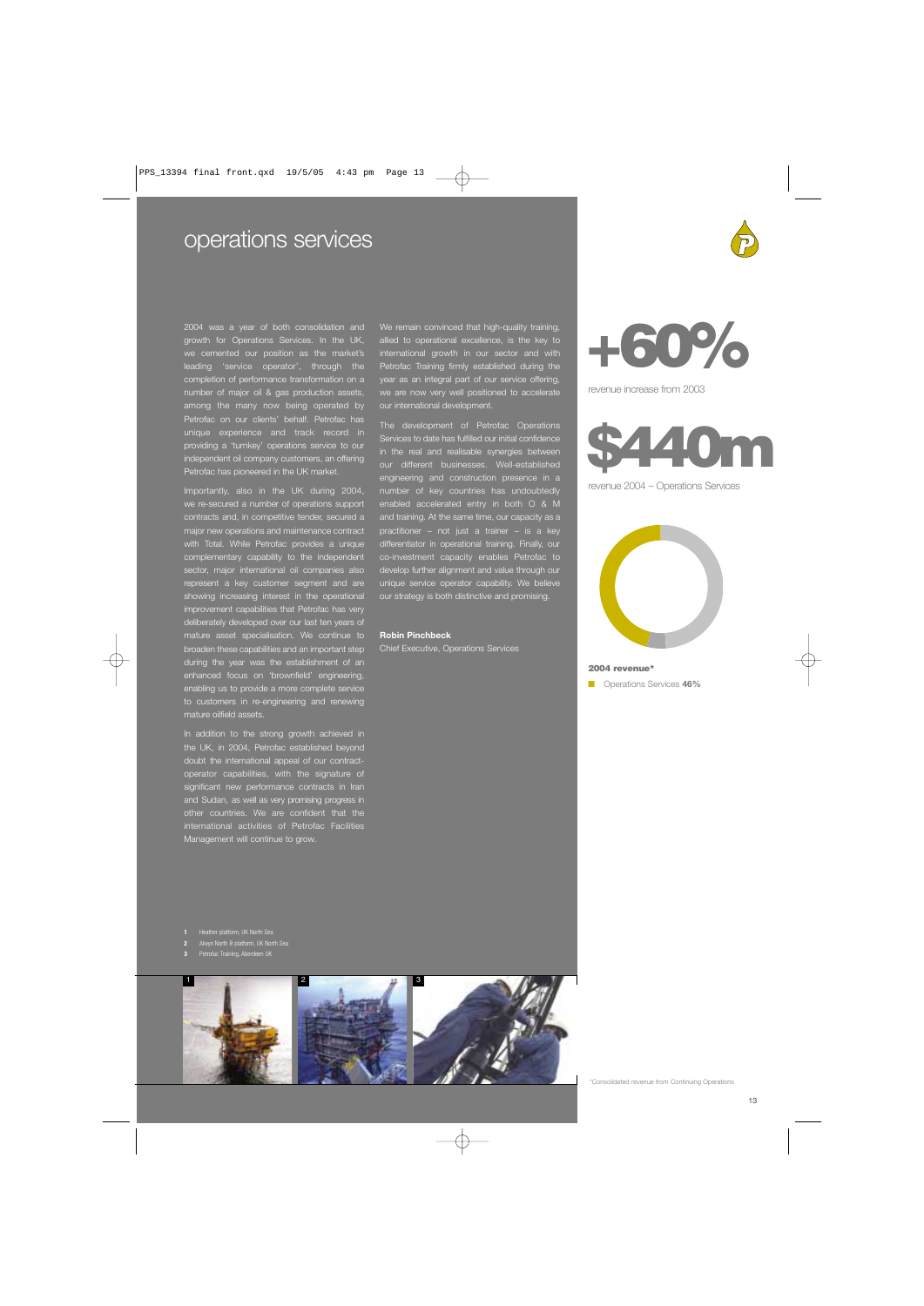# operations services

2004 was a year of both consolidation and growth for Operations Services. In the UK, we cemented our position as the market's leading 'service operator', through the completion of performance transformation on a number of major oil & gas production assets, among the many now being operated by Petrofac on our clients' behalf. Petrofac has unique experience and track record in providing a 'turnkey' operations service to our independent oil company customers, an offering Petrofac has pioneered in the UK market.

Importantly, also in the UK during 2004, we re-secured a number of operations support contracts and, in competitive tender, secured a major new operations and maintenance contract with Total. While Petrofac provides a unique complementary capability to the independent sector, major international oil companies also represent a key customer segment and are showing increasing interest in the operational improvement capabilities that Petrofac has very deliberately developed over our last ten years of mature asset specialisation. We continue to broaden these capabilities and an important step during the year was the establishment of an enhanced focus on 'brownfield' engineering, enabling us to provide a more complete service to customers in re-engineering and renewing mature oilfield assets.

In addition to the strong growth achieved in the UK, in 2004, Petrofac established beyond doubt the international appeal of our contract-operator capabilities, with the signature of significant new performance contracts in Iran and Sudan, as well as very promising progress in other countries. We are confident that the international activities of Petrofac Facilities Management will continue to grow.

We remain convinced that high-quality training, allied to operational excellence, is the key to international growth in our sector and with Petrofac Training firmly established during the year as an integral part of our service offering, we are now very well positioned to accelerate our international development.

The development of Petrofac Operations Services to date has fulfilled our initial confidence in the real and realisable synergies between our different businesses. Well-established engineering and construction presence in a number of key countries has undoubtedly enabled accelerated entry in both O & M and training. At the same time, our capacity as a practitioner – not just a trainer – is a key differentiator in operational training. Finally, our co-investment capacity enables Petrofac to develop further alignment and value through our unique service operator capability. We believe our strategy is both distinctive and promising.

**Robin Pinchbeck**
Chief Executive, Operations Services

**+60%**

revenue increase from 2003

**$440m**

revenue 2004 – Operations Services

**2004 revenue***

Operations Services **46%**

1 Heather platform, UK North Sea
2 Alwyn North B platform, UK North Sea
3 Petrofac Training, Aberdeen UK

*Consolidated revenue from Continuing Operations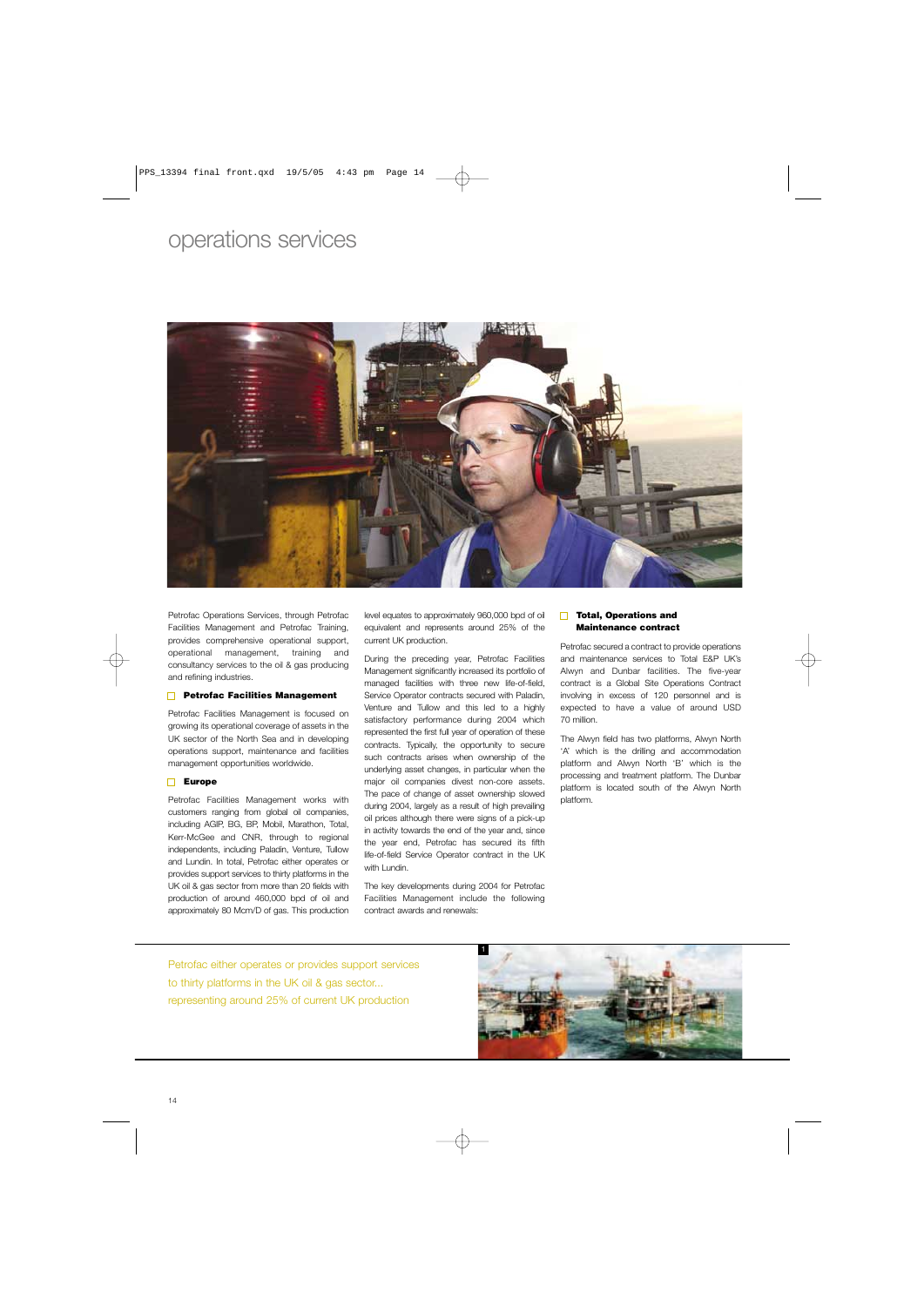# operations services

Petrofac Operations Services, through Petrofac Facilities Management and Petrofac Training, provides comprehensive operational support, operational management, training and consultancy services to the oil & gas producing and refining industries.

## Petrofac Facilities Management

Petrofac Facilities Management is focused on growing its operational coverage of assets in the UK sector of the North Sea and in developing operations support, maintenance and facilities management opportunities worldwide.

## Europe

Petrofac Facilities Management works with customers ranging from global oil companies, including AGIP, BG, BP, Mobil, Marathon, Total, Kerr-McGee and CNR, through to regional independents, including Paladin, Venture, Tullow and Lundin. In total, Petrofac either operates or provides support services to thirty platforms in the UK oil & gas sector from more than 20 fields with production of around 460,000 bpd of oil and approximately 80 Mcm/D of gas. This production level equates to approximately 960,000 bpd of oil equivalent and represents around 25% of the current UK production.

During the preceding year, Petrofac Facilities Management significantly increased its portfolio of managed facilities with three new life-of-field, Service Operator contracts secured with Paladin, Venture and Tullow and this led to a highly satisfactory performance during 2004 which represented the first full year of operation of these contracts. Typically, the opportunity to secure such contracts arises when ownership of the underlying asset changes, in particular when the major oil companies divest non-core assets. The pace of change of asset ownership slowed during 2004, largely as a result of high prevailing oil prices although there were signs of a pick-up in activity towards the end of the year and, since the year end, Petrofac has secured its fifth life-of-field Service Operator contract in the UK with Lundin.

The key developments during 2004 for Petrofac Facilities Management include the following contract awards and renewals:

## Total, Operations and Maintenance contract

Petrofac secured a contract to provide operations and maintenance services to Total E&P UK's Alwyn and Dunbar facilities. The five-year contract is a Global Site Operations Contract involving in excess of 120 personnel and is expected to have a value of around USD 70 million.

The Alwyn field has two platforms, Alwyn North 'A' which is the drilling and accommodation platform and Alwyn North 'B' which is the processing and treatment platform. The Dunbar platform is located south of the Alwyn North platform.

Petrofac either operates or provides support services to thirty platforms in the UK oil & gas sector... representing around 25% of current UK production

1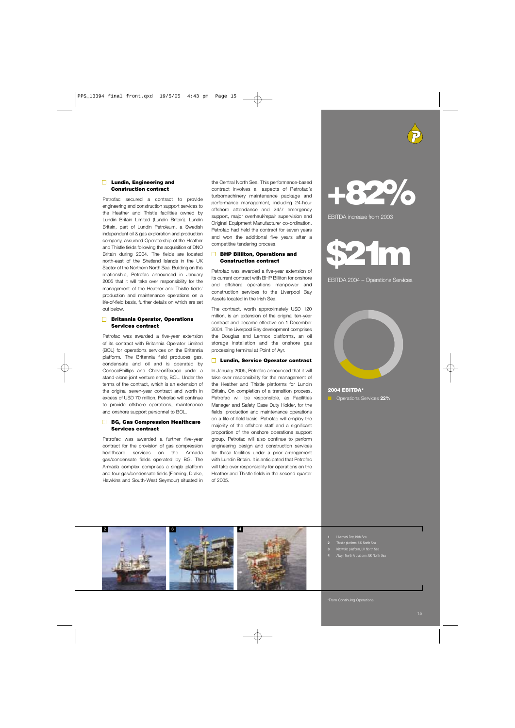### Lundin, Engineering and Construction contract

Petrofac secured a contract to provide engineering and construction support services to the Heather and Thistle facilities owned by Lundin Britain Limited (Lundin Britain). Lundin Britain, part of Lundin Petroleum, a Swedish independent oil & gas exploration and production company, assumed Operatorship of the Heather and Thistle fields following the acquisition of DNO Britain during 2004. The fields are located north-east of the Shetland Islands in the UK Sector of the Northern North Sea. Building on this relationship, Petrofac announced in January 2005 that it will take over responsibility for the management of the Heather and Thistle fields' production and maintenance operations on a life-of-field basis, further details on which are set out below.

### Britannia Operator, Operations Services contract

Petrofac was awarded a five-year extension of its contract with Britannia Operator Limited (BOL) for operations services on the Britannia platform. The Britannia field produces gas, condensate and oil and is operated by ConocoPhillips and ChevronTexaco under a stand-alone joint venture entity, BOL. Under the terms of the contract, which is an extension of the original seven-year contract and worth in excess of USD 70 million, Petrofac will continue to provide offshore operations, maintenance and onshore support personnel to BOL.

### BG, Gas Compression Healthcare Services contract

Petrofac was awarded a further five-year contract for the provision of gas compression healthcare services on the Armada gas/condensate fields operated by BG. The Armada complex comprises a single platform and four gas/condensate fields (Fleming, Drake, Hawkins and South-West Seymour) situated in the Central North Sea. This performance-based contract involves all aspects of Petrofac's turbomachinery maintenance package and performance management, including 24-hour offshore attendance and 24/7 emergency support, major overhaul/repair supervision and Original Equipment Manufacturer co-ordination. Petrofac had held the contract for seven years and won the additional five years after a competitive tendering process.

### BHP Billiton, Operations and Construction contract

Petrofac was awarded a five-year extension of its current contract with BHP Billiton for onshore and offshore operations manpower and construction services to the Liverpool Bay Assets located in the Irish Sea.

The contract, worth approximately USD 120 million, is an extension of the original ten-year contract and became effective on 1 December 2004. The Liverpool Bay development comprises the Douglas and Lennox platforms, an oil storage installation and the onshore gas processing terminal at Point of Ayr.

### Lundin, Service Operator contract

In January 2005, Petrofac announced that it will take over responsibility for the management of the Heather and Thistle platforms for Lundin Britain. On completion of a transition process, Petrofac will be responsible, as Facilities Manager and Safety Case Duty Holder, for the fields' production and maintenance operations on a life-of-field basis. Petrofac will employ the majority of the offshore staff and a significant proportion of the onshore operations support group. Petrofac will also continue to perform engineering design and construction services for these facilities under a prior arrangement with Lundin Britain. It is anticipated that Petrofac will take over responsibility for operations on the Heather and Thistle fields in the second quarter of 2005.

**+82%**

EBITDA increase from 2003

**$21m**

EBITDA 2004 – Operations Services

**2004 EBITDA***

Operations Services **22%**

1 Liverpool Bay, Irish Sea
2 Thistle platform, UK North Sea
3 Kittiwake platform, UK North Sea
4 Alwyn North A platform, UK North Sea

*From Continuing Operations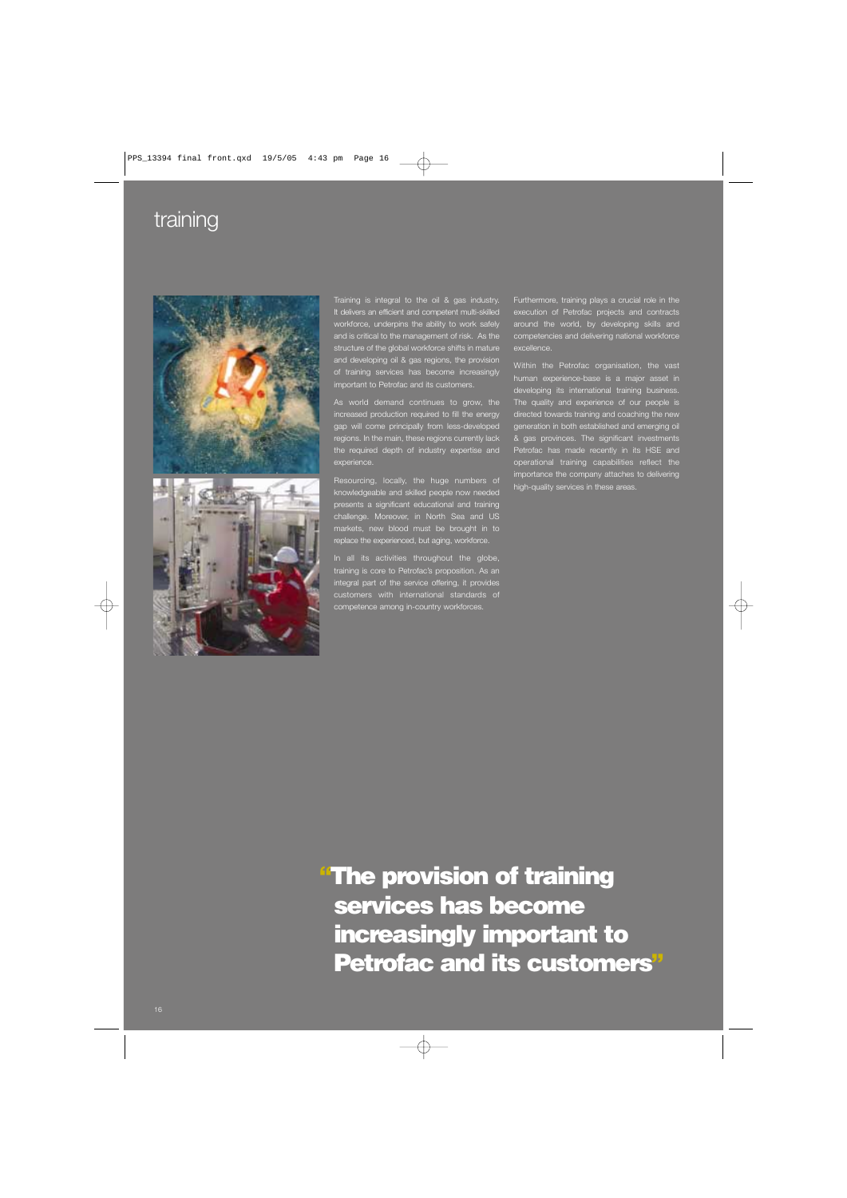# training

Training is integral to the oil & gas industry. It delivers an efficient and competent multi-skilled workforce, underpins the ability to work safely and is critical to the management of risk. As the structure of the global workforce shifts in mature and developing oil & gas regions, the provision of training services has become increasingly important to Petrofac and its customers.

As world demand continues to grow, the increased production required to fill the energy gap will come principally from less-developed regions. In the main, these regions currently lack the required depth of industry expertise and experience.

Resourcing, locally, the huge numbers of knowledgeable and skilled people now needed presents a significant educational and training challenge. Moreover, in North Sea and US markets, new blood must be brought in to replace the experienced, but aging, workforce.

In all its activities throughout the globe, training is core to Petrofac's proposition. As an integral part of the service offering, it provides customers with international standards of competence among in-country workforces.

Furthermore, training plays a crucial role in the execution of Petrofac projects and contracts around the world, by developing skills and competencies and delivering national workforce excellence.

Within the Petrofac organisation, the vast human experience-base is a major asset in developing its international training business. The quality and experience of our people is directed towards training and coaching the new generation in both established and emerging oil & gas provinces. The significant investments Petrofac has made recently in its HSE and operational training capabilities reflect the importance the company attaches to delivering high-quality services in these areas.

**"The provision of training services has become increasingly important to Petrofac and its customers"**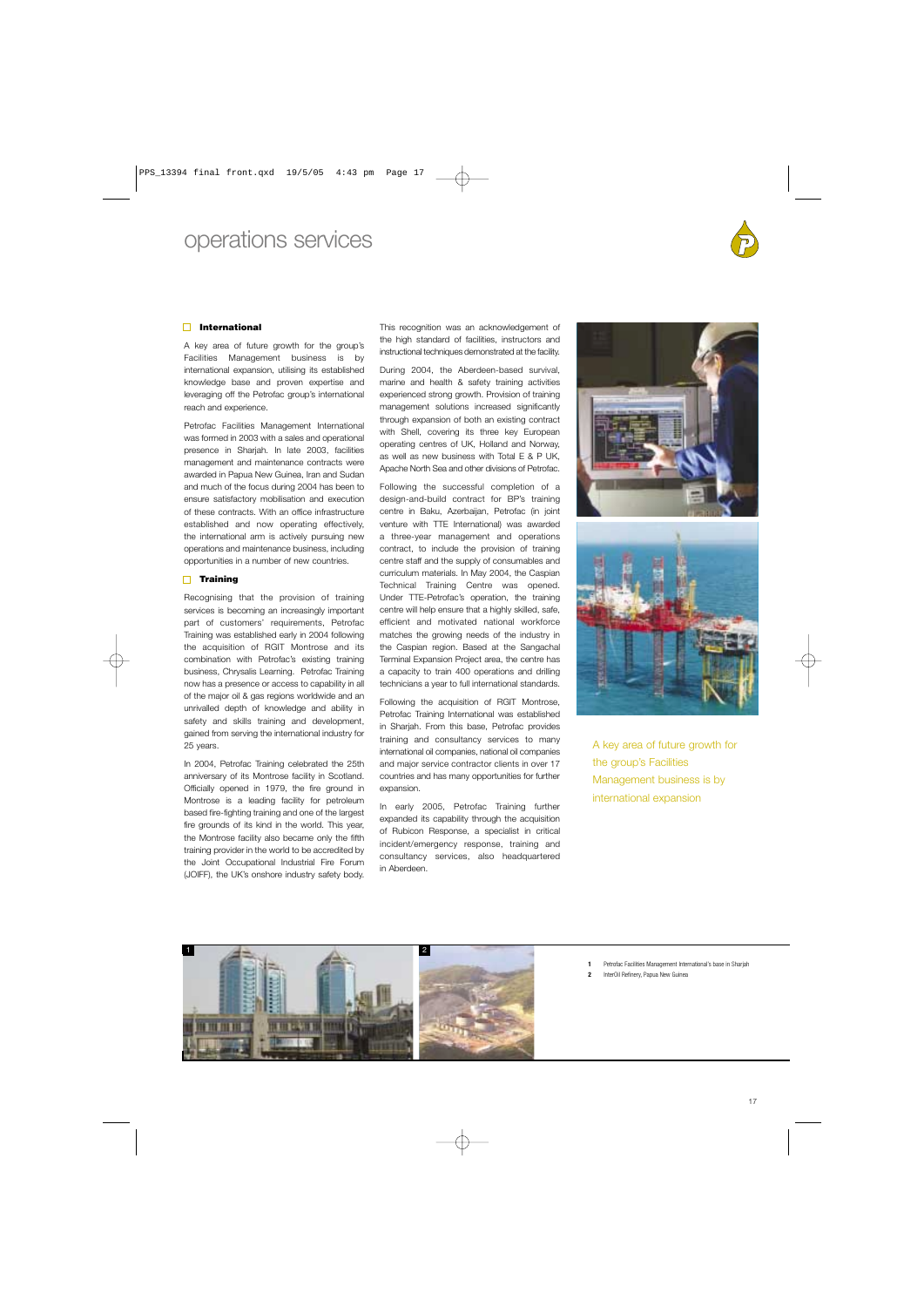# operations services

## International

A key area of future growth for the group's Facilities Management business is by international expansion, utilising its established knowledge base and proven expertise and leveraging off the Petrofac group's international reach and experience.

Petrofac Facilities Management International was formed in 2003 with a sales and operational presence in Sharjah. In late 2003, facilities management and maintenance contracts were awarded in Papua New Guinea, Iran and Sudan and much of the focus during 2004 has been to ensure satisfactory mobilisation and execution of these contracts. With an office infrastructure established and now operating effectively, the international arm is actively pursuing new operations and maintenance business, including opportunities in a number of new countries.

## Training

Recognising that the provision of training services is becoming an increasingly important part of customers' requirements, Petrofac Training was established early in 2004 following the acquisition of RGIT Montrose and its combination with Petrofac's existing training business, Chrysalis Learning. Petrofac Training now has a presence or access to capability in all of the major oil & gas regions worldwide and an unrivalled depth of knowledge and ability in safety and skills training and development, gained from serving the international industry for 25 years.

In 2004, Petrofac Training celebrated the 25th anniversary of its Montrose facility in Scotland. Officially opened in 1979, the fire ground in Montrose is a leading facility for petroleum based fire-fighting training and one of the largest fire grounds of its kind in the world. This year, the Montrose facility also became only the fifth training provider in the world to be accredited by the Joint Occupational Industrial Fire Forum (JOIFF), the UK's onshore industry safety body. This recognition was an acknowledgement of the high standard of facilities, instructors and instructional techniques demonstrated at the facility.

During 2004, the Aberdeen-based survival, marine and health & safety training activities experienced strong growth. Provision of training management solutions increased significantly through expansion of both an existing contract with Shell, covering its three key European operating centres of UK, Holland and Norway, as well as new business with Total E & P UK, Apache North Sea and other divisions of Petrofac.

Following the successful completion of a design-and-build contract for BP's training centre in Baku, Azerbaijan, Petrofac (in joint venture with TTE International) was awarded a three-year management and operations contract, to include the provision of training centre staff and the supply of consumables and curriculum materials. In May 2004, the Caspian Technical Training Centre was opened. Under TTE-Petrofac's operation, the training centre will help ensure that a highly skilled, safe, efficient and motivated national workforce matches the growing needs of the industry in the Caspian region. Based at the Sangachal Terminal Expansion Project area, the centre has a capacity to train 400 operations and drilling technicians a year to full international standards.

Following the acquisition of RGIT Montrose, Petrofac Training International was established in Sharjah. From this base, Petrofac provides training and consultancy services to many international oil companies, national oil companies and major service contractor clients in over 17 countries and has many opportunities for further expansion.

In early 2005, Petrofac Training further expanded its capability through the acquisition of Rubicon Response, a specialist in critical incident/emergency response, training and consultancy services, also headquartered in Aberdeen.

A key area of future growth for the group's Facilities Management business is by international expansion

1 Petrofac Facilities Management International's base in Sharjah

2 InterOil Refinery, Papua New Guinea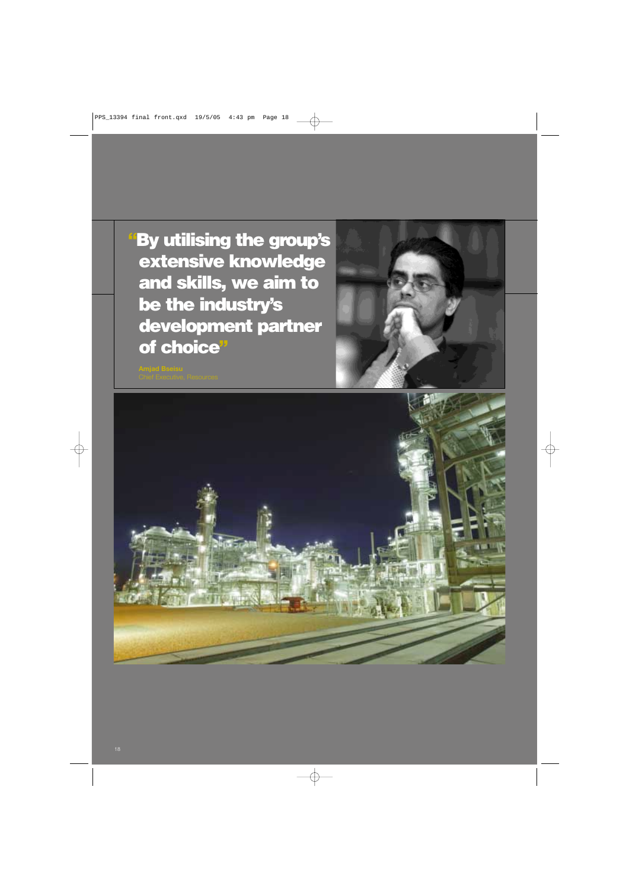> "By utilising the group's extensive knowledge and skills, we aim to be the industry's development partner of choice"

**Amjad Bseisu**
Chief Executive, Resources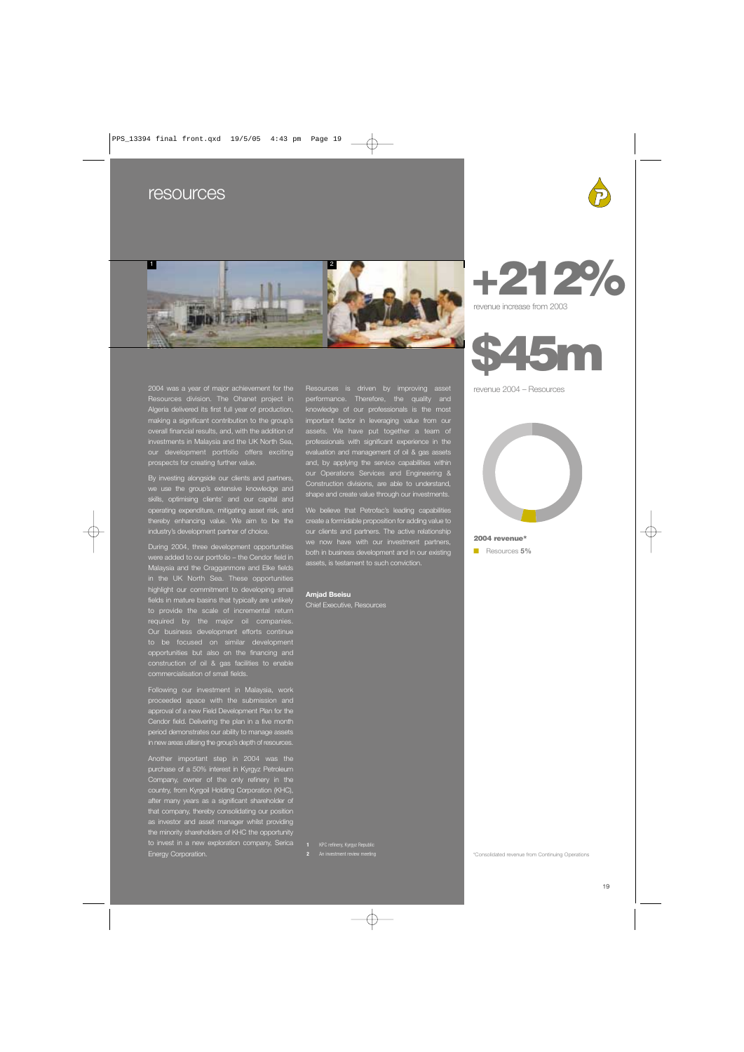# resources

**+212%**

revenue increase from 2003

**$45m**

revenue 2004 – Resources

**2004 revenue***

Resources **5%**

2004 was a year of major achievement for the Resources division. The Ohanet project in Algeria delivered its first full year of production, making a significant contribution to the group's overall financial results, and, with the addition of investments in Malaysia and the UK North Sea, our development portfolio offers exciting prospects for creating further value.

By investing alongside our clients and partners, we use the group's extensive knowledge and skills, optimising clients' and our capital and operating expenditure, mitigating asset risk, and thereby enhancing value. We aim to be the industry's development partner of choice.

During 2004, three development opportunities were added to our portfolio – the Cendor field in Malaysia and the Cragganmore and Elke fields in the UK North Sea. These opportunities highlight our commitment to developing small fields in mature basins that typically are unlikely to provide the scale of incremental return required by the major oil companies. Our business development efforts continue to be focused on similar development opportunities but also on the financing and construction of oil & gas facilities to enable commercialisation of small fields.

Following our investment in Malaysia, work proceeded apace with the submission and approval of a new Field Development Plan for the Cendor field. Delivering the plan in a five month period demonstrates our ability to manage assets in new areas utilising the group's depth of resources.

Another important step in 2004 was the purchase of a 50% interest in Kyrgyz Petroleum Company, owner of the only refinery in the country, from Kyrgoil Holding Corporation (KHC), after many years as a significant shareholder of that company, thereby consolidating our position as investor and asset manager whilst providing the minority shareholders of KHC the opportunity to invest in a new exploration company, Serica Energy Corporation.

Resources is driven by improving asset performance. Therefore, the quality and knowledge of our professionals is the most important factor in leveraging value from our assets. We have put together a team of professionals with significant experience in the evaluation and management of oil & gas assets and, by applying the service capabilities within our Operations Services and Engineering & Construction divisions, are able to understand, shape and create value through our investments.

We believe that Petrofac's leading capabilities create a formidable proposition for adding value to our clients and partners. The active relationship we now have with our investment partners, both in business development and in our existing assets, is testament to such conviction.

**Amjad Bseisu**
Chief Executive, Resources

**1** KPC refinery, Kyrgyz Republic
**2** An investment review meeting

*Consolidated revenue from Continuing Operations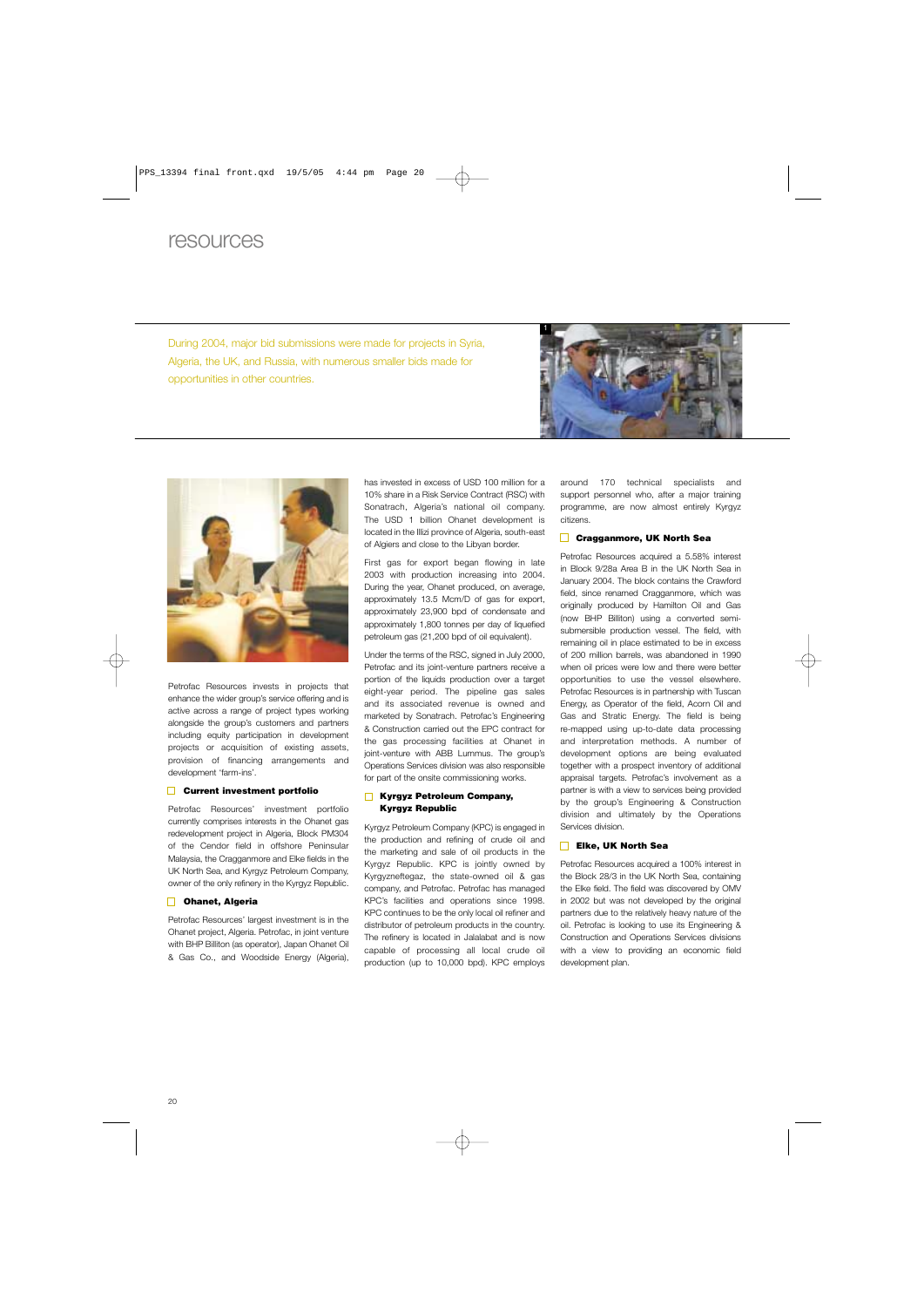# resources

During 2004, major bid submissions were made for projects in Syria, Algeria, the UK, and Russia, with numerous smaller bids made for opportunities in other countries.

Petrofac Resources invests in projects that enhance the wider group's service offering and is active across a range of project types working alongside the group's customers and partners including equity participation in development projects or acquisition of existing assets, provision of financing arrangements and development 'farm-ins'.

## Current investment portfolio

Petrofac Resources' investment portfolio currently comprises interests in the Ohanet gas redevelopment project in Algeria, Block PM304 of the Cendor field in offshore Peninsular Malaysia, the Cragganmore and Elke fields in the UK North Sea, and Kyrgyz Petroleum Company, owner of the only refinery in the Kyrgyz Republic.

## Ohanet, Algeria

Petrofac Resources' largest investment is in the Ohanet project, Algeria. Petrofac, in joint venture with BHP Billiton (as operator), Japan Ohanet Oil & Gas Co., and Woodside Energy (Algeria), has invested in excess of USD 100 million for a 10% share in a Risk Service Contract (RSC) with Sonatrach, Algeria's national oil company. The USD 1 billion Ohanet development is located in the Illizi province of Algeria, south-east of Algiers and close to the Libyan border.

First gas for export began flowing in late 2003 with production increasing into 2004. During the year, Ohanet produced, on average, approximately 13.5 Mcm/D of gas for export, approximately 23,900 bpd of condensate and approximately 1,800 tonnes per day of liquefied petroleum gas (21,200 bpd of oil equivalent).

Under the terms of the RSC, signed in July 2000, Petrofac and its joint-venture partners receive a portion of the liquids production over a target eight-year period. The pipeline gas sales and its associated revenue is owned and marketed by Sonatrach. Petrofac's Engineering & Construction carried out the EPC contract for the gas processing facilities at Ohanet in joint-venture with ABB Lummus. The group's Operations Services division was also responsible for part of the onsite commissioning works.

## Kyrgyz Petroleum Company, Kyrgyz Republic

Kyrgyz Petroleum Company (KPC) is engaged in the production and refining of crude oil and the marketing and sale of oil products in the Kyrgyz Republic. KPC is jointly owned by Kyrgyzneftegaz, the state-owned oil & gas company, and Petrofac. Petrofac has managed KPC's facilities and operations since 1998. KPC continues to be the only local oil refiner and distributor of petroleum products in the country. The refinery is located in Jalalabat and is now capable of processing all local crude oil production (up to 10,000 bpd). KPC employs around 170 technical specialists and support personnel who, after a major training programme, are now almost entirely Kyrgyz citizens.

## Cragganmore, UK North Sea

Petrofac Resources acquired a 5.58% interest in Block 9/28a Area B in the UK North Sea in January 2004. The block contains the Crawford field, since renamed Cragganmore, which was originally produced by Hamilton Oil and Gas (now BHP Billiton) using a converted semi-submersible production vessel. The field, with remaining oil in place estimated to be in excess of 200 million barrels, was abandoned in 1990 when oil prices were low and there were better opportunities to use the vessel elsewhere. Petrofac Resources is in partnership with Tuscan Energy, as Operator of the field, Acorn Oil and Gas and Stratic Energy. The field is being re-mapped using up-to-date data processing and interpretation methods. A number of development options are being evaluated together with a prospect inventory of additional appraisal targets. Petrofac's involvement as a partner is with a view to services being provided by the group's Engineering & Construction division and ultimately by the Operations Services division.

## Elke, UK North Sea

Petrofac Resources acquired a 100% interest in the Block 28/3 in the UK North Sea, containing the Elke field. The field was discovered by OMV in 2002 but was not developed by the original partners due to the relatively heavy nature of the oil. Petrofac is looking to use its Engineering & Construction and Operations Services divisions with a view to providing an economic field development plan.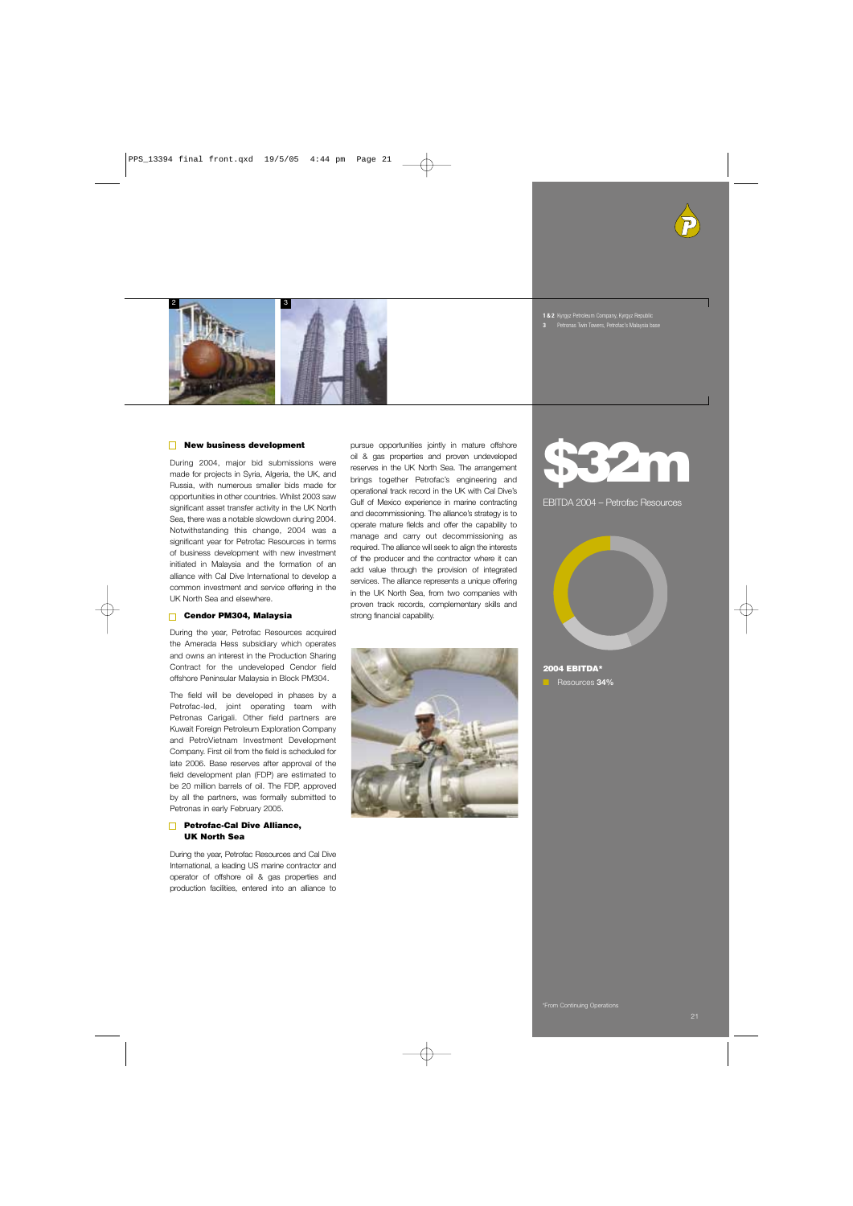1 & 2 Kyrgyz Petroleum Company, Kyrgyz Republic
3 Petronas Twin Towers, Petrofac's Malaysia base

### New business development

During 2004, major bid submissions were made for projects in Syria, Algeria, the UK, and Russia, with numerous smaller bids made for opportunities in other countries. Whilst 2003 saw significant asset transfer activity in the UK North Sea, there was a notable slowdown during 2004. Notwithstanding this change, 2004 was a significant year for Petrofac Resources in terms of business development with new investment initiated in Malaysia and the formation of an alliance with Cal Dive International to develop a common investment and service offering in the UK North Sea and elsewhere.

### Cendor PM304, Malaysia

During the year, Petrofac Resources acquired the Amerada Hess subsidiary which operates and owns an interest in the Production Sharing Contract for the undeveloped Cendor field offshore Peninsular Malaysia in Block PM304.

The field will be developed in phases by a Petrofac-led, joint operating team with Petronas Carigali. Other field partners are Kuwait Foreign Petroleum Exploration Company and PetroVietnam Investment Development Company. First oil from the field is scheduled for late 2006. Base reserves after approval of the field development plan (FDP) are estimated to be 20 million barrels of oil. The FDP, approved by all the partners, was formally submitted to Petronas in early February 2005.

### Petrofac-Cal Dive Alliance, UK North Sea

During the year, Petrofac Resources and Cal Dive International, a leading US marine contractor and operator of offshore oil & gas properties and production facilities, entered into an alliance to pursue opportunities jointly in mature offshore oil & gas properties and proven undeveloped reserves in the UK North Sea. The arrangement brings together Petrofac's engineering and operational track record in the UK with Cal Dive's Gulf of Mexico experience in marine contracting and decommissioning. The alliance's strategy is to operate mature fields and offer the capability to manage and carry out decommissioning as required. The alliance will seek to align the interests of the producer and the contractor where it can add value through the provision of integrated services. The alliance represents a unique offering in the UK North Sea, from two companies with proven track records, complementary skills and strong financial capability.

**$32m**

EBITDA 2004 – Petrofac Resources

**2004 EBITDA***

Resources **34%**

*From Continuing Operations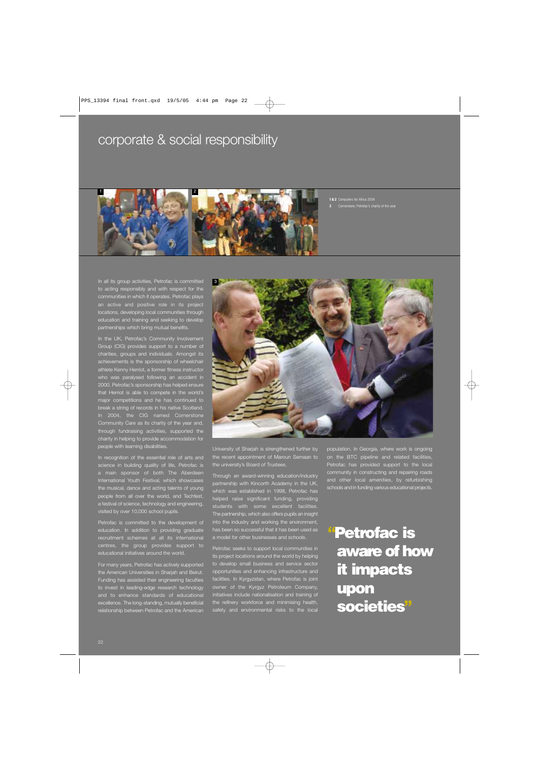# corporate & social responsibility

**1 & 2** Computers for Africa 2004
**3** Cornerstone, Petrofac's charity of the year

In all its group activities, Petrofac is committed to acting responsibly and with respect for the communities in which it operates. Petrofac plays an active and positive role in its project locations, developing local communities through education and training and seeking to develop partnerships which bring mutual benefits.

In the UK, Petrofac's Community Involvement Group (CIG) provides support to a number of charities, groups and individuals. Amongst its achievements is the sponsorship of wheelchair athlete Kenny Herriot, a former fitness instructor who was paralysed following an accident in 2000. Petrofac's sponsorship has helped ensure that Herriot is able to compete in the world's major competitions and he has continued to break a string of records in his native Scotland. In 2004, the CIG named Cornerstone Community Care as its charity of the year and, through fundraising activities, supported the charity in helping to provide accommodation for people with learning disabilities.

In recognition of the essential role of arts and science in building quality of life, Petrofac is a main sponsor of both The Aberdeen International Youth Festival, which showcases the musical, dance and acting talents of young people from all over the world, and Techfest, a festival of science, technology and engineering, visited by over 10,000 school pupils.

Petrofac is committed to the development of education. In addition to providing graduate recruitment schemes at all its international centres, the group provides support to educational initiatives around the world.

For many years, Petrofac has actively supported the American Universities in Sharjah and Beirut. Funding has assisted their engineering faculties to invest in leading-edge research technology and to enhance standards of educational excellence. The long-standing, mutually beneficial relationship between Petrofac and the American University of Sharjah is strengthened further by the recent appointment of Maroun Semaan to the university's Board of Trustees.

Through an award-winning education/industry partnership with Kincorth Academy in the UK, which was established in 1998, Petrofac has helped raise significant funding, providing students with some excellent facilities. The partnership, which also offers pupils an insight into the industry and working the environment, has been so successful that it has been used as a model for other businesses and schools.

Petrofac seeks to support local communities in its project locations around the world by helping to develop small business and service sector opportunities and enhancing infrastructure and facilities. In Kyrgyzstan, where Petrofac is joint owner of the Kyrgyz Petroleum Company, initiatives include nationalisation and training of the refinery workforce and minimising health, safety and environmental risks to the local population. In Georgia, where work is ongoing on the BTC pipeline and related facilities, Petrofac has provided support to the local community in constructing and repairing roads and other local amenities, by refurbishing schools and in funding various educational projects.

**"Petrofac is aware of how it impacts upon societies"**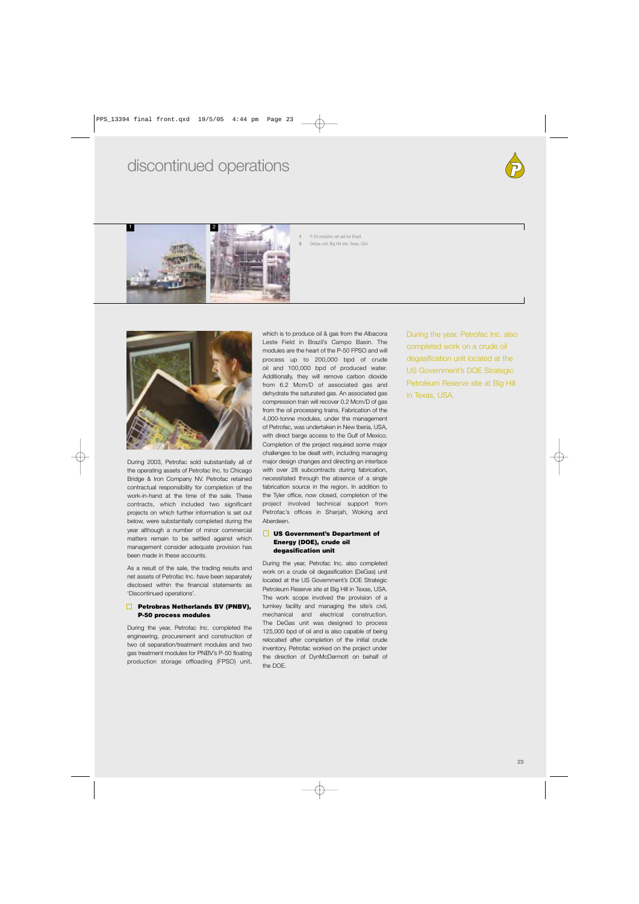# discontinued operations

1 P-50 modules set sail for Brazil
2 DeGas unit, Big Hill site, Texas, USA

During 2003, Petrofac sold substantially all of the operating assets of Petrofac Inc. to Chicago Bridge & Iron Company NV. Petrofac retained contractual responsibility for completion of the work-in-hand at the time of the sale. These contracts, which included two significant projects on which further information is set out below, were substantially completed during the year although a number of minor commercial matters remain to be settled against which management consider adequate provision has been made in these accounts.

As a result of the sale, the trading results and net assets of Petrofac Inc. have been separately disclosed within the financial statements as 'Discontinued operations'.

### Petrobras Netherlands BV (PNBV), P-50 process modules

During the year, Petrofac Inc. completed the engineering, procurement and construction of two oil separation/treatment modules and two gas treatment modules for PNBV's P-50 floating production storage offloading (FPSO) unit, which is to produce oil & gas from the Albacora Leste Field in Brazil's Campo Basin. The modules are the heart of the P-50 FPSO and will process up to 200,000 bpd of crude oil and 100,000 bpd of produced water. Additionally, they will remove carbon dioxide from 6.2 Mcm/D of associated gas and dehydrate the saturated gas. An associated gas compression train will recover 0.2 Mcm/D of gas from the oil processing trains. Fabrication of the 4,000-tonne modules, under the management of Petrofac, was undertaken in New Iberia, USA, with direct barge access to the Gulf of Mexico. Completion of the project required some major challenges to be dealt with, including managing major design changes and directing an interface with over 28 subcontracts during fabrication, necessitated through the absence of a single fabrication source in the region. In addition to the Tyler office, now closed, completion of the project involved technical support from Petrofac's offices in Sharjah, Woking and Aberdeen.

### US Government's Department of Energy (DOE), crude oil degasification unit

During the year, Petrofac Inc. also completed work on a crude oil degasification (DeGas) unit located at the US Government's DOE Strategic Petroleum Reserve site at Big Hill in Texas, USA. The work scope involved the provision of a turnkey facility and managing the site's civil, mechanical and electrical construction. The DeGas unit was designed to process 125,000 bpd of oil and is also capable of being relocated after completion of the initial crude inventory. Petrofac worked on the project under the direction of DynMcDermott on behalf of the DOE.

During the year, Petrofac Inc. also completed work on a crude oil degasification unit located at the US Government's DOE Strategic Petroleum Reserve site at Big Hill in Texas, USA.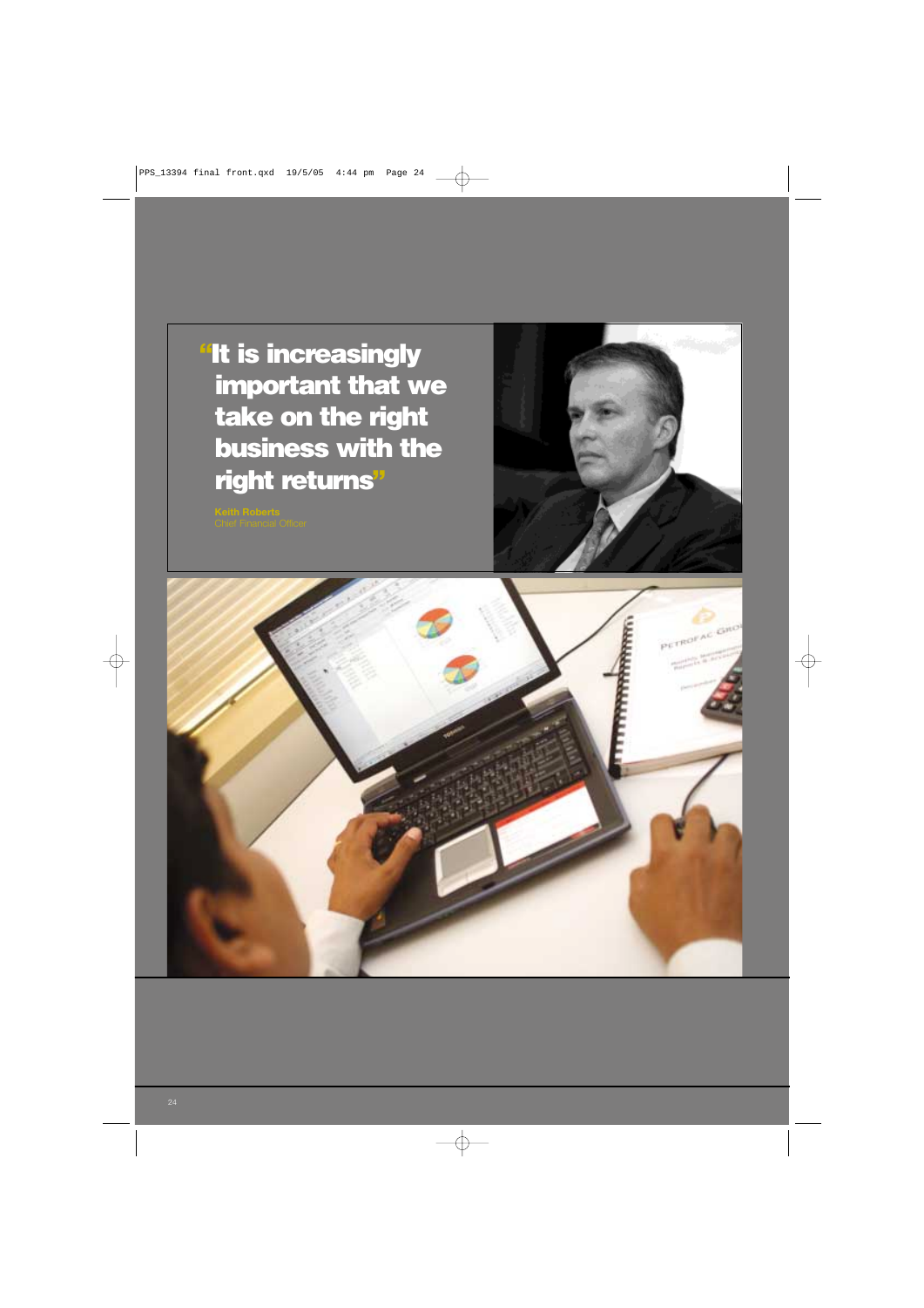> "It is increasingly important that we take on the right business with the right returns"

**Keith Roberts**
Chief Financial Officer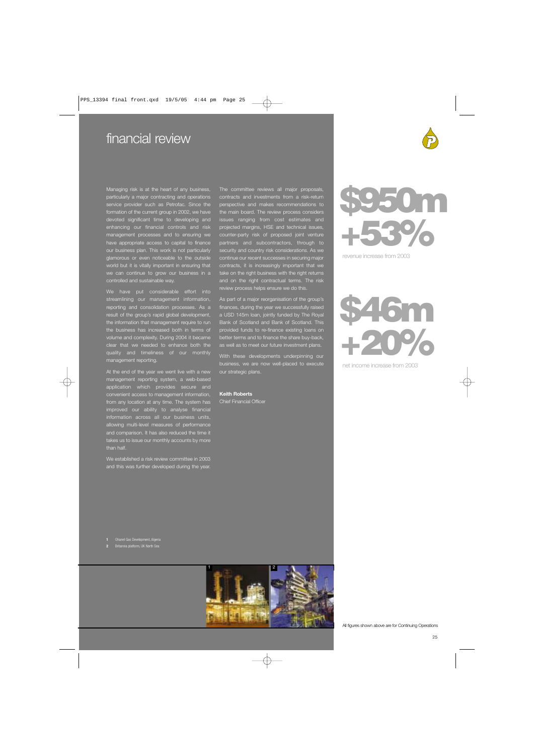# financial review

Managing risk is at the heart of any business, particularly a major contracting and operations service provider such as Petrofac. Since the formation of the current group in 2002, we have devoted significant time to developing and enhancing our financial controls and risk management processes and to ensuring we have appropriate access to capital to finance our business plan. This work is not particularly glamorous or even noticeable to the outside world but it is vitally important in ensuring that we can continue to grow our business in a controlled and sustainable way.

We have put considerable effort into streamlining our management information, reporting and consolidation processes. As a result of the group's rapid global development, the information that management require to run the business has increased both in terms of volume and complexity. During 2004 it became clear that we needed to enhance both the quality and timeliness of our monthly management reporting.

At the end of the year we went live with a new management reporting system, a web-based application which provides secure and convenient access to management information, from any location at any time. The system has improved our ability to analyse financial information across all our business units, allowing multi-level measures of performance and comparison. It has also reduced the time it takes us to issue our monthly accounts by more than half.

We established a risk review committee in 2003 and this was further developed during the year. The committee reviews all major proposals, contracts and investments from a risk-return perspective and makes recommendations to the main board. The review process considers issues ranging from cost estimates and projected margins, HSE and technical issues, counter-party risk of proposed joint venture partners and subcontractors, through to security and country risk considerations. As we continue our recent successes in securing major contracts, it is increasingly important that we take on the right business with the right returns and on the right contractual terms. The risk review process helps ensure we do this.

As part of a major reorganisation of the group's finances, during the year we successfully raised a USD 145m loan, jointly funded by The Royal Bank of Scotland and Bank of Scotland. This provided funds to re-finance existing loans on better terms and to finance the share buy-back, as well as to meet our future investment plans.

With these developments underpinning our business, we are now well-placed to execute our strategic plans.

**Keith Roberts**
Chief Financial Officer

**$950m**
**+53%**
revenue increase from 2003

**$46m**
**+20%**
net income increase from 2003

1 Ohanet Gas Development, Algeria
2 Britannia platform, UK North Sea

All figures shown above are for Continuing Operations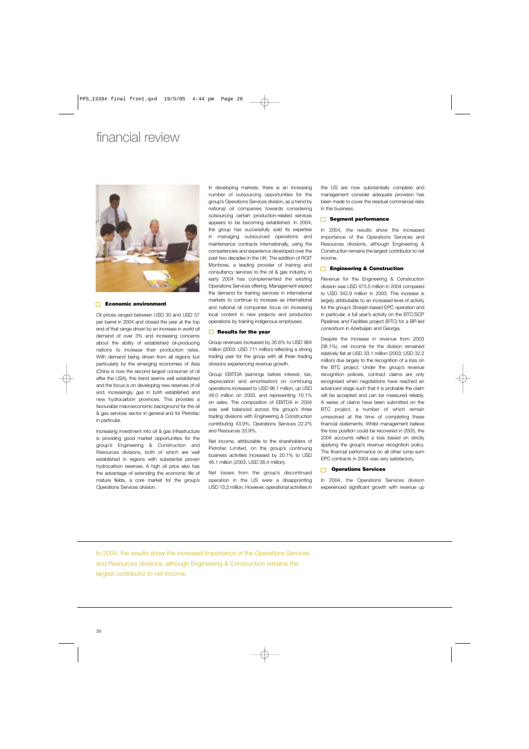# financial review

## Economic environment

Oil prices ranged between USD 30 and USD 57 per barrel in 2004 and closed the year at the top end of that range driven by an increase in world oil demand of over 3% and increasing concerns about the ability of established oil-producing nations to increase their production rates. With demand being driven from all regions but particularly by the emerging economies of Asia (China is now the second largest consumer of oil after the USA), this trend seems well established and the focus is on developing new reserves of oil and, increasingly, gas in both established and new hydrocarbon provinces. This provides a favourable macroeconomic background for the oil & gas services sector in general and for Petrofac in particular.

Increasing investment into oil & gas infrastructure is providing good market opportunities for the group's Engineering & Construction and Resources divisions, both of which are well established in regions with substantial proven hydrocarbon reserves. A high oil price also has the advantage of extending the economic life of mature fields, a core market for the group's Operations Services division.

In developing markets, there is an increasing number of outsourcing opportunities for the group's Operations Services division, as a trend by national oil companies towards considering outsourcing certain production-related services appears to be becoming established. In 2004, the group has successfully sold its expertise in managing outsourced operations and maintenance contracts internationally, using the competencies and experience developed over the past two decades in the UK. The addition of RGIT Montrose, a leading provider of training and consultancy services to the oil & gas industry, in early 2004 has complemented the existing Operations Services offering. Management expect the demand for training services in international markets to continue to increase as international and national oil companies focus on increasing local content in new projects and production operations by training indigenous employees.

## Results for the year

Group revenues increased by 35.6% to USD 964 million (2003: USD 711 million) reflecting a strong trading year for the group with all three trading divisions experiencing revenue growth.

Group EBITDA (earnings before interest, tax, depreciation and amortisation) on continuing operations increased to USD 96.1 million, up USD 48.0 million on 2003, and representing 10.1% on sales. The composition of EBITDA in 2004 was well balanced across the group's three trading divisions with Engineering & Construction contributing 43.9%, Operations Services 22.2% and Resources 33.9%.

Net income, attributable to the shareholders of Petrofac Limited, on the group's continuing business activities increased by 20.1% to USD 46.1 million (2003: USD 38.4 million).

Net losses from the group's discontinued operation in the US were a disappointing USD 13.2 million. However, operational activities in the US are now substantially complete and management consider adequate provision has been made to cover the residual commercial risks in this business.

## Segment performance

In 2004, the results show the increased importance of the Operations Services and Resources divisions, although Engineering & Construction remains the largest contributor to net income.

## Engineering & Construction

Revenue for the Engineering & Construction division was USD 473.5 million in 2004 compared to USD 342.9 million in 2003. This increase is largely attributable to an increased level of activity for the group's Sharjah-based EPC operation and in particular, a full year's activity on the BTC/SCP Pipelines and Facilities project (BTC) for a BP-led consortium in Azerbaijan and Georgia.

Despite the increase in revenue from 2003 (38.1%), net income for the division remained relatively flat at USD 33.1 million (2003: USD 32.2 million) due largely to the recognition of a loss on the BTC project. Under the group's revenue recognition policies, contract claims are only recognised when negotiations have reached an advanced stage such that it is probable the claim will be accepted and can be measured reliably. A series of claims have been submitted on the BTC project, a number of which remain unresolved at the time of completing these financial statements. Whilst management believe the loss position could be recovered in 2005, the 2004 accounts reflect a loss based on strictly applying the group's revenue recognition policy. The financial performance on all other lump-sum EPC contracts in 2004 was very satisfactory.

## Operations Services

In 2004, the Operations Services division experienced significant growth with revenue up

In 2004, the results show the increased importance of the Operations Services and Resources divisions, although Engineering & Construction remains the largest contributor to net income.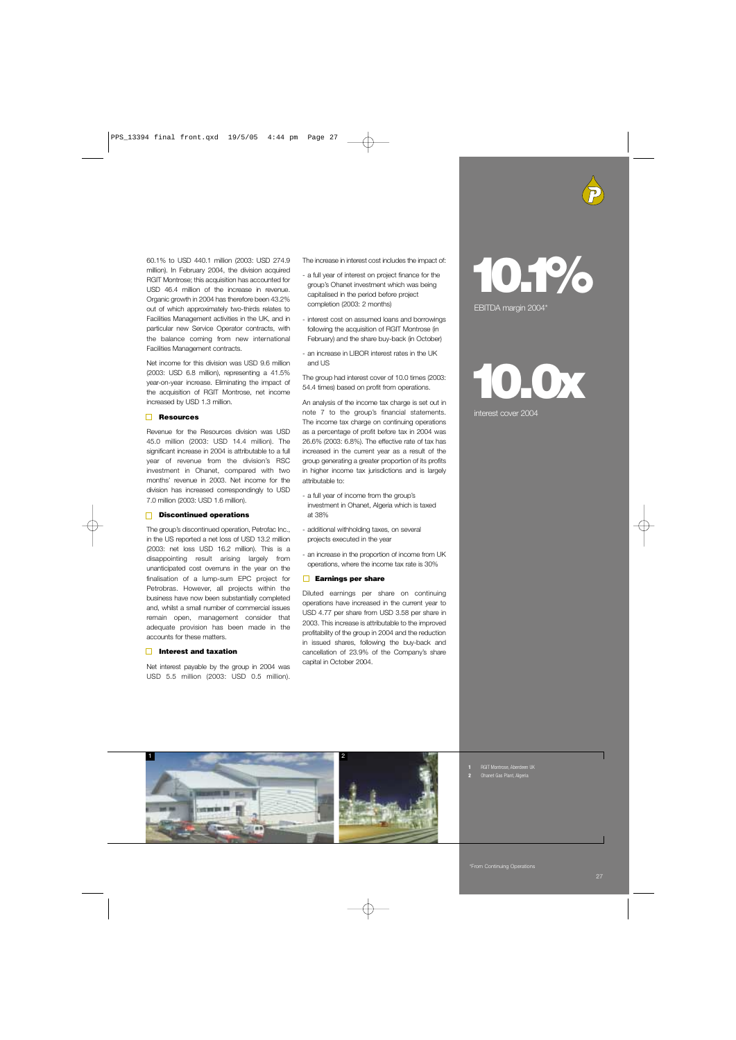60.1% to USD 440.1 million (2003: USD 274.9 million). In February 2004, the division acquired RGIT Montrose; this acquisition has accounted for USD 46.4 million of the increase in revenue. Organic growth in 2004 has therefore been 43.2% out of which approximately two-thirds relates to Facilities Management activities in the UK, and in particular new Service Operator contracts, with the balance coming from new international Facilities Management contracts.

Net income for this division was USD 9.6 million (2003: USD 6.8 million), representing a 41.5% year-on-year increase. Eliminating the impact of the acquisition of RGIT Montrose, net income increased by USD 1.3 million.

### Resources

Revenue for the Resources division was USD 45.0 million (2003: USD 14.4 million). The significant increase in 2004 is attributable to a full year of revenue from the division's RSC investment in Ohanet, compared with two months' revenue in 2003. Net income for the division has increased correspondingly to USD 7.0 million (2003: USD 1.6 million).

### Discontinued operations

The group's discontinued operation, Petrofac Inc., in the US reported a net loss of USD 13.2 million (2003: net loss USD 16.2 million). This is a disappointing result arising largely from unanticipated cost overruns in the year on the finalisation of a lump-sum EPC project for Petrobras. However, all projects within the business have now been substantially completed and, whilst a small number of commercial issues remain open, management consider that adequate provision has been made in the accounts for these matters.

### Interest and taxation

Net interest payable by the group in 2004 was USD 5.5 million (2003: USD 0.5 million). The increase in interest cost includes the impact of:

- a full year of interest on project finance for the group's Ohanet investment which was being capitalised in the period before project completion (2003: 2 months)
- interest cost on assumed loans and borrowings following the acquisition of RGIT Montrose (in February) and the share buy-back (in October)
- an increase in LIBOR interest rates in the UK and US

The group had interest cover of 10.0 times (2003: 54.4 times) based on profit from operations.

An analysis of the income tax charge is set out in note 7 to the group's financial statements. The income tax charge on continuing operations as a percentage of profit before tax in 2004 was 26.6% (2003: 6.8%). The effective rate of tax has increased in the current year as a result of the group generating a greater proportion of its profits in higher income tax jurisdictions and is largely attributable to:

- a full year of income from the group's investment in Ohanet, Algeria which is taxed at 38%
- additional withholding taxes, on several projects executed in the year
- an increase in the proportion of income from UK operations, where the income tax rate is 30%

### Earnings per share

Diluted earnings per share on continuing operations have increased in the current year to USD 4.77 per share from USD 3.58 per share in 2003. This increase is attributable to the improved profitability of the group in 2004 and the reduction in issued shares, following the buy-back and cancellation of 23.9% of the Company's share capital in October 2004.

**10.1%**
EBITDA margin 2004*

**10.0x**
interest cover 2004

1 RGIT Montrose, Aberdeen UK
2 Ohanet Gas Plant, Algeria

*From Continuing Operations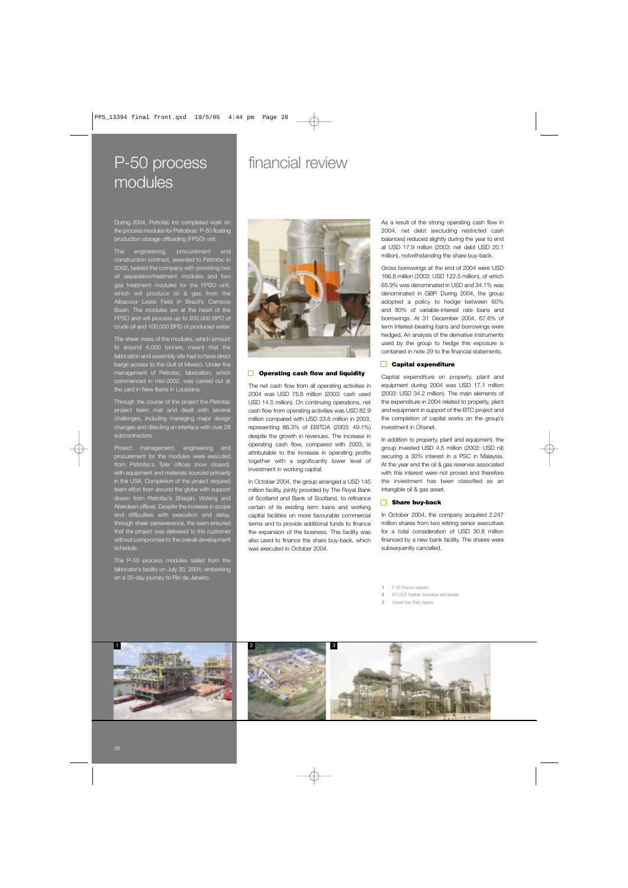# P-50 process modules

During 2004, Petrofac Inc completed work on the process modules for Petrobras' P-50 floating production storage offloading (FPSO) unit.

The engineering, procurement and construction contract, awarded to Petrofac in 2002, tasked the company with providing two oil separation/treatment modules and two gas treatment modules for the FPSO unit, which will produce oil & gas from the Albacora Leste Field in Brazil's Campos Basin. The modules are at the heart of the FPSO and will process up to 200,000 BPD of crude oil and 100,000 BPD of produced water.

The sheer mass of the modules, which amount to around 4,000 tonnes, meant that the fabrication and assembly site had to have direct barge access to the Gulf of Mexico. Under the management of Petrofac, fabrication, which commenced in mid-2002, was carried out at the yard in New Iberia in Louisiana.

Through the course of the project the Petrofac project team met and dealt with several challenges, including managing major design changes and directing an interface with over 28 subcontractors.

Project management, engineering and procurement for the modules were executed from Petrofac's Tyler offices (now closed), with equipment and materials sourced primarily in the USA. Completion of the project required team effort from around the globe with support drawn from Petrofac's Sharjah, Woking and Aberdeen offices. Despite the increase in scope and difficulties with execution and delay, through sheer perseverance, the team ensured that the project was delivered to the customer without compromise to the overall development schedule.

The P-50 process modules sailed from the fabricator's facility on July 20, 2004, embarking on a 35-day journey to Rio de Janeiro.

# financial review

## Operating cash flow and liquidity

The net cash flow from all operating activities in 2004 was USD 75.6 million (2003: cash used USD 14.5 million). On continuing operations, net cash flow from operating activities was USD 82.9 million compared with USD 23.6 million in 2003, representing 86.3% of EBITDA (2003: 49.1%) despite the growth in revenues. The increase in operating cash flow, compared with 2003, is attributable to the increase in operating profits together with a significantly lower level of investment in working capital.

In October 2004, the group arranged a USD 145 million facility, jointly provided by The Royal Bank of Scotland and Bank of Scotland, to refinance certain of its existing term loans and working capital facilities on more favourable commercial terms and to provide additional funds to finance the expansion of the business. This facility was also used to finance the share buy-back, which was executed in October 2004.

As a result of the strong operating cash flow in 2004, net debt (excluding restricted cash balances) reduced slightly during the year to end at USD 17.9 million (2003: net debt USD 20.1 million), notwithstanding the share buy-back.

Gross borrowings at the end of 2004 were USD 166.8 million (2003: USD 122.5 million), of which 65.9% was denominated in USD and 34.1% was denominated in GBP. During 2004, the group adopted a policy to hedge between 60% and 80% of variable-interest rate loans and borrowings. At 31 December 2004, 67.6% of term interest-bearing loans and borrowings were hedged. An analysis of the derivative instruments used by the group to hedge this exposure is contained in note 29 to the financial statements.

## Capital expenditure

Capital expenditure on property, plant and equipment during 2004 was USD 17.1 million (2003: USD 34.2 million). The main elements of the expenditure in 2004 related to property, plant and equipment in support of the BTC project and the completion of capital works on the group's investment in Ohanet.

In addition to property, plant and equipment, the group invested USD 4.5 million (2003: USD nil) securing a 30% interest in a PSC in Malaysia. At the year end the oil & gas reserves associated with this interest were not proved and therefore the investment has been classified as an intangible oil & gas asset.

## Share buy-back

In October 2004, the company acquired 2.247 million shares from two retiring senior executives for a total consideration of USD 30.8 million financed by a new bank facility. The shares were subsequently cancelled.

1 P-50 Process modules
2 BTC/SCP Pipeline, Azerbaijan and Georgia
3 Ohanet Gas Plant, Algeria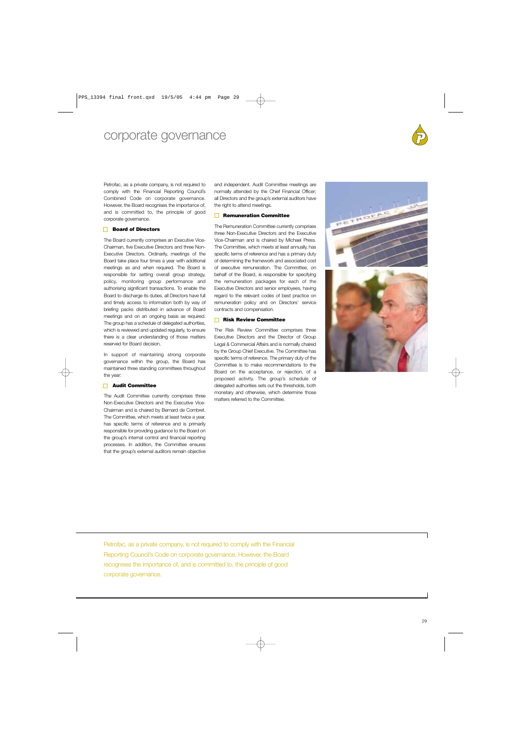# corporate governance

Petrofac, as a private company, is not required to comply with the Financial Reporting Council's Combined Code on corporate governance. However, the Board recognises the importance of, and is committed to, the principle of good corporate governance.

## Board of Directors

The Board currently comprises an Executive Vice-Chairman, five Executive Directors and three Non-Executive Directors. Ordinarily, meetings of the Board take place four times a year with additional meetings as and when required. The Board is responsible for setting overall group strategy, policy, monitoring group performance and authorising significant transactions. To enable the Board to discharge its duties, all Directors have full and timely access to information both by way of briefing packs distributed in advance of Board meetings and on an ongoing basis as required. The group has a schedule of delegated authorities, which is reviewed and updated regularly, to ensure there is a clear understanding of those matters reserved for Board decision.

In support of maintaining strong corporate governance within the group, the Board has maintained three standing committees throughout the year:

## Audit Committee

The Audit Committee currently comprises three Non-Executive Directors and the Executive Vice-Chairman and is chaired by Bernard de Combret. The Committee, which meets at least twice a year, has specific terms of reference and is primarily responsible for providing guidance to the Board on the group's internal control and financial reporting processes. In addition, the Committee ensures that the group's external auditors remain objective and independent. Audit Committee meetings are normally attended by the Chief Financial Officer; all Directors and the group's external auditors have the right to attend meetings.

## Remuneration Committee

The Remuneration Committee currently comprises three Non-Executive Directors and the Executive Vice-Chairman and is chaired by Michael Press. The Committee, which meets at least annually, has specific terms of reference and has a primary duty of determining the framework and associated cost of executive remuneration. The Committee, on behalf of the Board, is responsible for specifying the remuneration packages for each of the Executive Directors and senior employees, having regard to the relevant codes of best practice on remuneration policy and on Directors' service contracts and compensation.

## Risk Review Committee

The Risk Review Committee comprises three Executive Directors and the Director of Group Legal & Commercial Affairs and is normally chaired by the Group Chief Executive. The Committee has specific terms of reference. The primary duty of the Committee is to make recommendations to the Board on the acceptance, or rejection, of a proposed activity. The group's schedule of delegated authorities sets out the thresholds, both monetary and otherwise, which determine those matters referred to the Committee.

Petrofac, as a private company, is not required to comply with the Financial Reporting Council's Code on corporate governance. However, the Board recognises the importance of, and is committed to, the principle of good corporate governance.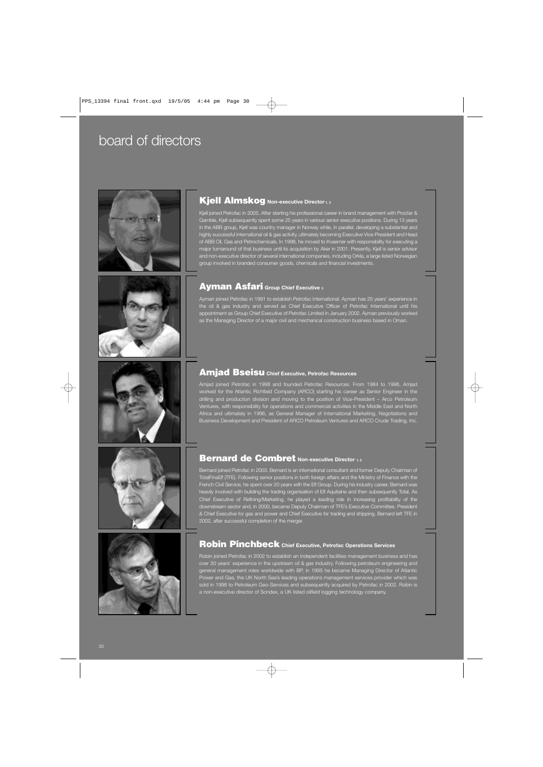# board of directors

## Kjell Almskog Non-executive Director [1, 2]

Kjell joined Petrofac in 2005. After starting his professional career in brand management with Procter & Gamble, Kjell subsequently spent some 25 years in various senior executive positions. During 13 years in the ABB group, Kjell was country manager in Norway while, in parallel, developing a substantial and highly successful international oil & gas activity, ultimately becoming Executive Vice-President and Head of ABB Oil, Gas and Petrochemicals. In 1998, he moved to Kvaerner with responsibility for executing a major turnaround of that business until its acquisition by Aker in 2001. Presently, Kjell is senior advisor and non-executive director of several international companies, including Orkla, a large listed Norwegian group involved in branded consumer goods, chemicals and financial investments.

## Ayman Asfari Group Chief Executive [3]

Ayman joined Petrofac in 1991 to establish Petrofac International. Ayman has 25 years' experience in the oil & gas industry and served as Chief Executive Officer of Petrofac International until his appointment as Group Chief Executive of Petrofac Limited in January 2002. Ayman previously worked as the Managing Director of a major civil and mechanical construction business based in Oman.

## Amjad Bseisu Chief Executive, Petrofac Resources

Amjad joined Petrofac in 1998 and founded Petrofac Resources. From 1984 to 1998, Amjad worked for the Atlantic Richfield Company (ARCO) starting his career as Senior Engineer in the drilling and production division and moving to the position of Vice-President – Arco Petroleum Ventures, with responsibility for operations and commercial activities in the Middle East and North Africa and ultimately in 1996, as General Manager of International Marketing, Negotiations and Business Development and President of ARCO Petroleum Ventures and ARCO Crude Trading, Inc.

## Bernard de Combret Non-executive Director [1, 2]

Bernard joined Petrofac in 2003. Bernard is an international consultant and former Deputy Chairman of TotalFinaElf (TFE). Following senior positions in both foreign affairs and the Ministry of Finance with the French Civil Service, he spent over 20 years with the Elf Group. During his industry career, Bernard was heavily involved with building the trading organisation of Elf Aquitaine and then subsequently Total. As Chief Executive of Refining/Marketing, he played a leading role in increasing profitability of the downstream sector and, in 2000, became Deputy Chairman of TFE's Executive Committee, President & Chief Executive for gas and power and Chief Executive for trading and shipping. Bernard left TFE in 2002, after successful completion of the merger.

## Robin Pinchbeck Chief Executive, Petrofac Operations Services

Robin joined Petrofac in 2002 to establish an independent facilities management business and has over 30 years' experience in the upstream oil & gas industry. Following petroleum engineering and general management roles worldwide with BP, in 1995 he became Managing Director of Atlantic Power and Gas, the UK North Sea's leading operations management services provider which was sold in 1998 to Petroleum Geo-Services and subsequently acquired by Petrofac in 2002. Robin is a non-executive director of Sondex, a UK listed oilfield logging technology company.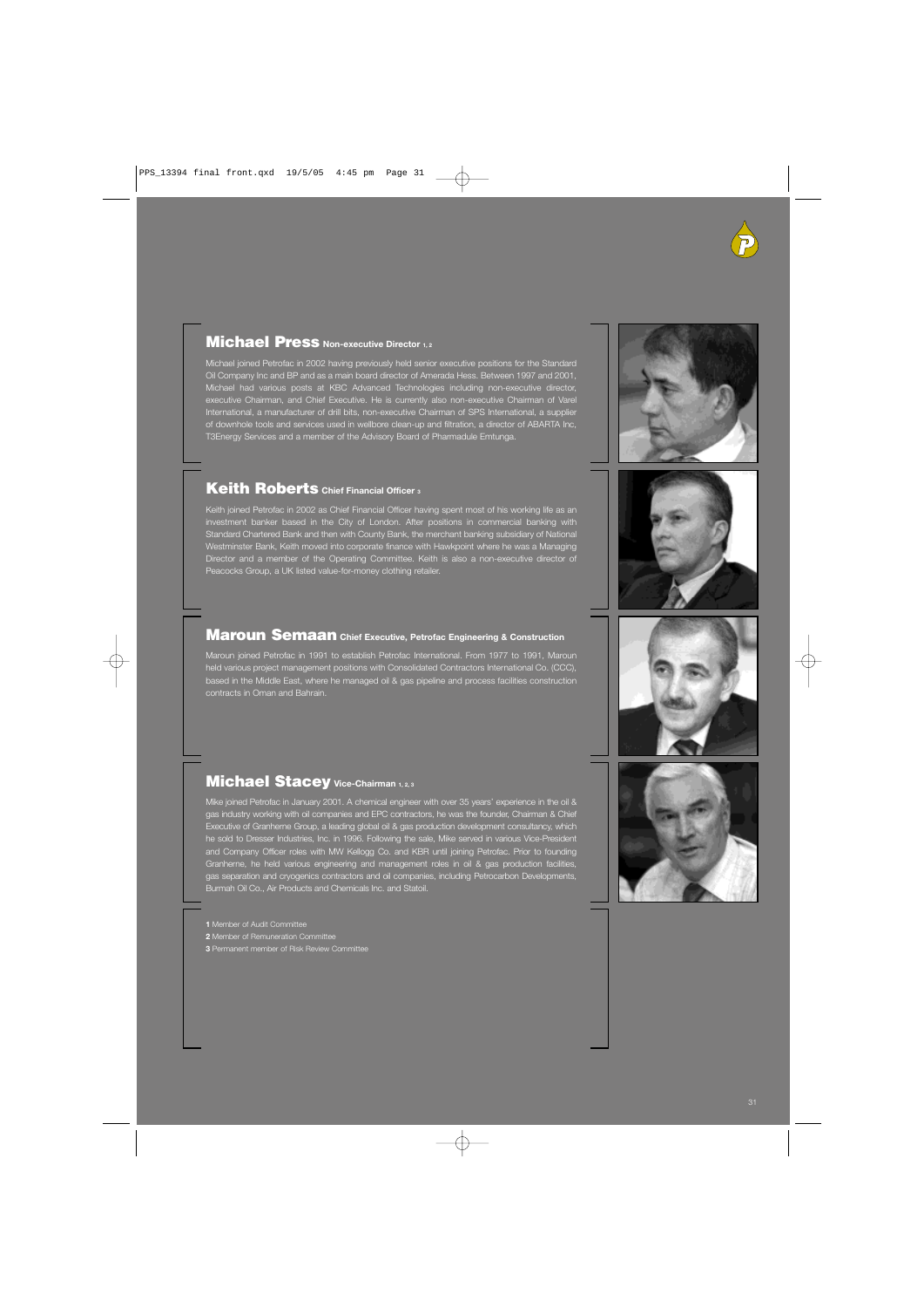## Michael Press Non-executive Director [1, 2]

Michael joined Petrofac in 2002 having previously held senior executive positions for the Standard Oil Company Inc and BP and as a main board director of Amerada Hess. Between 1997 and 2001, Michael had various posts at KBC Advanced Technologies including non-executive director, executive Chairman, and Chief Executive. He is currently also non-executive Chairman of Varel International, a manufacturer of drill bits, non-executive Chairman of SPS International, a supplier of downhole tools and services used in wellbore clean-up and filtration, a director of ABARTA Inc, T3Energy Services and a member of the Advisory Board of Pharmadule Emtunga.

## Keith Roberts Chief Financial Officer [3]

Keith joined Petrofac in 2002 as Chief Financial Officer having spent most of his working life as an investment banker based in the City of London. After positions in commercial banking with Standard Chartered Bank and then with County Bank, the merchant banking subsidiary of National Westminster Bank, Keith moved into corporate finance with Hawkpoint where he was a Managing Director and a member of the Operating Committee. Keith is also a non-executive director of Peacocks Group, a UK listed value-for-money clothing retailer.

## Maroun Semaan Chief Executive, Petrofac Engineering & Construction

Maroun joined Petrofac in 1991 to establish Petrofac International. From 1977 to 1991, Maroun held various project management positions with Consolidated Contractors International Co. (CCC), based in the Middle East, where he managed oil & gas pipeline and process facilities construction contracts in Oman and Bahrain.

## Michael Stacey Vice-Chairman [1, 2, 3]

Mike joined Petrofac in January 2001. A chemical engineer with over 35 years' experience in the oil & gas industry working with oil companies and EPC contractors, he was the founder, Chairman & Chief Executive of Granherne Group, a leading global oil & gas production development consultancy, which he sold to Dresser Industries, Inc. in 1996. Following the sale, Mike served in various Vice-President and Company Officer roles with MW Kellogg Co. and KBR until joining Petrofac. Prior to founding Granherne, he held various engineering and management roles in oil & gas production facilities, gas separation and cryogenics contractors and oil companies, including Petrocarbon Developments, Burmah Oil Co., Air Products and Chemicals Inc. and Statoil.

**1** Member of Audit Committee
**2** Member of Remuneration Committee
**3** Permanent member of Risk Review Committee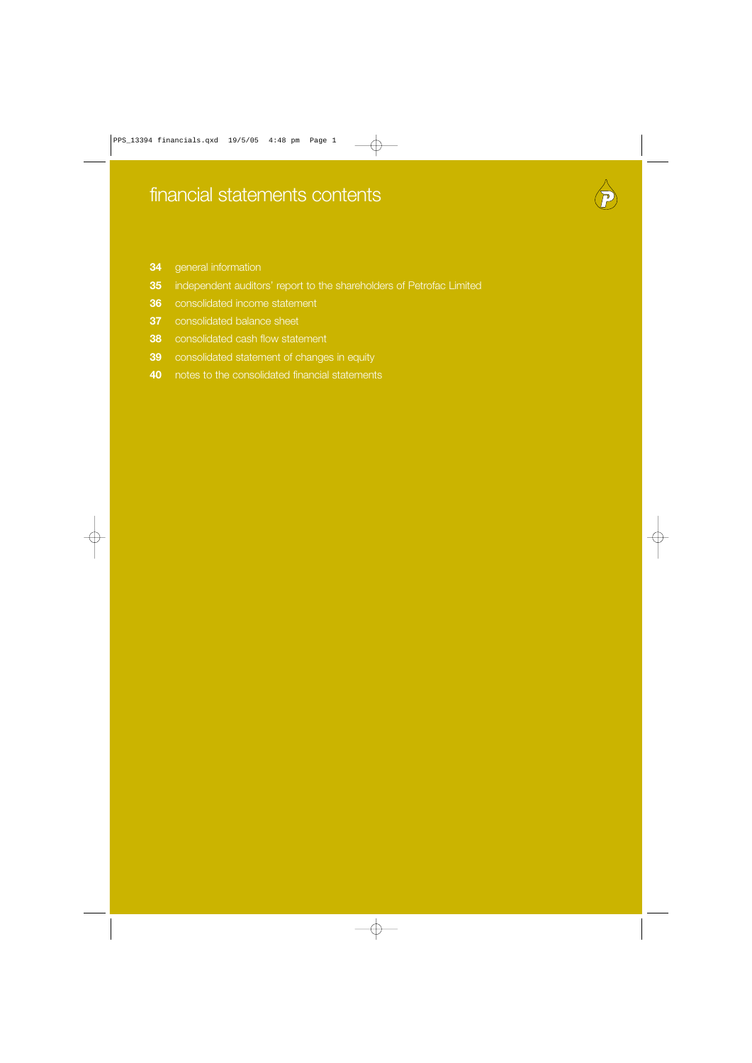# financial statements contents

- **34** general information
- **35** independent auditors' report to the shareholders of Petrofac Limited
- **36** consolidated income statement
- **37** consolidated balance sheet
- **38** consolidated cash flow statement
- **39** consolidated statement of changes in equity
- **40** notes to the consolidated financial statements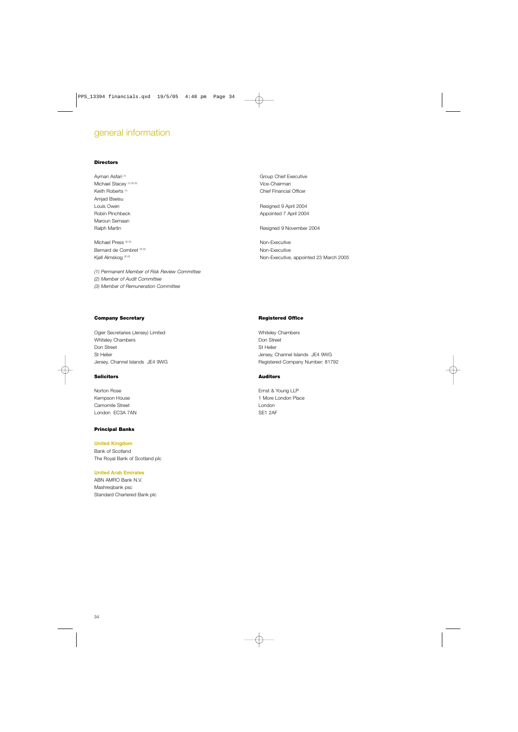# general information

**Directors**

| | |
|---|---|
| Ayman Asfari [1] | Group Chief Executive |
| Michael Stacey [1] [2] [3] | Vice-Chairman |
| Keith Roberts [1] | Chief Financial Officer |
| Amjad Bseisu | |
| Louis Owen | Resigned 9 April 2004 |
| Robin Pinchbeck | Appointed 7 April 2004 |
| Maroun Semaan | |
| Ralph Martin | Resigned 9 November 2004 |
| Michael Press [2] [3] | Non-Executive |
| Bernard de Combret [2] [3] | Non-Executive |
| Kjell Almskog [2] [3] | Non-Executive, appointed 23 March 2005 |

*(1) Permanent Member of Risk Review Committee*
*(2) Member of Audit Committee*
*(3) Member of Remuneration Committee*

**Company Secretary**

Ogier Secretaries (Jersey) Limited
Whiteley Chambers
Don Street
St Helier
Jersey, Channel Islands JE4 9WG

**Registered Office**

Whiteley Chambers
Don Street
St Helier
Jersey, Channel Islands JE4 9WG
Registered Company Number: 81792

**Solicitors**

Norton Rose
Kempson House
Camomile Street
London EC3A 7AN

**Auditors**

Ernst & Young LLP
1 More London Place
London
SE1 2AF

**Principal Banks**

**United Kingdom**
Bank of Scotland
The Royal Bank of Scotland plc

**United Arab Emirates**
ABN AMRO Bank N.V.
Mashreqbank psc
Standard Chartered Bank plc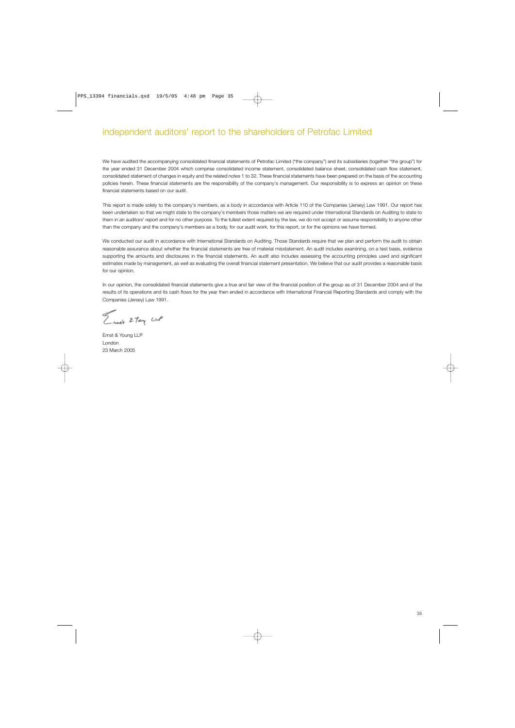# independent auditors' report to the shareholders of Petrofac Limited

We have audited the accompanying consolidated financial statements of Petrofac Limited ("the company") and its subsidiaries (together "the group") for the year ended 31 December 2004 which comprise consolidated income statement, consolidated balance sheet, consolidated cash flow statement, consolidated statement of changes in equity and the related notes 1 to 32. These financial statements have been prepared on the basis of the accounting policies herein. These financial statements are the responsibility of the company's management. Our responsibility is to express an opinion on these financial statements based on our audit.

This report is made solely to the company's members, as a body in accordance with Article 110 of the Companies (Jersey) Law 1991. Our report has been undertaken so that we might state to the company's members those matters we are required under International Standards on Auditing to state to them in an auditors' report and for no other purpose. To the fullest extent required by the law, we do not accept or assume responsibility to anyone other than the company and the company's members as a body, for our audit work, for this report, or for the opinions we have formed.

We conducted our audit in accordance with International Standards on Auditing. Those Standards require that we plan and perform the audit to obtain reasonable assurance about whether the financial statements are free of material misstatement. An audit includes examining, on a test basis, evidence supporting the amounts and disclosures in the financial statements. An audit also includes assessing the accounting principles used and significant estimates made by management, as well as evaluating the overall financial statement presentation. We believe that our audit provides a reasonable basis for our opinion.

In our opinion, the consolidated financial statements give a true and fair view of the financial position of the group as of 31 December 2004 and of the results of its operations and its cash flows for the year then ended in accordance with International Financial Reporting Standards and comply with the Companies (Jersey) Law 1991.

Ernst & Young LLP

Ernst & Young LLP
London
23 March 2005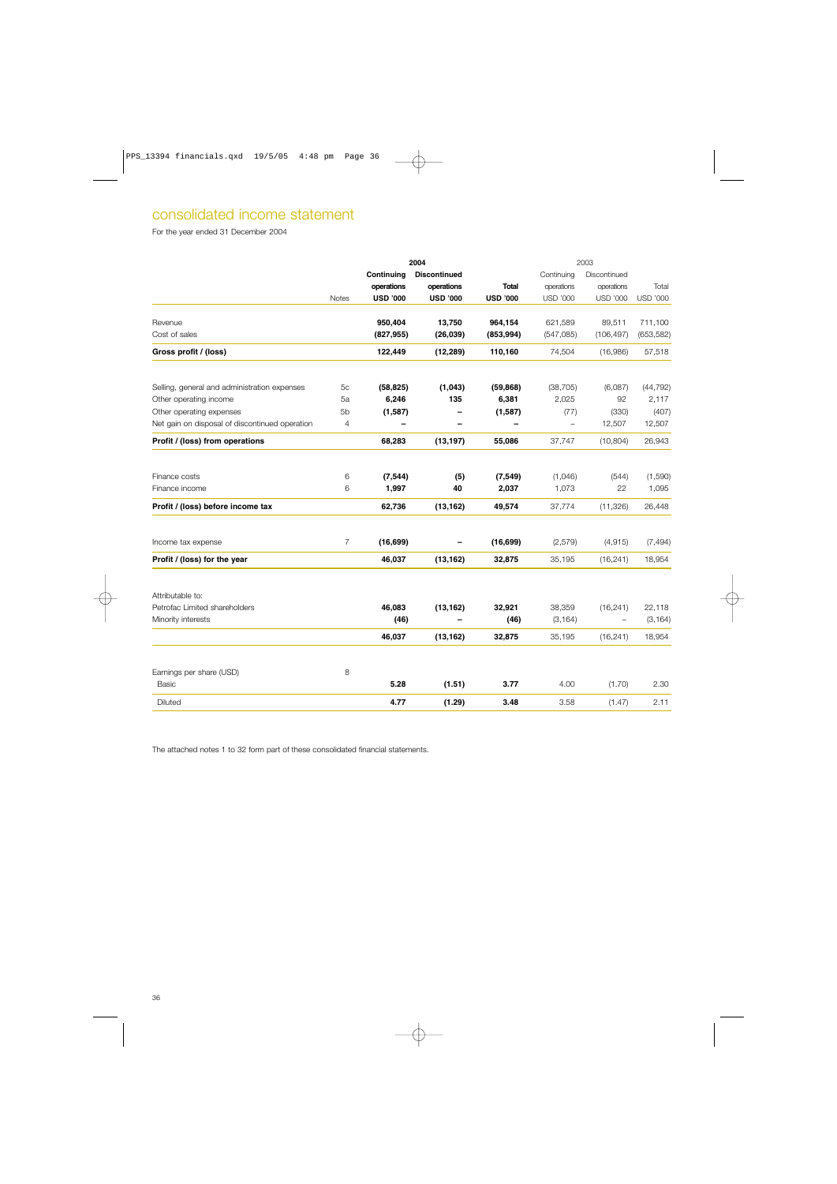## consolidated income statement

For the year ended 31 December 2004

| | Notes | 2004 Continuing operations USD '000 | 2004 Discontinued operations USD '000 | 2004 Total USD '000 | 2003 Continuing operations USD '000 | 2003 Discontinued operations USD '000 | 2003 Total USD '000 |
|---|---|---|---|---|---|---|---|
| Revenue | | **950,404** | **13,750** | **964,154** | 621,589 | 89,511 | 711,100 |
| Cost of sales | | **(827,955)** | **(26,039)** | **(853,994)** | (547,085) | (106,497) | (653,582) |
| **Gross profit / (loss)** | | **122,449** | **(12,289)** | **110,160** | 74,504 | (16,986) | 57,518 |
| Selling, general and administration expenses | 5c | **(58,825)** | **(1,043)** | **(59,868)** | (38,705) | (6,087) | (44,792) |
| Other operating income | 5a | **6,246** | **135** | **6,381** | 2,025 | 92 | 2,117 |
| Other operating expenses | 5b | **(1,587)** | **–** | **(1,587)** | (77) | (330) | (407) |
| Net gain on disposal of discontinued operation | 4 | **–** | **–** | **–** | – | 12,507 | 12,507 |
| **Profit / (loss) from operations** | | **68,283** | **(13,197)** | **55,086** | 37,747 | (10,804) | 26,943 |
| Finance costs | 6 | **(7,544)** | **(5)** | **(7,549)** | (1,046) | (544) | (1,590) |
| Finance income | 6 | **1,997** | **40** | **2,037** | 1,073 | 22 | 1,095 |
| **Profit / (loss) before income tax** | | **62,736** | **(13,162)** | **49,574** | 37,774 | (11,326) | 26,448 |
| Income tax expense | 7 | **(16,699)** | **–** | **(16,699)** | (2,579) | (4,915) | (7,494) |
| **Profit / (loss) for the year** | | **46,037** | **(13,162)** | **32,875** | 35,195 | (16,241) | 18,954 |
| Attributable to: | | | | | | | |
| Petrofac Limited shareholders | | **46,083** | **(13,162)** | **32,921** | 38,359 | (16,241) | 22,118 |
| Minority interests | | **(46)** | **–** | **(46)** | (3,164) | – | (3,164) |
| | | **46,037** | **(13,162)** | **32,875** | 35,195 | (16,241) | 18,954 |
| Earnings per share (USD) | 8 | | | | | | |
| Basic | | **5.28** | **(1.51)** | **3.77** | 4.00 | (1.70) | 2.30 |
| Diluted | | **4.77** | **(1.29)** | **3.48** | 3.58 | (1.47) | 2.11 |

The attached notes 1 to 32 form part of these consolidated financial statements.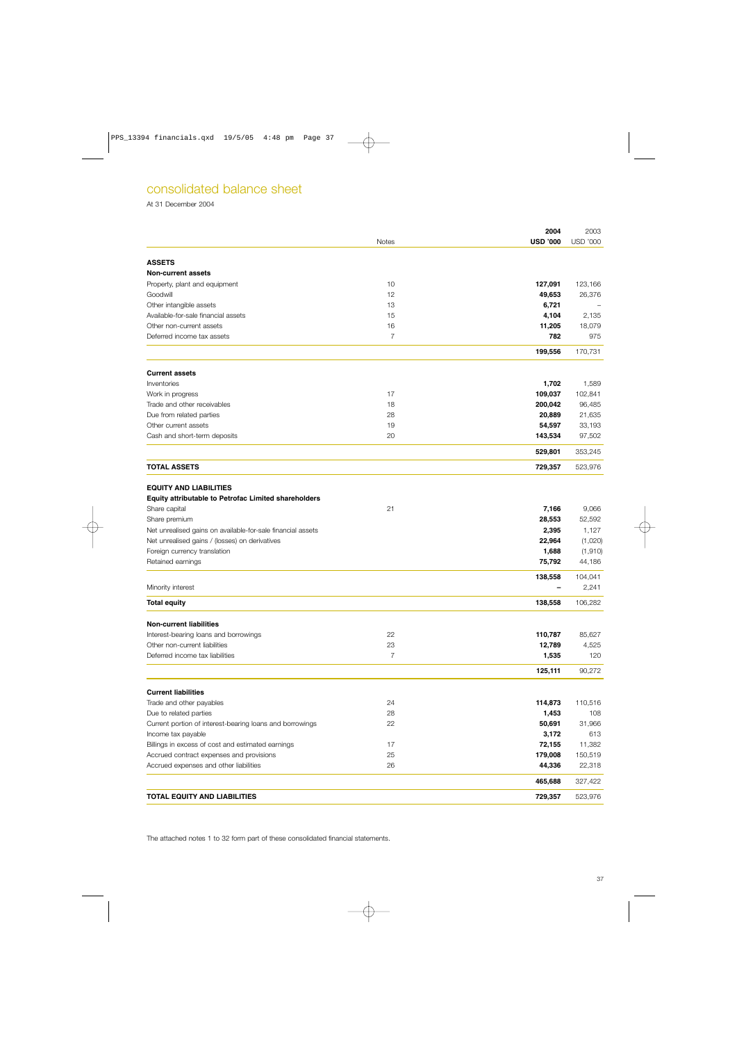# consolidated balance sheet

At 31 December 2004

| | Notes | 2004 USD '000 | 2003 USD '000 |
|---|---|---|---|
| **ASSETS** | | | |
| **Non-current assets** | | | |
| Property, plant and equipment | 10 | **127,091** | 123,166 |
| Goodwill | 12 | **49,653** | 26,376 |
| Other intangible assets | 13 | **6,721** | – |
| Available-for-sale financial assets | 15 | **4,104** | 2,135 |
| Other non-current assets | 16 | **11,205** | 18,079 |
| Deferred income tax assets | 7 | **782** | 975 |
| | | **199,556** | 170,731 |
| **Current assets** | | | |
| Inventories | | **1,702** | 1,589 |
| Work in progress | 17 | **109,037** | 102,841 |
| Trade and other receivables | 18 | **200,042** | 96,485 |
| Due from related parties | 28 | **20,889** | 21,635 |
| Other current assets | 19 | **54,597** | 33,193 |
| Cash and short-term deposits | 20 | **143,534** | 97,502 |
| | | **529,801** | 353,245 |
| **TOTAL ASSETS** | | **729,357** | 523,976 |
| **EQUITY AND LIABILITIES** | | | |
| **Equity attributable to Petrofac Limited shareholders** | | | |
| Share capital | 21 | **7,166** | 9,066 |
| Share premium | | **28,553** | 52,592 |
| Net unrealised gains on available-for-sale financial assets | | **2,395** | 1,127 |
| Net unrealised gains / (losses) on derivatives | | **22,964** | (1,020) |
| Foreign currency translation | | **1,688** | (1,910) |
| Retained earnings | | **75,792** | 44,186 |
| | | **138,558** | 104,041 |
| Minority interest | | **–** | 2,241 |
| **Total equity** | | **138,558** | 106,282 |
| **Non-current liabilities** | | | |
| Interest-bearing loans and borrowings | 22 | **110,787** | 85,627 |
| Other non-current liabilities | 23 | **12,789** | 4,525 |
| Deferred income tax liabilities | 7 | **1,535** | 120 |
| | | **125,111** | 90,272 |
| **Current liabilities** | | | |
| Trade and other payables | 24 | **114,873** | 110,516 |
| Due to related parties | 28 | **1,453** | 108 |
| Current portion of interest-bearing loans and borrowings | 22 | **50,691** | 31,966 |
| Income tax payable | | **3,172** | 613 |
| Billings in excess of cost and estimated earnings | 17 | **72,155** | 11,382 |
| Accrued contract expenses and provisions | 25 | **179,008** | 150,519 |
| Accrued expenses and other liabilities | 26 | **44,336** | 22,318 |
| | | **465,688** | 327,422 |
| **TOTAL EQUITY AND LIABILITIES** | | **729,357** | 523,976 |

The attached notes 1 to 32 form part of these consolidated financial statements.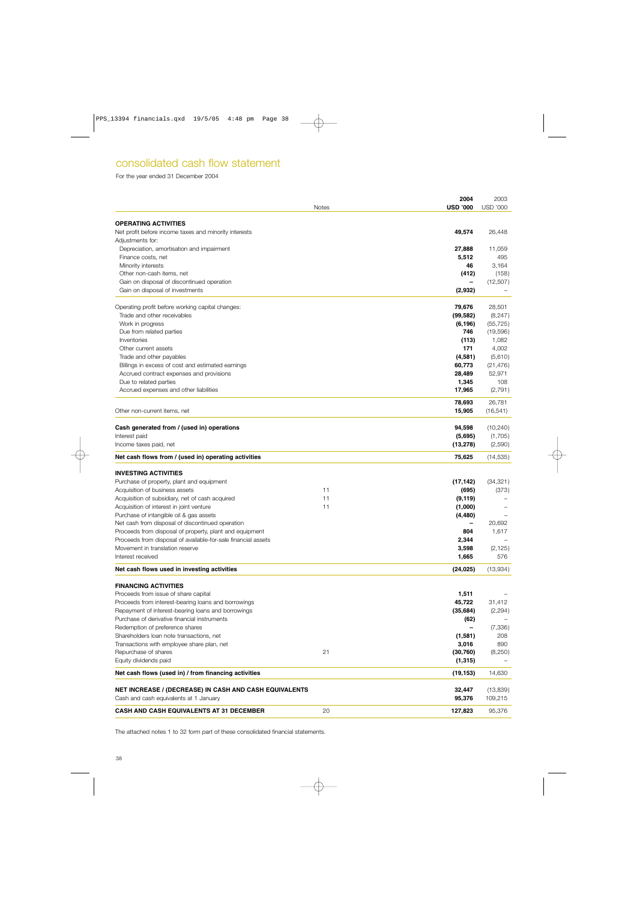# consolidated cash flow statement

For the year ended 31 December 2004

| | Notes | 2004 USD '000 | 2003 USD '000 |
|---|---|---|---|
| **OPERATING ACTIVITIES** | | | |
| Net profit before income taxes and minority interests | | **49,574** | 26,448 |
| Adjustments for: | | | |
| Depreciation, amortisation and impairment | | **27,888** | 11,059 |
| Finance costs, net | | **5,512** | 495 |
| Minority interests | | **46** | 3,164 |
| Other non-cash items, net | | **(412)** | (158) |
| Gain on disposal of discontinued operation | | **–** | (12,507) |
| Gain on disposal of investments | | **(2,932)** | – |
| Operating profit before working capital changes: | | **79,676** | 28,501 |
| Trade and other receivables | | **(99,582)** | (8,247) |
| Work in progress | | **(6,196)** | (55,725) |
| Due from related parties | | **746** | (19,596) |
| Inventories | | **(113)** | 1,082 |
| Other current assets | | **171** | 4,002 |
| Trade and other payables | | **(4,581)** | (5,610) |
| Billings in excess of cost and estimated earnings | | **60,773** | (21,476) |
| Accrued contract expenses and provisions | | **28,489** | 52,971 |
| Due to related parties | | **1,345** | 108 |
| Accrued expenses and other liabilities | | **17,965** | (2,791) |
| | | **78,693** | 26,781 |
| Other non-current items, net | | **15,905** | (16,541) |
| **Cash generated from / (used in) operations** | | **94,598** | (10,240) |
| Interest paid | | **(5,695)** | (1,705) |
| Income taxes paid, net | | **(13,278)** | (2,590) |
| **Net cash flows from / (used in) operating activities** | | **75,625** | (14,535) |
| **INVESTING ACTIVITIES** | | | |
| Purchase of property, plant and equipment | | **(17,142)** | (34,321) |
| Acquisition of business assets | 11 | **(695)** | (373) |
| Acquisition of subsidiary, net of cash acquired | 11 | **(9,119)** | – |
| Acquisition of interest in joint venture | 11 | **(1,000)** | – |
| Purchase of intangible oil & gas assets | | **(4,480)** | – |
| Net cash from disposal of discontinued operation | | **–** | 20,692 |
| Proceeds from disposal of property, plant and equipment | | **804** | 1,617 |
| Proceeds from disposal of available-for-sale financial assets | | **2,344** | – |
| Movement in translation reserve | | **3,598** | (2,125) |
| Interest received | | **1,665** | 576 |
| **Net cash flows used in investing activities** | | **(24,025)** | (13,934) |
| **FINANCING ACTIVITIES** | | | |
| Proceeds from issue of share capital | | **1,511** | – |
| Proceeds from interest-bearing loans and borrowings | | **45,722** | 31,412 |
| Repayment of interest-bearing loans and borrowings | | **(35,684)** | (2,294) |
| Purchase of derivative financial instruments | | **(62)** | – |
| Redemption of preference shares | | **–** | (7,336) |
| Shareholders loan note transactions, net | | **(1,581)** | 208 |
| Transactions with employee share plan, net | | **3,016** | 890 |
| Repurchase of shares | 21 | **(30,760)** | (8,250) |
| Equity dividends paid | | **(1,315)** | – |
| **Net cash flows (used in) / from financing activities** | | **(19,153)** | 14,630 |
| **NET INCREASE / (DECREASE) IN CASH AND CASH EQUIVALENTS** | | **32,447** | (13,839) |
| Cash and cash equivalents at 1 January | | **95,376** | 109,215 |
| **CASH AND CASH EQUIVALENTS AT 31 DECEMBER** | 20 | **127,823** | 95,376 |

The attached notes 1 to 32 form part of these consolidated financial statements.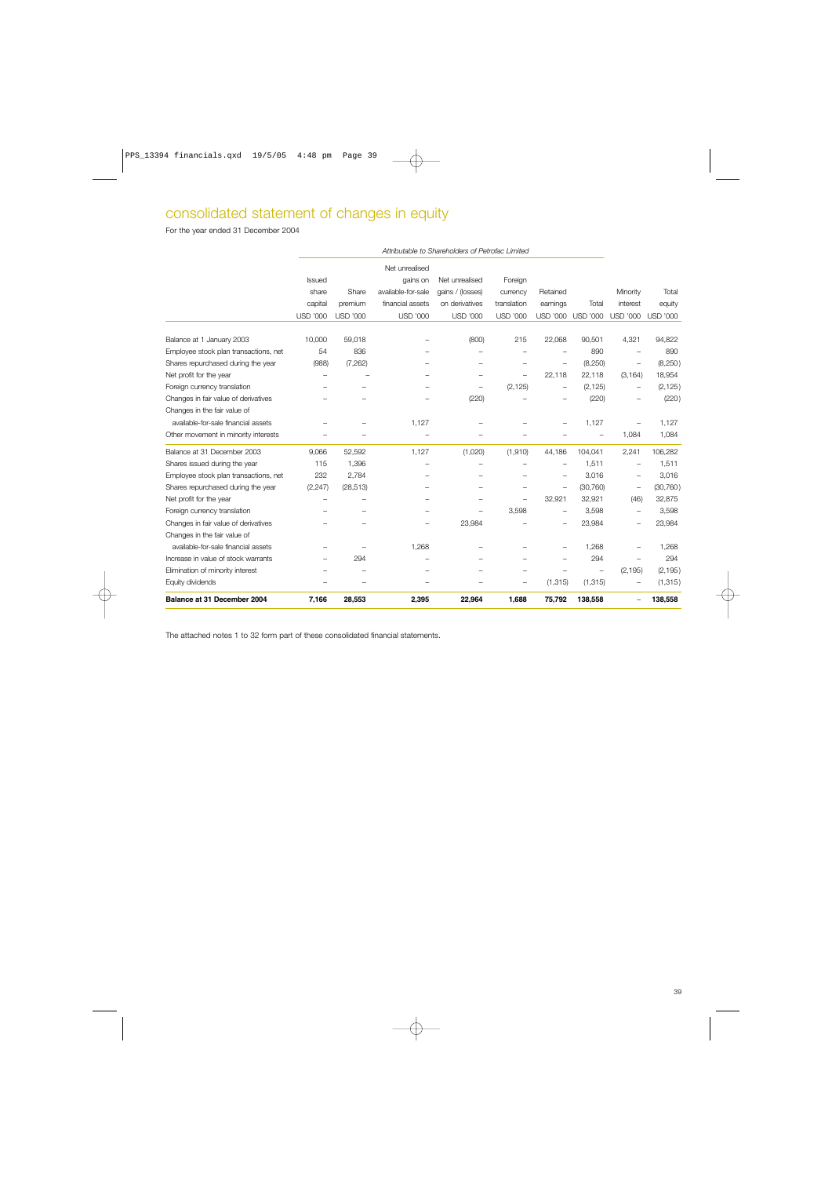# consolidated statement of changes in equity

For the year ended 31 December 2004

| | *Attributable to Shareholders of Petrofac Limited* | | | | | | | | |
|---|---|---|---|---|---|---|---|---|---|
| | Issued share capital USD '000 | Share premium USD '000 | Net unrealised gains on available-for-sale financial assets USD '000 | Net unrealised gains / (losses) on derivatives USD '000 | Foreign currency translation USD '000 | Retained earnings USD '000 | Total USD '000 | Minority interest USD '000 | Total equity USD '000 |
| Balance at 1 January 2003 | 10,000 | 59,018 | – | (800) | 215 | 22,068 | 90,501 | 4,321 | 94,822 |
| Employee stock plan transactions, net | 54 | 836 | – | – | – | – | 890 | – | 890 |
| Shares repurchased during the year | (988) | (7,262) | – | – | – | – | (8,250) | – | (8,250) |
| Net profit for the year | – | – | – | – | – | 22,118 | 22,118 | (3,164) | 18,954 |
| Foreign currency translation | – | – | – | – | (2,125) | – | (2,125) | – | (2,125) |
| Changes in fair value of derivatives | – | – | – | (220) | – | – | (220) | – | (220) |
| Changes in the fair value of available-for-sale financial assets | – | – | 1,127 | – | – | – | 1,127 | – | 1,127 |
| Other movement in minority interests | – | – | – | – | – | – | – | 1,084 | 1,084 |
| Balance at 31 December 2003 | 9,066 | 52,592 | 1,127 | (1,020) | (1,910) | 44,186 | 104,041 | 2,241 | 106,282 |
| Shares issued during the year | 115 | 1,396 | – | – | – | – | 1,511 | – | 1,511 |
| Employee stock plan transactions, net | 232 | 2,784 | – | – | – | – | 3,016 | – | 3,016 |
| Shares repurchased during the year | (2,247) | (28,513) | – | – | – | – | (30,760) | – | (30,760) |
| Net profit for the year | – | – | – | – | – | 32,921 | 32,921 | (46) | 32,875 |
| Foreign currency translation | – | – | – | – | 3,598 | – | 3,598 | – | 3,598 |
| Changes in fair value of derivatives | – | – | – | 23,984 | – | – | 23,984 | – | 23,984 |
| Changes in the fair value of available-for-sale financial assets | – | – | 1,268 | – | – | – | 1,268 | – | 1,268 |
| Increase in value of stock warrants | – | 294 | – | – | – | – | 294 | – | 294 |
| Elimination of minority interest | – | – | – | – | – | – | – | (2,195) | (2,195) |
| Equity dividends | – | – | – | – | – | (1,315) | (1,315) | – | (1,315) |
| **Balance at 31 December 2004** | **7,166** | **28,553** | **2,395** | **22,964** | **1,688** | **75,792** | **138,558** | – | **138,558** |

The attached notes 1 to 32 form part of these consolidated financial statements.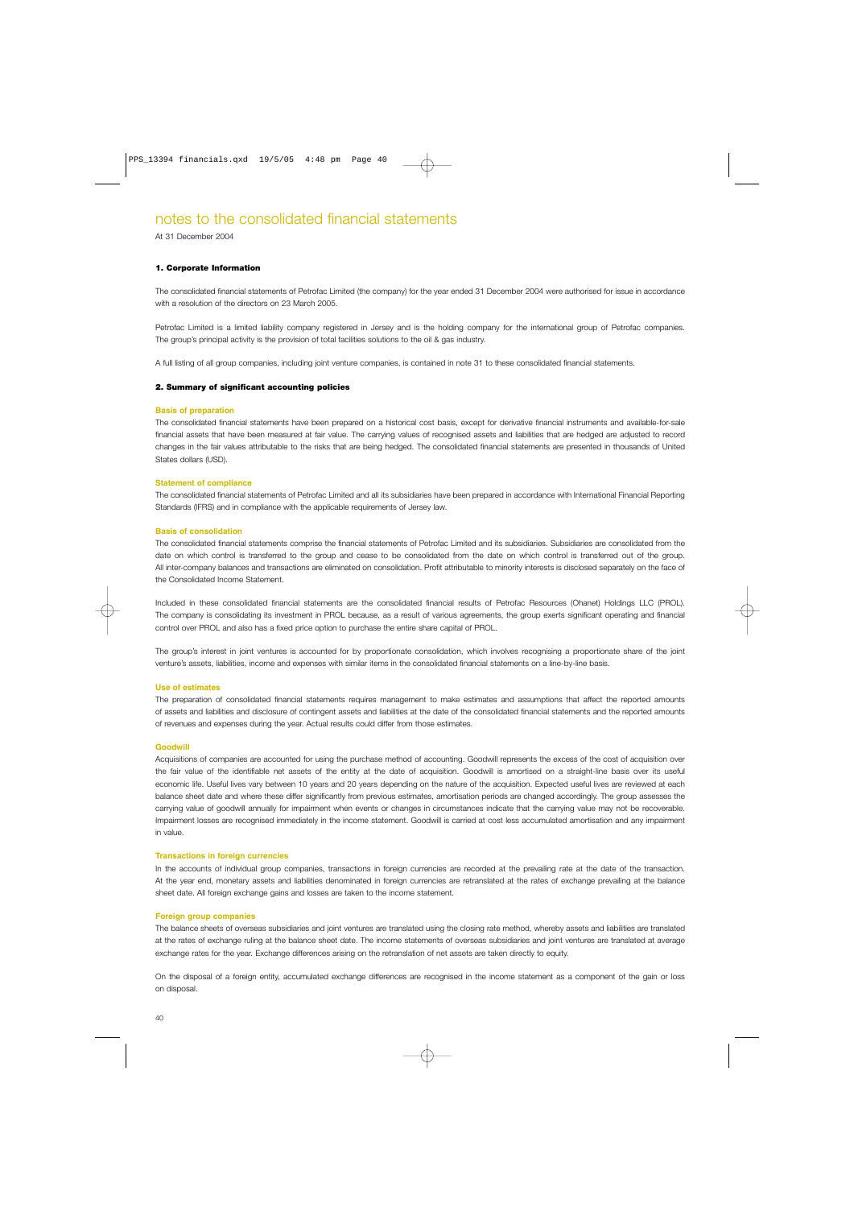# notes to the consolidated financial statements

At 31 December 2004

### 1. Corporate Information

The consolidated financial statements of Petrofac Limited (the company) for the year ended 31 December 2004 were authorised for issue in accordance with a resolution of the directors on 23 March 2005.

Petrofac Limited is a limited liability company registered in Jersey and is the holding company for the international group of Petrofac companies. The group's principal activity is the provision of total facilities solutions to the oil & gas industry.

A full listing of all group companies, including joint venture companies, is contained in note 31 to these consolidated financial statements.

### 2. Summary of significant accounting policies

#### Basis of preparation

The consolidated financial statements have been prepared on a historical cost basis, except for derivative financial instruments and available-for-sale financial assets that have been measured at fair value. The carrying values of recognised assets and liabilities that are hedged are adjusted to record changes in the fair values attributable to the risks that are being hedged. The consolidated financial statements are presented in thousands of United States dollars (USD).

#### Statement of compliance

The consolidated financial statements of Petrofac Limited and all its subsidiaries have been prepared in accordance with International Financial Reporting Standards (IFRS) and in compliance with the applicable requirements of Jersey law.

#### Basis of consolidation

The consolidated financial statements comprise the financial statements of Petrofac Limited and its subsidiaries. Subsidiaries are consolidated from the date on which control is transferred to the group and cease to be consolidated from the date on which control is transferred out of the group. All inter-company balances and transactions are eliminated on consolidation. Profit attributable to minority interests is disclosed separately on the face of the Consolidated Income Statement.

Included in these consolidated financial statements are the consolidated financial results of Petrofac Resources (Ohanet) Holdings LLC (PROL). The company is consolidating its investment in PROL because, as a result of various agreements, the group exerts significant operating and financial control over PROL and also has a fixed price option to purchase the entire share capital of PROL.

The group's interest in joint ventures is accounted for by proportionate consolidation, which involves recognising a proportionate share of the joint venture's assets, liabilities, income and expenses with similar items in the consolidated financial statements on a line-by-line basis.

#### Use of estimates

The preparation of consolidated financial statements requires management to make estimates and assumptions that affect the reported amounts of assets and liabilities and disclosure of contingent assets and liabilities at the date of the consolidated financial statements and the reported amounts of revenues and expenses during the year. Actual results could differ from those estimates.

#### Goodwill

Acquisitions of companies are accounted for using the purchase method of accounting. Goodwill represents the excess of the cost of acquisition over the fair value of the identifiable net assets of the entity at the date of acquisition. Goodwill is amortised on a straight-line basis over its useful economic life. Useful lives vary between 10 years and 20 years depending on the nature of the acquisition. Expected useful lives are reviewed at each balance sheet date and where these differ significantly from previous estimates, amortisation periods are changed accordingly. The group assesses the carrying value of goodwill annually for impairment when events or changes in circumstances indicate that the carrying value may not be recoverable. Impairment losses are recognised immediately in the income statement. Goodwill is carried at cost less accumulated amortisation and any impairment in value.

#### Transactions in foreign currencies

In the accounts of individual group companies, transactions in foreign currencies are recorded at the prevailing rate at the date of the transaction. At the year end, monetary assets and liabilities denominated in foreign currencies are retranslated at the rates of exchange prevailing at the balance sheet date. All foreign exchange gains and losses are taken to the income statement.

#### Foreign group companies

The balance sheets of overseas subsidiaries and joint ventures are translated using the closing rate method, whereby assets and liabilities are translated at the rates of exchange ruling at the balance sheet date. The income statements of overseas subsidiaries and joint ventures are translated at average exchange rates for the year. Exchange differences arising on the retranslation of net assets are taken directly to equity.

On the disposal of a foreign entity, accumulated exchange differences are recognised in the income statement as a component of the gain or loss on disposal.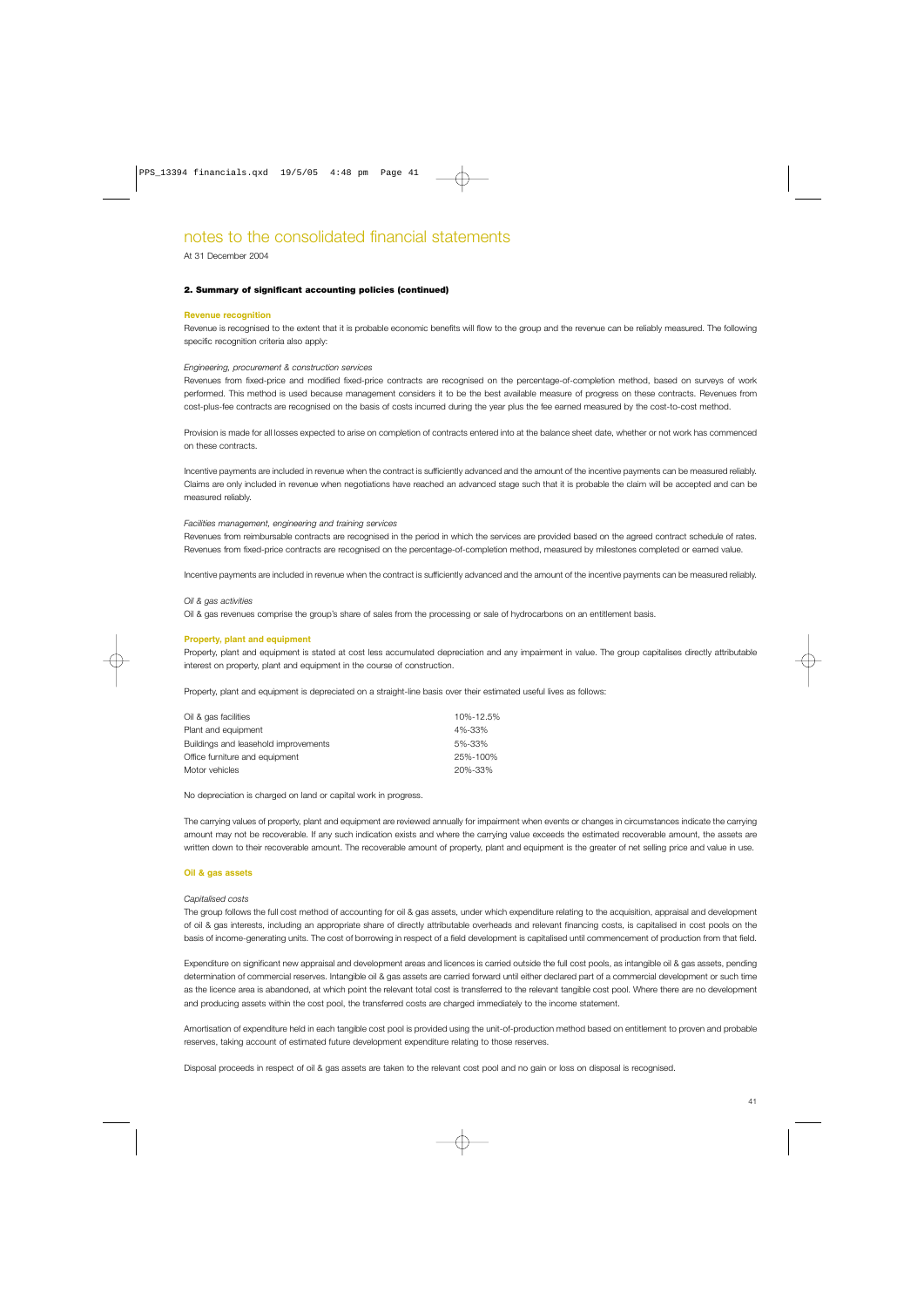# notes to the consolidated financial statements

At 31 December 2004

## 2. Summary of significant accounting policies (continued)

### Revenue recognition

Revenue is recognised to the extent that it is probable economic benefits will flow to the group and the revenue can be reliably measured. The following specific recognition criteria also apply:

*Engineering, procurement & construction services*

Revenues from fixed-price and modified fixed-price contracts are recognised on the percentage-of-completion method, based on surveys of work performed. This method is used because management considers it to be the best available measure of progress on these contracts. Revenues from cost-plus-fee contracts are recognised on the basis of costs incurred during the year plus the fee earned measured by the cost-to-cost method.

Provision is made for all losses expected to arise on completion of contracts entered into at the balance sheet date, whether or not work has commenced on these contracts.

Incentive payments are included in revenue when the contract is sufficiently advanced and the amount of the incentive payments can be measured reliably. Claims are only included in revenue when negotiations have reached an advanced stage such that it is probable the claim will be accepted and can be measured reliably.

*Facilities management, engineering and training services*

Revenues from reimbursable contracts are recognised in the period in which the services are provided based on the agreed contract schedule of rates. Revenues from fixed-price contracts are recognised on the percentage-of-completion method, measured by milestones completed or earned value.

Incentive payments are included in revenue when the contract is sufficiently advanced and the amount of the incentive payments can be measured reliably.

*Oil & gas activities*

Oil & gas revenues comprise the group's share of sales from the processing or sale of hydrocarbons on an entitlement basis.

### Property, plant and equipment

Property, plant and equipment is stated at cost less accumulated depreciation and any impairment in value. The group capitalises directly attributable interest on property, plant and equipment in the course of construction.

Property, plant and equipment is depreciated on a straight-line basis over their estimated useful lives as follows:

| | |
|---|---|
| Oil & gas facilities | 10%-12.5% |
| Plant and equipment | 4%-33% |
| Buildings and leasehold improvements | 5%-33% |
| Office furniture and equipment | 25%-100% |
| Motor vehicles | 20%-33% |

No depreciation is charged on land or capital work in progress.

The carrying values of property, plant and equipment are reviewed annually for impairment when events or changes in circumstances indicate the carrying amount may not be recoverable. If any such indication exists and where the carrying value exceeds the estimated recoverable amount, the assets are written down to their recoverable amount. The recoverable amount of property, plant and equipment is the greater of net selling price and value in use.

### Oil & gas assets

*Capitalised costs*

The group follows the full cost method of accounting for oil & gas assets, under which expenditure relating to the acquisition, appraisal and development of oil & gas interests, including an appropriate share of directly attributable overheads and relevant financing costs, is capitalised in cost pools on the basis of income-generating units. The cost of borrowing in respect of a field development is capitalised until commencement of production from that field.

Expenditure on significant new appraisal and development areas and licences is carried outside the full cost pools, as intangible oil & gas assets, pending determination of commercial reserves. Intangible oil & gas assets are carried forward until either declared part of a commercial development or such time as the licence area is abandoned, at which point the relevant total cost is transferred to the relevant tangible cost pool. Where there are no development and producing assets within the cost pool, the transferred costs are charged immediately to the income statement.

Amortisation of expenditure held in each tangible cost pool is provided using the unit-of-production method based on entitlement to proven and probable reserves, taking account of estimated future development expenditure relating to those reserves.

Disposal proceeds in respect of oil & gas assets are taken to the relevant cost pool and no gain or loss on disposal is recognised.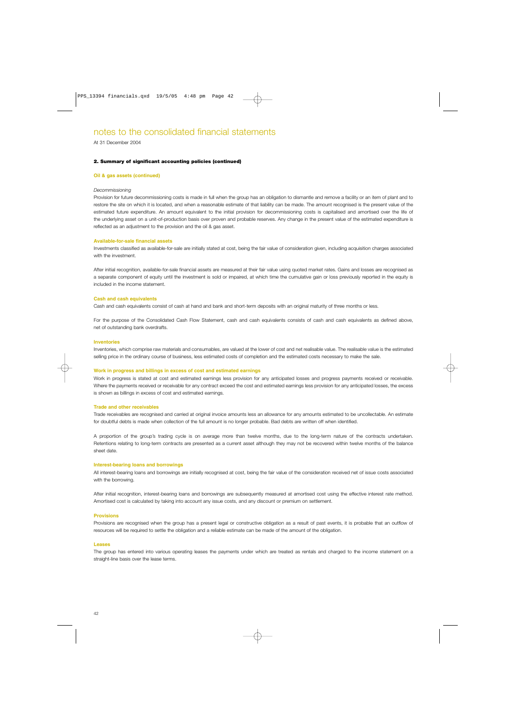# notes to the consolidated financial statements

At 31 December 2004

## 2. Summary of significant accounting policies (continued)

### Oil & gas assets (continued)

*Decommissioning*

Provision for future decommissioning costs is made in full when the group has an obligation to dismantle and remove a facility or an item of plant and to restore the site on which it is located, and when a reasonable estimate of that liability can be made. The amount recognised is the present value of the estimated future expenditure. An amount equivalent to the initial provision for decommissioning costs is capitalised and amortised over the life of the underlying asset on a unit-of-production basis over proven and probable reserves. Any change in the present value of the estimated expenditure is reflected as an adjustment to the provision and the oil & gas asset.

### Available-for-sale financial assets

Investments classified as available-for-sale are initially stated at cost, being the fair value of consideration given, including acquisition charges associated with the investment.

After initial recognition, available-for-sale financial assets are measured at their fair value using quoted market rates. Gains and losses are recognised as a separate component of equity until the investment is sold or impaired, at which time the cumulative gain or loss previously reported in the equity is included in the income statement.

### Cash and cash equivalents

Cash and cash equivalents consist of cash at hand and bank and short-term deposits with an original maturity of three months or less.

For the purpose of the Consolidated Cash Flow Statement, cash and cash equivalents consists of cash and cash equivalents as defined above, net of outstanding bank overdrafts.

### Inventories

Inventories, which comprise raw materials and consumables, are valued at the lower of cost and net realisable value. The realisable value is the estimated selling price in the ordinary course of business, less estimated costs of completion and the estimated costs necessary to make the sale.

### Work in progress and billings in excess of cost and estimated earnings

Work in progress is stated at cost and estimated earnings less provision for any anticipated losses and progress payments received or receivable. Where the payments received or receivable for any contract exceed the cost and estimated earnings less provision for any anticipated losses, the excess is shown as billings in excess of cost and estimated earnings.

### Trade and other receivables

Trade receivables are recognised and carried at original invoice amounts less an allowance for any amounts estimated to be uncollectable. An estimate for doubtful debts is made when collection of the full amount is no longer probable. Bad debts are written off when identified.

A proportion of the group's trading cycle is on average more than twelve months, due to the long-term nature of the contracts undertaken. Retentions relating to long-term contracts are presented as a current asset although they may not be recovered within twelve months of the balance sheet date.

### Interest-bearing loans and borrowings

All interest-bearing loans and borrowings are initially recognised at cost, being the fair value of the consideration received net of issue costs associated with the borrowing.

After initial recognition, interest-bearing loans and borrowings are subsequently measured at amortised cost using the effective interest rate method. Amortised cost is calculated by taking into account any issue costs, and any discount or premium on settlement.

### Provisions

Provisions are recognised when the group has a present legal or constructive obligation as a result of past events, it is probable that an outflow of resources will be required to settle the obligation and a reliable estimate can be made of the amount of the obligation.

### Leases

The group has entered into various operating leases the payments under which are treated as rentals and charged to the income statement on a straight-line basis over the lease terms.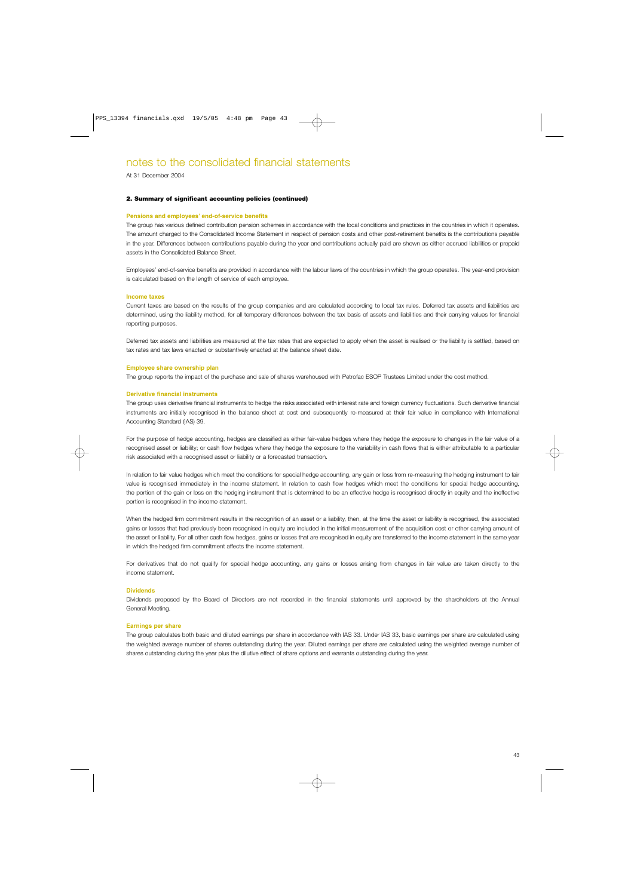# notes to the consolidated financial statements

At 31 December 2004

### 2. Summary of significant accounting policies (continued)

**Pensions and employees' end-of-service benefits**

The group has various defined contribution pension schemes in accordance with the local conditions and practices in the countries in which it operates. The amount charged to the Consolidated Income Statement in respect of pension costs and other post-retirement benefits is the contributions payable in the year. Differences between contributions payable during the year and contributions actually paid are shown as either accrued liabilities or prepaid assets in the Consolidated Balance Sheet.

Employees' end-of-service benefits are provided in accordance with the labour laws of the countries in which the group operates. The year-end provision is calculated based on the length of service of each employee.

**Income taxes**

Current taxes are based on the results of the group companies and are calculated according to local tax rules. Deferred tax assets and liabilities are determined, using the liability method, for all temporary differences between the tax basis of assets and liabilities and their carrying values for financial reporting purposes.

Deferred tax assets and liabilities are measured at the tax rates that are expected to apply when the asset is realised or the liability is settled, based on tax rates and tax laws enacted or substantively enacted at the balance sheet date.

**Employee share ownership plan**

The group reports the impact of the purchase and sale of shares warehoused with Petrofac ESOP Trustees Limited under the cost method.

**Derivative financial instruments**

The group uses derivative financial instruments to hedge the risks associated with interest rate and foreign currency fluctuations. Such derivative financial instruments are initially recognised in the balance sheet at cost and subsequently re-measured at their fair value in compliance with International Accounting Standard (IAS) 39.

For the purpose of hedge accounting, hedges are classified as either fair-value hedges where they hedge the exposure to changes in the fair value of a recognised asset or liability; or cash flow hedges where they hedge the exposure to the variability in cash flows that is either attributable to a particular risk associated with a recognised asset or liability or a forecasted transaction.

In relation to fair value hedges which meet the conditions for special hedge accounting, any gain or loss from re-measuring the hedging instrument to fair value is recognised immediately in the income statement. In relation to cash flow hedges which meet the conditions for special hedge accounting, the portion of the gain or loss on the hedging instrument that is determined to be an effective hedge is recognised directly in equity and the ineffective portion is recognised in the income statement.

When the hedged firm commitment results in the recognition of an asset or a liability, then, at the time the asset or liability is recognised, the associated gains or losses that had previously been recognised in equity are included in the initial measurement of the acquisition cost or other carrying amount of the asset or liability. For all other cash flow hedges, gains or losses that are recognised in equity are transferred to the income statement in the same year in which the hedged firm commitment affects the income statement.

For derivatives that do not qualify for special hedge accounting, any gains or losses arising from changes in fair value are taken directly to the income statement.

**Dividends**

Dividends proposed by the Board of Directors are not recorded in the financial statements until approved by the shareholders at the Annual General Meeting.

**Earnings per share**

The group calculates both basic and diluted earnings per share in accordance with IAS 33. Under IAS 33, basic earnings per share are calculated using the weighted average number of shares outstanding during the year. Diluted earnings per share are calculated using the weighted average number of shares outstanding during the year plus the dilutive effect of share options and warrants outstanding during the year.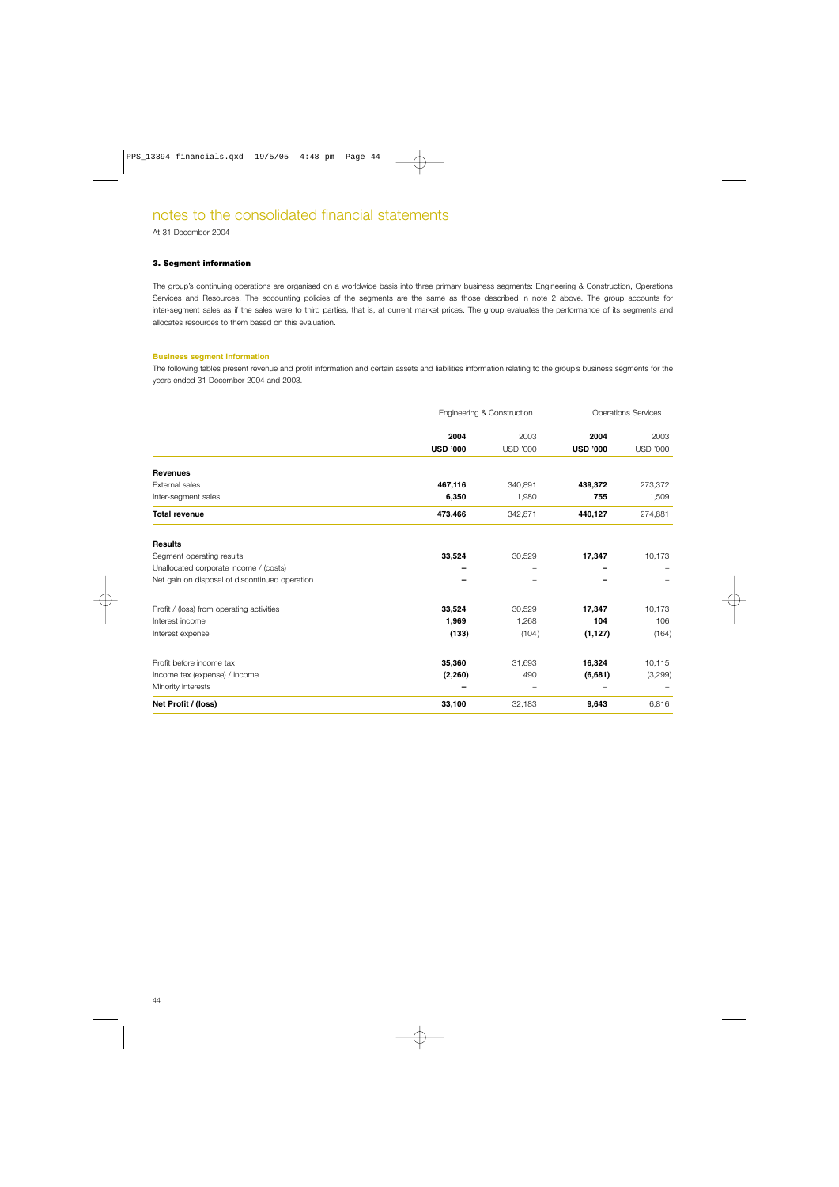# notes to the consolidated financial statements

At 31 December 2004

### 3. Segment information

The group's continuing operations are organised on a worldwide basis into three primary business segments: Engineering & Construction, Operations Services and Resources. The accounting policies of the segments are the same as those described in note 2 above. The group accounts for inter-segment sales as if the sales were to third parties, that is, at current market prices. The group evaluates the performance of its segments and allocates resources to them based on this evaluation.

#### Business segment information

The following tables present revenue and profit information and certain assets and liabilities information relating to the group's business segments for the years ended 31 December 2004 and 2003.

| | Engineering & Construction | | Operations Services | |
|---|---|---|---|---|
| | **2004** | 2003 | **2004** | 2003 |
| | **USD '000** | USD '000 | **USD '000** | USD '000 |
| **Revenues** | | | | |
| External sales | **467,116** | 340,891 | **439,372** | 273,372 |
| Inter-segment sales | **6,350** | 1,980 | **755** | 1,509 |
| **Total revenue** | **473,466** | 342,871 | **440,127** | 274,881 |
| **Results** | | | | |
| Segment operating results | **33,524** | 30,529 | **17,347** | 10,173 |
| Unallocated corporate income / (costs) | **–** | – | **–** | – |
| Net gain on disposal of discontinued operation | **–** | – | **–** | – |
| Profit / (loss) from operating activities | **33,524** | 30,529 | **17,347** | 10,173 |
| Interest income | **1,969** | 1,268 | **104** | 106 |
| Interest expense | **(133)** | (104) | **(1,127)** | (164) |
| Profit before income tax | **35,360** | 31,693 | **16,324** | 10,115 |
| Income tax (expense) / income | **(2,260)** | 490 | **(6,681)** | (3,299) |
| Minority interests | **–** | – | – | – |
| **Net Profit / (loss)** | **33,100** | 32,183 | **9,643** | 6,816 |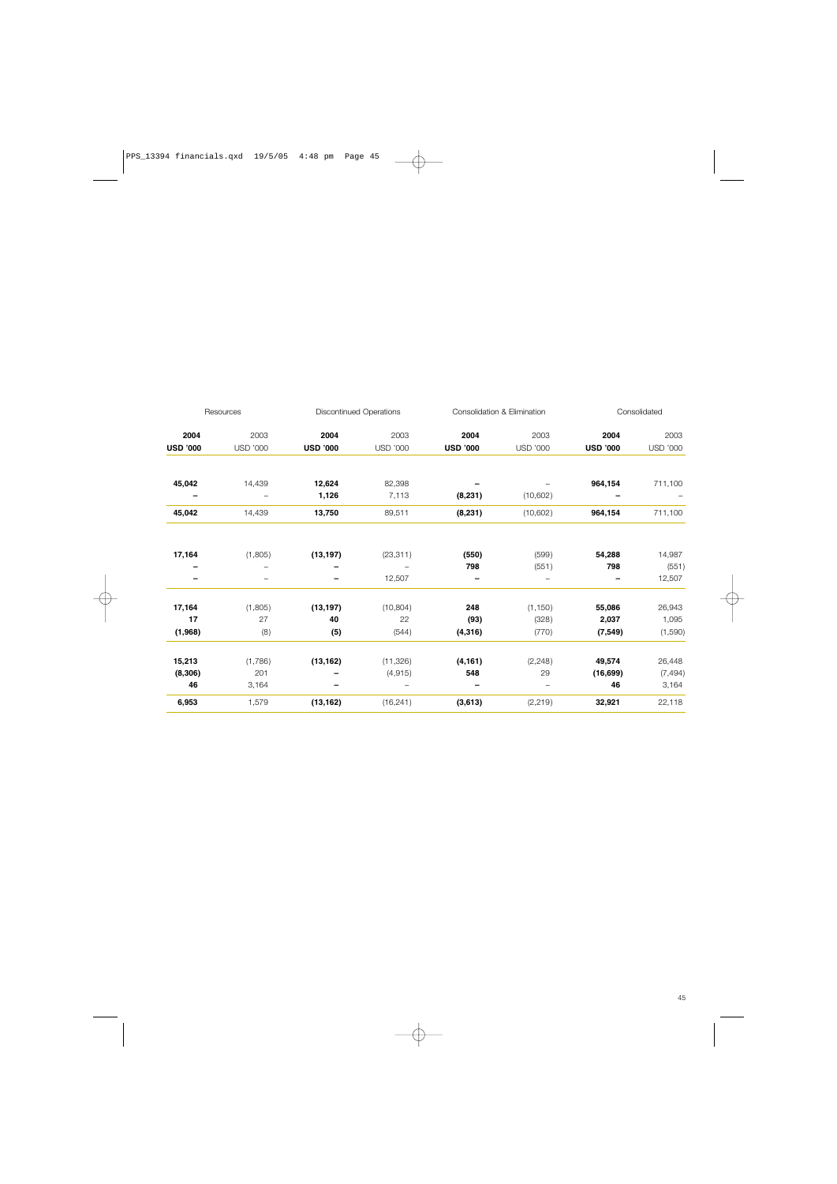| Resources | | Discontinued Operations | | Consolidation & Elimination | | Consolidated | |
|---|---|---|---|---|---|---|---|
| **2004** | 2003 | **2004** | 2003 | **2004** | 2003 | **2004** | 2003 |
| **USD '000** | USD '000 | **USD '000** | USD '000 | **USD '000** | USD '000 | **USD '000** | USD '000 |
| | | | | | | | |
| **45,042** | 14,439 | **12,624** | 82,398 | **–** | – | **964,154** | 711,100 |
| **–** | – | **1,126** | 7,113 | **(8,231)** | (10,602) | **–** | – |
| **45,042** | 14,439 | **13,750** | 89,511 | **(8,231)** | (10,602) | **964,154** | 711,100 |
| | | | | | | | |
| **17,164** | (1,805) | **(13,197)** | (23,311) | **(550)** | (599) | **54,288** | 14,987 |
| **–** | – | **–** | – | **798** | (551) | **798** | (551) |
| **–** | – | **–** | 12,507 | **–** | – | **–** | 12,507 |
| | | | | | | | |
| **17,164** | (1,805) | **(13,197)** | (10,804) | **248** | (1,150) | **55,086** | 26,943 |
| **17** | 27 | **40** | 22 | **(93)** | (328) | **2,037** | 1,095 |
| **(1,968)** | (8) | **(5)** | (544) | **(4,316)** | (770) | **(7,549)** | (1,590) |
| | | | | | | | |
| **15,213** | (1,786) | **(13,162)** | (11,326) | **(4,161)** | (2,248) | **49,574** | 26,448 |
| **(8,306)** | 201 | **–** | (4,915) | **548** | 29 | **(16,699)** | (7,494) |
| **46** | 3,164 | **–** | – | **–** | – | **46** | 3,164 |
| **6,953** | 1,579 | **(13,162)** | (16,241) | **(3,613)** | (2,219) | **32,921** | 22,118 |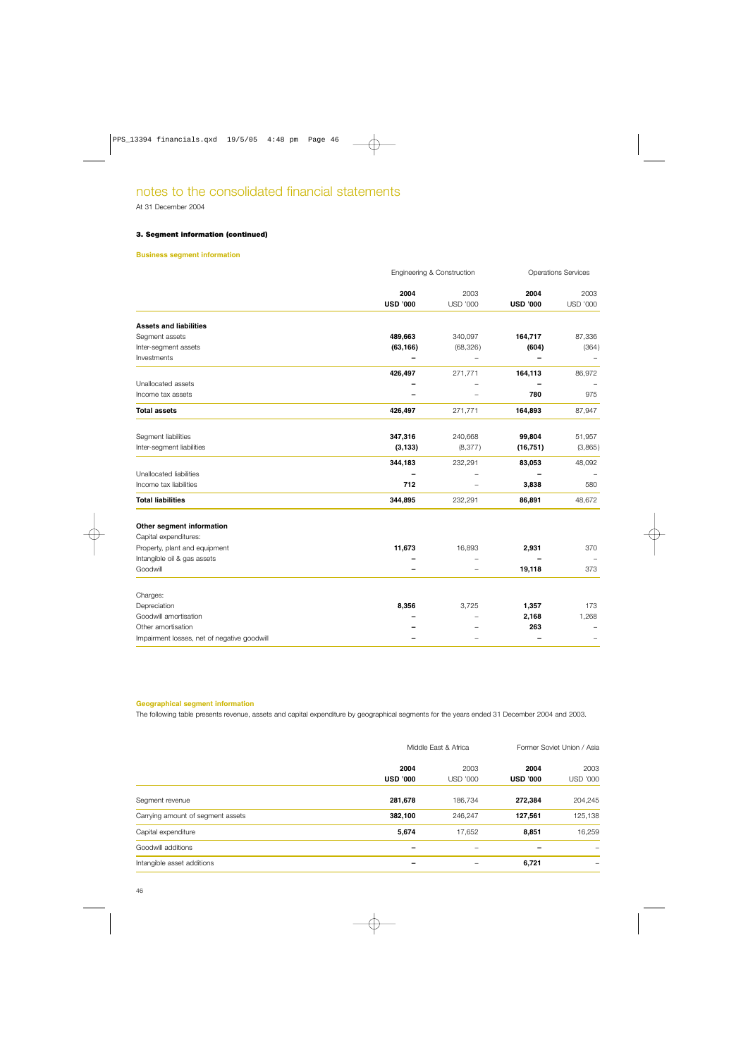# notes to the consolidated financial statements

At 31 December 2004

### 3. Segment information (continued)

**Business segment information**

| | Engineering & Construction | | Operations Services | |
|---|---|---|---|---|
| | **2004** | 2003 | **2004** | 2003 |
| | **USD '000** | USD '000 | **USD '000** | USD '000 |
| **Assets and liabilities** | | | | |
| Segment assets | **489,663** | 340,097 | **164,717** | 87,336 |
| Inter-segment assets | **(63,166)** | (68,326) | **(604)** | (364) |
| Investments | **–** | – | **–** | – |
| | **426,497** | 271,771 | **164,113** | 86,972 |
| Unallocated assets | **–** | – | **–** | – |
| Income tax assets | **–** | – | **780** | 975 |
| **Total assets** | **426,497** | 271,771 | **164,893** | 87,947 |
| Segment liabilities | **347,316** | 240,668 | **99,804** | 51,957 |
| Inter-segment liabilities | **(3,133)** | (8,377) | **(16,751)** | (3,865) |
| | **344,183** | 232,291 | **83,053** | 48,092 |
| Unallocated liabilities | **–** | – | **–** | – |
| Income tax liabilities | **712** | – | **3,838** | 580 |
| **Total liabilities** | **344,895** | 232,291 | **86,891** | 48,672 |
| **Other segment information** | | | | |
| Capital expenditures: | | | | |
| Property, plant and equipment | **11,673** | 16,893 | **2,931** | 370 |
| Intangible oil & gas assets | **–** | – | **–** | – |
| Goodwill | **–** | – | **19,118** | 373 |
| Charges: | | | | |
| Depreciation | **8,356** | 3,725 | **1,357** | 173 |
| Goodwill amortisation | **–** | – | **2,168** | 1,268 |
| Other amortisation | **–** | – | **263** | – |
| Impairment losses, net of negative goodwill | **–** | – | **–** | – |

**Geographical segment information**

The following table presents revenue, assets and capital expenditure by geographical segments for the years ended 31 December 2004 and 2003.

| | Middle East & Africa | | Former Soviet Union / Asia | |
|---|---|---|---|---|
| | **2004** | 2003 | **2004** | 2003 |
| | **USD '000** | USD '000 | **USD '000** | USD '000 |
| Segment revenue | **281,678** | 186,734 | **272,384** | 204,245 |
| Carrying amount of segment assets | **382,100** | 246,247 | **127,561** | 125,138 |
| Capital expenditure | **5,674** | 17,652 | **8,851** | 16,259 |
| Goodwill additions | **–** | – | **–** | – |
| Intangible asset additions | **–** | – | **6,721** | – |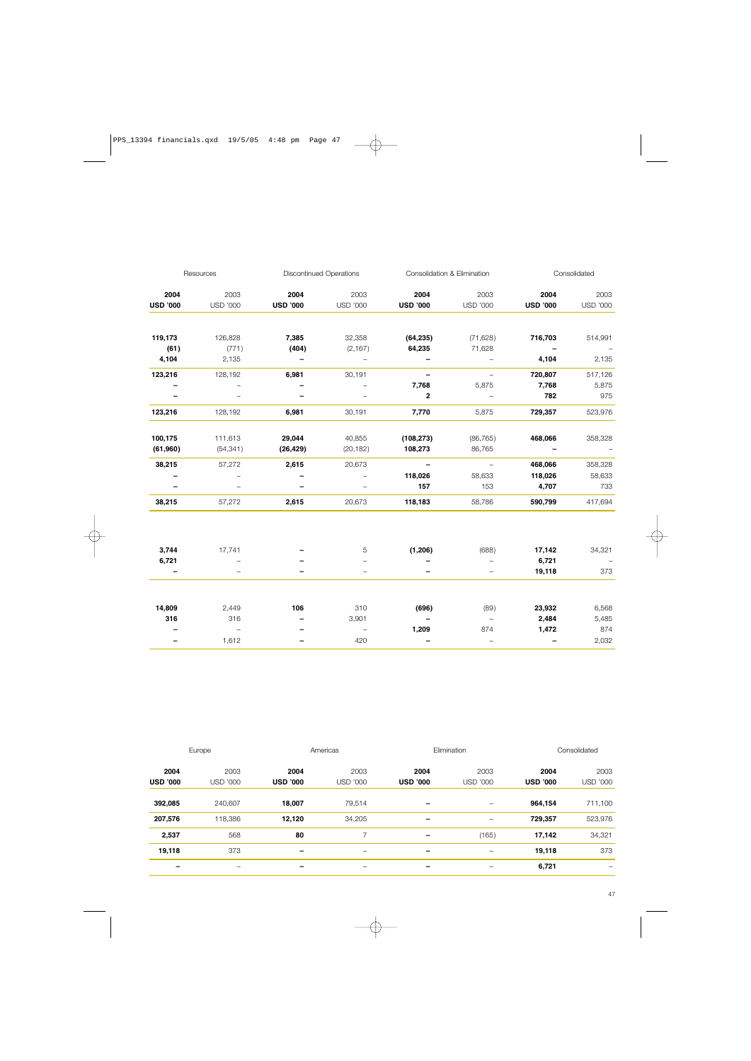| Resources | | Discontinued Operations | | Consolidation & Elimination | | Consolidated | |
|---|---|---|---|---|---|---|---|
| **2004** | 2003 | **2004** | 2003 | **2004** | 2003 | **2004** | 2003 |
| **USD '000** | USD '000 | **USD '000** | USD '000 | **USD '000** | USD '000 | **USD '000** | USD '000 |
| **119,173** | 126,828 | **7,385** | 32,358 | **(64,235)** | (71,628) | **716,703** | 514,991 |
| **(61)** | (771) | **(404)** | (2,167) | **64,235** | 71,628 | **–** | – |
| **4,104** | 2,135 | **–** | – | **–** | – | **4,104** | 2,135 |
| **123,216** | 128,192 | **6,981** | 30,191 | **–** | – | **720,807** | 517,126 |
| **–** | – | **–** | – | **7,768** | 5,875 | **7,768** | 5,875 |
| **–** | – | **–** | – | **2** | – | **782** | 975 |
| **123,216** | 128,192 | **6,981** | 30,191 | **7,770** | 5,875 | **729,357** | 523,976 |
| **100,175** | 111,613 | **29,044** | 40,855 | **(108,273)** | (86,765) | **468,066** | 358,328 |
| **(61,960)** | (54,341) | **(26,429)** | (20,182) | **108,273** | 86,765 | **–** | – |
| **38,215** | 57,272 | **2,615** | 20,673 | **–** | – | **468,066** | 358,328 |
| **–** | – | **–** | – | **118,026** | 58,633 | **118,026** | 58,633 |
| **–** | – | **–** | – | **157** | 153 | **4,707** | 733 |
| **38,215** | 57,272 | **2,615** | 20,673 | **118,183** | 58,786 | **590,799** | 417,694 |
| **3,744** | 17,741 | **–** | 5 | **(1,206)** | (688) | **17,142** | 34,321 |
| **6,721** | – | **–** | – | **–** | – | **6,721** | – |
| **–** | – | **–** | – | **–** | – | **19,118** | 373 |
| **14,809** | 2,449 | **106** | 310 | **(696)** | (89) | **23,932** | 6,568 |
| **316** | 316 | **–** | 3,901 | **–** | – | **2,484** | 5,485 |
| **–** | – | **–** | – | **1,209** | 874 | **1,472** | 874 |
| **–** | 1,612 | **–** | 420 | **–** | – | **–** | 2,032 |

| Europe | | Americas | | Elimination | | Consolidated | |
|---|---|---|---|---|---|---|---|
| **2004** | 2003 | **2004** | 2003 | **2004** | 2003 | **2004** | 2003 |
| **USD '000** | USD '000 | **USD '000** | USD '000 | **USD '000** | USD '000 | **USD '000** | USD '000 |
| **392,085** | 240,607 | **18,007** | 79,514 | **–** | – | **964,154** | 711,100 |
| **207,576** | 118,386 | **12,120** | 34,205 | **–** | – | **729,357** | 523,976 |
| **2,537** | 568 | **80** | 7 | **–** | (165) | **17,142** | 34,321 |
| **19,118** | 373 | **–** | – | **–** | – | **19,118** | 373 |
| **–** | – | **–** | – | **–** | – | **6,721** | – |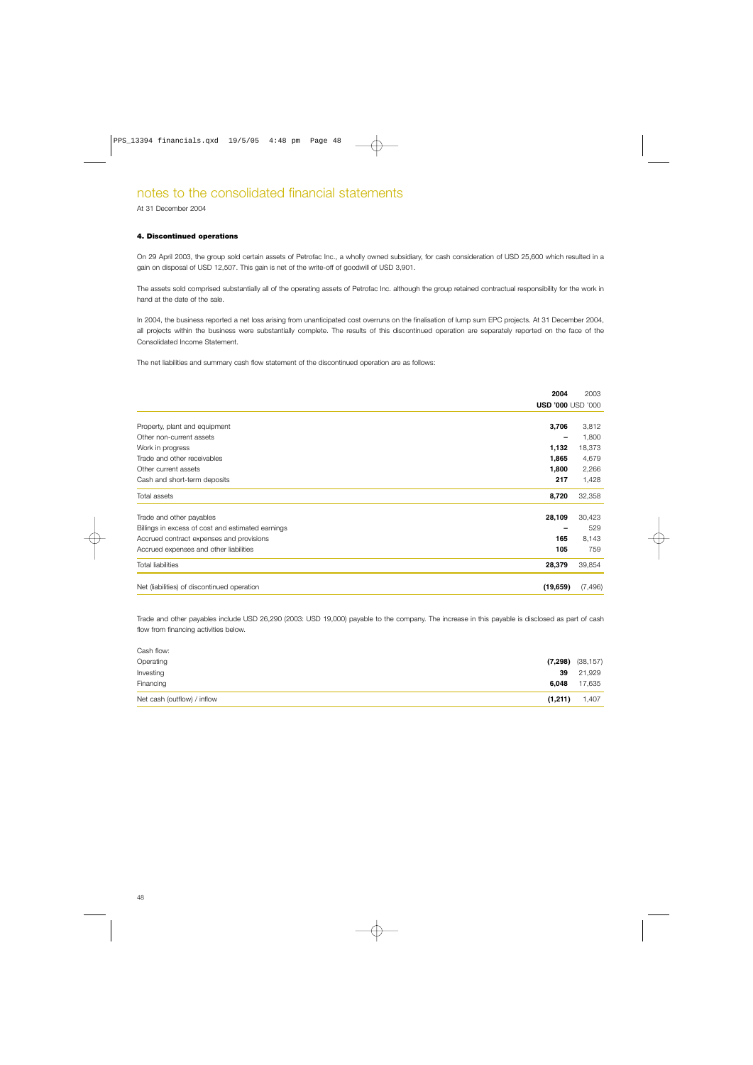# notes to the consolidated financial statements

At 31 December 2004

### 4. Discontinued operations

On 29 April 2003, the group sold certain assets of Petrofac Inc., a wholly owned subsidiary, for cash consideration of USD 25,600 which resulted in a gain on disposal of USD 12,507. This gain is net of the write-off of goodwill of USD 3,901.

The assets sold comprised substantially all of the operating assets of Petrofac Inc. although the group retained contractual responsibility for the work in hand at the date of the sale.

In 2004, the business reported a net loss arising from unanticipated cost overruns on the finalisation of lump sum EPC projects. At 31 December 2004, all projects within the business were substantially complete. The results of this discontinued operation are separately reported on the face of the Consolidated Income Statement.

The net liabilities and summary cash flow statement of the discontinued operation are as follows:

| | **2004** | 2003 |
|---|---|---|
| | **USD '000** | USD '000 |
| Property, plant and equipment | **3,706** | 3,812 |
| Other non-current assets | **–** | 1,800 |
| Work in progress | **1,132** | 18,373 |
| Trade and other receivables | **1,865** | 4,679 |
| Other current assets | **1,800** | 2,266 |
| Cash and short-term deposits | **217** | 1,428 |
| Total assets | **8,720** | 32,358 |
| Trade and other payables | **28,109** | 30,423 |
| Billings in excess of cost and estimated earnings | **–** | 529 |
| Accrued contract expenses and provisions | **165** | 8,143 |
| Accrued expenses and other liabilities | **105** | 759 |
| Total liabilities | **28,379** | 39,854 |
| Net (liabilities) of discontinued operation | **(19,659)** | (7,496) |

Trade and other payables include USD 26,290 (2003: USD 19,000) payable to the company. The increase in this payable is disclosed as part of cash flow from financing activities below.

| | | |
|---|---|---|
| Cash flow: | | |
| Operating | **(7,298)** | (38,157) |
| Investing | **39** | 21,929 |
| Financing | **6,048** | 17,635 |
| Net cash (outflow) / inflow | **(1,211)** | 1,407 |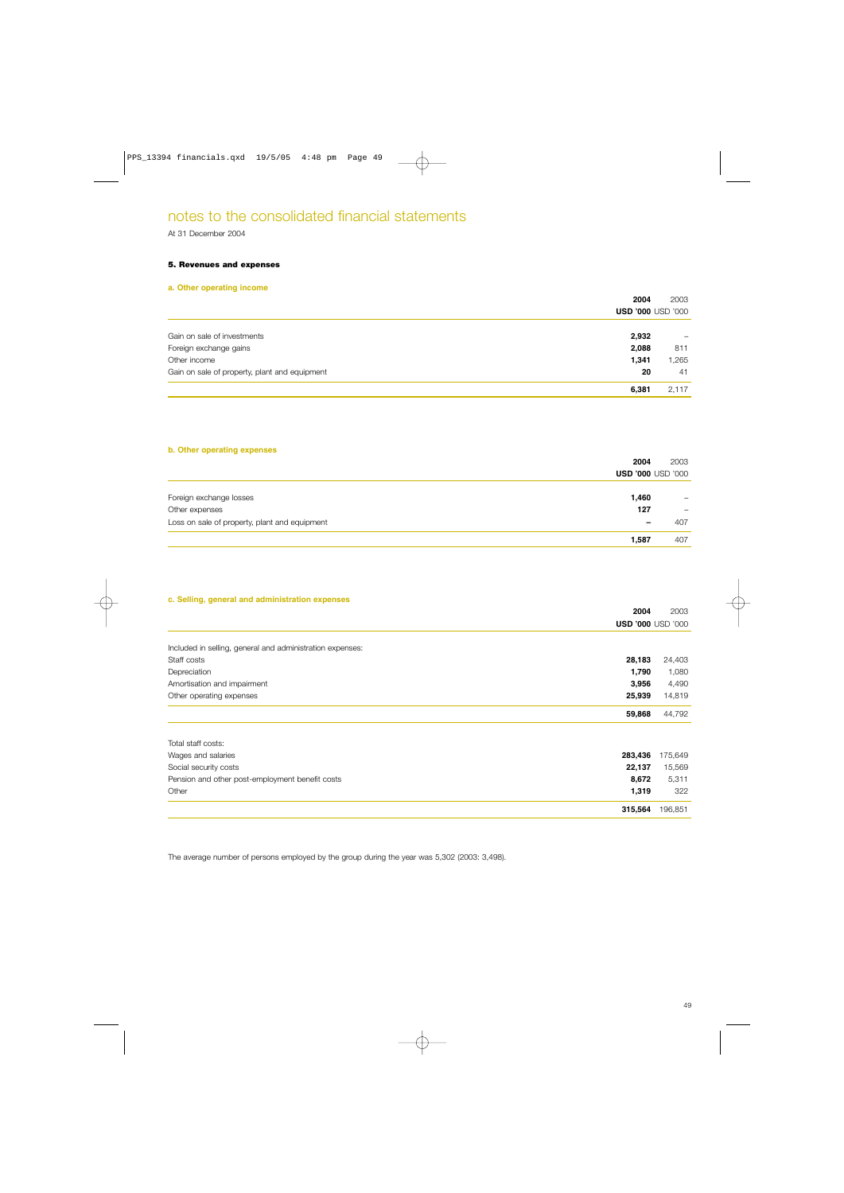# notes to the consolidated financial statements

At 31 December 2004

### 5. Revenues and expenses

#### a. Other operating income

| | 2004<br>USD '000 | 2003<br>USD '000 |
|---|---|---|
| Gain on sale of investments | 2,932 | – |
| Foreign exchange gains | 2,088 | 811 |
| Other income | 1,341 | 1,265 |
| Gain on sale of property, plant and equipment | 20 | 41 |
| | 6,381 | 2,117 |

#### b. Other operating expenses

| | 2004<br>USD '000 | 2003<br>USD '000 |
|---|---|---|
| Foreign exchange losses | 1,460 | – |
| Other expenses | 127 | – |
| Loss on sale of property, plant and equipment | – | 407 |
| | 1,587 | 407 |

#### c. Selling, general and administration expenses

| | 2004<br>USD '000 | 2003<br>USD '000 |
|---|---|---|
| Included in selling, general and administration expenses: | | |
| Staff costs | 28,183 | 24,403 |
| Depreciation | 1,790 | 1,080 |
| Amortisation and impairment | 3,956 | 4,490 |
| Other operating expenses | 25,939 | 14,819 |
| | 59,868 | 44,792 |
| Total staff costs: | | |
| Wages and salaries | 283,436 | 175,649 |
| Social security costs | 22,137 | 15,569 |
| Pension and other post-employment benefit costs | 8,672 | 5,311 |
| Other | 1,319 | 322 |
| | 315,564 | 196,851 |

The average number of persons employed by the group during the year was 5,302 (2003: 3,498).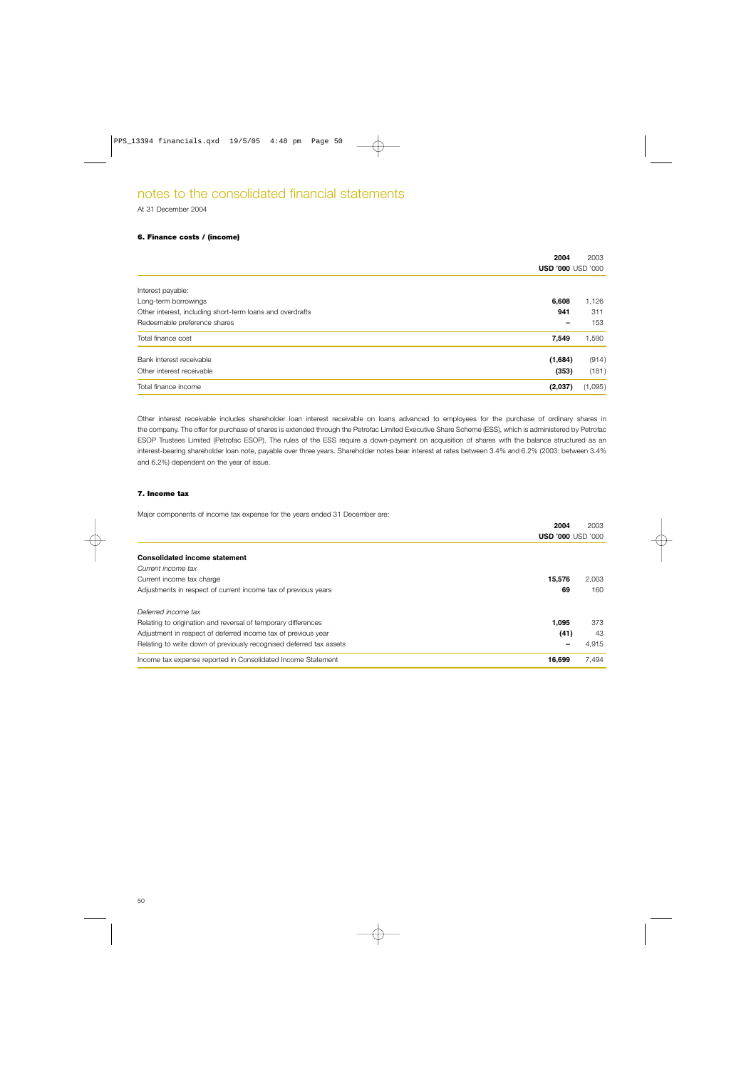# notes to the consolidated financial statements

At 31 December 2004

### 6. Finance costs / (income)

| | 2004 USD '000 | 2003 USD '000 |
|---|---|---|
| Interest payable: | | |
| Long-term borrowings | **6,608** | 1,126 |
| Other interest, including short-term loans and overdrafts | **941** | 311 |
| Redeemable preference shares | **–** | 153 |
| Total finance cost | **7,549** | 1,590 |
| Bank interest receivable | **(1,684)** | (914) |
| Other interest receivable | **(353)** | (181) |
| Total finance income | **(2,037)** | (1,095) |

Other interest receivable includes shareholder loan interest receivable on loans advanced to employees for the purchase of ordinary shares in the company. The offer for purchase of shares is extended through the Petrofac Limited Executive Share Scheme (ESS), which is administered by Petrofac ESOP Trustees Limited (Petrofac ESOP). The rules of the ESS require a down-payment on acquisition of shares with the balance structured as an interest-bearing shareholder loan note, payable over three years. Shareholder notes bear interest at rates between 3.4% and 6.2% (2003: between 3.4% and 6.2%) dependent on the year of issue.

### 7. Income tax

Major components of income tax expense for the years ended 31 December are:

| | 2004 USD '000 | 2003 USD '000 |
|---|---|---|
| **Consolidated income statement** | | |
| *Current income tax* | | |
| Current income tax charge | **15,576** | 2,003 |
| Adjustments in respect of current income tax of previous years | **69** | 160 |
| *Deferred income tax* | | |
| Relating to origination and reversal of temporary differences | **1,095** | 373 |
| Adjustment in respect of deferred income tax of previous year | **(41)** | 43 |
| Relating to write down of previously recognised deferred tax assets | **–** | 4,915 |
| Income tax expense reported in Consolidated Income Statement | **16,699** | 7,494 |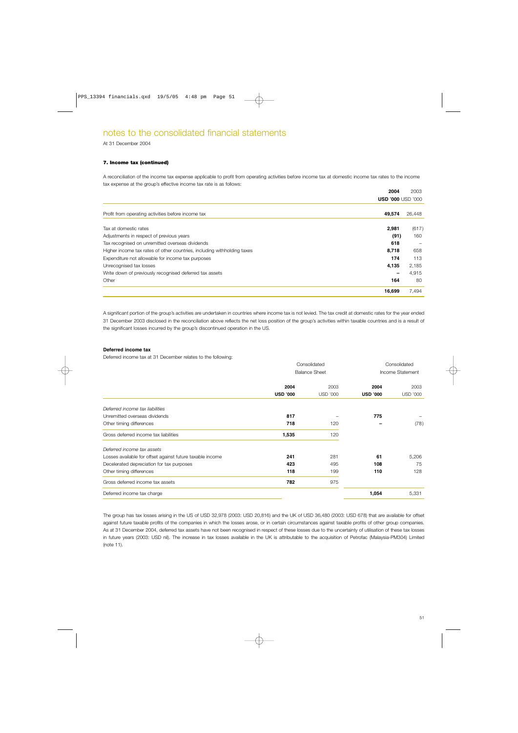# notes to the consolidated financial statements

At 31 December 2004

### 7. Income tax (continued)

A reconciliation of the income tax expense applicable to profit from operating activities before income tax at domestic income tax rates to the income tax expense at the group's effective income tax rate is as follows:

| | **2004** | 2003 |
|---|---|---|
| | **USD '000** | USD '000 |
| Profit from operating activities before income tax | **49,574** | 26,448 |
| Tax at domestic rates | **2,981** | (617) |
| Adjustments in respect of previous years | **(91)** | 160 |
| Tax recognised on unremitted overseas dividends | **618** | – |
| Higher income tax rates of other countries, including withholding taxes | **8,718** | 658 |
| Expenditure not allowable for income tax purposes | **174** | 113 |
| Unrecognised tax losses | **4,135** | 2,185 |
| Write down of previously recognised deferred tax assets | **–** | 4,915 |
| Other | **164** | 80 |
| | **16,699** | 7,494 |

A significant portion of the group's activities are undertaken in countries where income tax is not levied. The tax credit at domestic rates for the year ended 31 December 2003 disclosed in the reconciliation above reflects the net loss position of the group's activities within taxable countries and is a result of the significant losses incurred by the group's discontinued operation in the US.

**Deferred income tax**

Deferred income tax at 31 December relates to the following:

| | Consolidated Balance Sheet | | Consolidated Income Statement | |
|---|---|---|---|---|
| | **2004** | 2003 | **2004** | 2003 |
| | **USD '000** | USD '000 | **USD '000** | USD '000 |
| *Deferred income tax liabilities* | | | | |
| Unremitted overseas dividends | **817** | – | **775** | – |
| Other timing differences | **718** | 120 | **–** | (78) |
| Gross deferred income tax liabilities | **1,535** | 120 | | |
| *Deferred income tax assets* | | | | |
| Losses available for offset against future taxable income | **241** | 281 | **61** | 5,206 |
| Decelerated depreciation for tax purposes | **423** | 495 | **108** | 75 |
| Other timing differences | **118** | 199 | **110** | 128 |
| Gross deferred income tax assets | **782** | 975 | | |
| Deferred income tax charge | | | **1,054** | 5,331 |

The group has tax losses arising in the US of USD 32,978 (2003: USD 20,816) and the UK of USD 36,480 (2003: USD 678) that are available for offset against future taxable profits of the companies in which the losses arose, or in certain circumstances against taxable profits of other group companies. As at 31 December 2004, deferred tax assets have not been recognised in respect of these losses due to the uncertainty of utilisation of these tax losses in future years (2003: USD nil). The increase in tax losses available in the UK is attributable to the acquisition of Petrofac (Malaysia-PM304) Limited (note 11).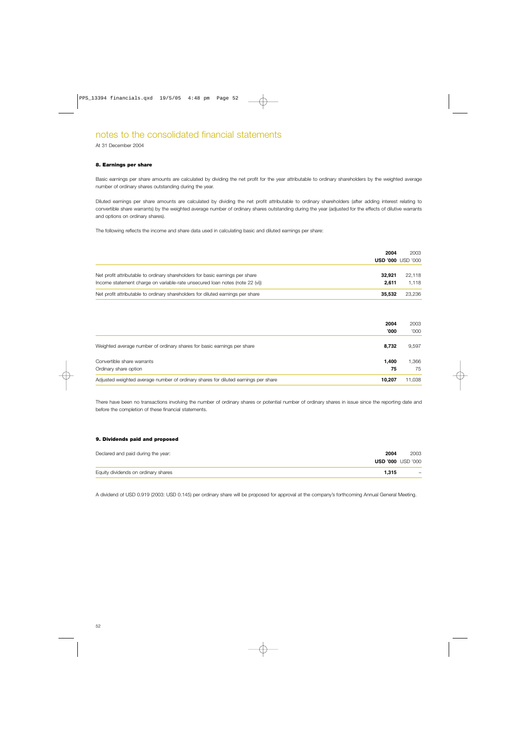# notes to the consolidated financial statements

At 31 December 2004

### 8. Earnings per share

Basic earnings per share amounts are calculated by dividing the net profit for the year attributable to ordinary shareholders by the weighted average number of ordinary shares outstanding during the year.

Diluted earnings per share amounts are calculated by dividing the net profit attributable to ordinary shareholders (after adding interest relating to convertible share warrants) by the weighted average number of ordinary shares outstanding during the year (adjusted for the effects of dilutive warrants and options on ordinary shares).

The following reflects the income and share data used in calculating basic and diluted earnings per share:

| | **2004** | 2003 |
|---|---|---|
| | **USD '000** | USD '000 |
| Net profit attributable to ordinary shareholders for basic earnings per share | **32,921** | 22,118 |
| Income statement charge on variable-rate unsecured loan notes (note 22 (vi)) | **2,611** | 1,118 |
| Net profit attributable to ordinary shareholders for diluted earnings per share | **35,532** | 23,236 |

| | **2004** | 2003 |
|---|---|---|
| | **'000** | '000 |
| Weighted average number of ordinary shares for basic earnings per share | **8,732** | 9,597 |
| Convertible share warrants | **1,400** | 1,366 |
| Ordinary share option | **75** | 75 |
| Adjusted weighted average number of ordinary shares for diluted earnings per share | **10,207** | 11,038 |

There have been no transactions involving the number of ordinary shares or potential number of ordinary shares in issue since the reporting date and before the completion of these financial statements.

### 9. Dividends paid and proposed

| Declared and paid during the year: | **2004** | 2003 |
|---|---|---|
| | **USD '000** | USD '000 |
| Equity dividends on ordinary shares | **1,315** | – |

A dividend of USD 0.919 (2003: USD 0.145) per ordinary share will be proposed for approval at the company's forthcoming Annual General Meeting.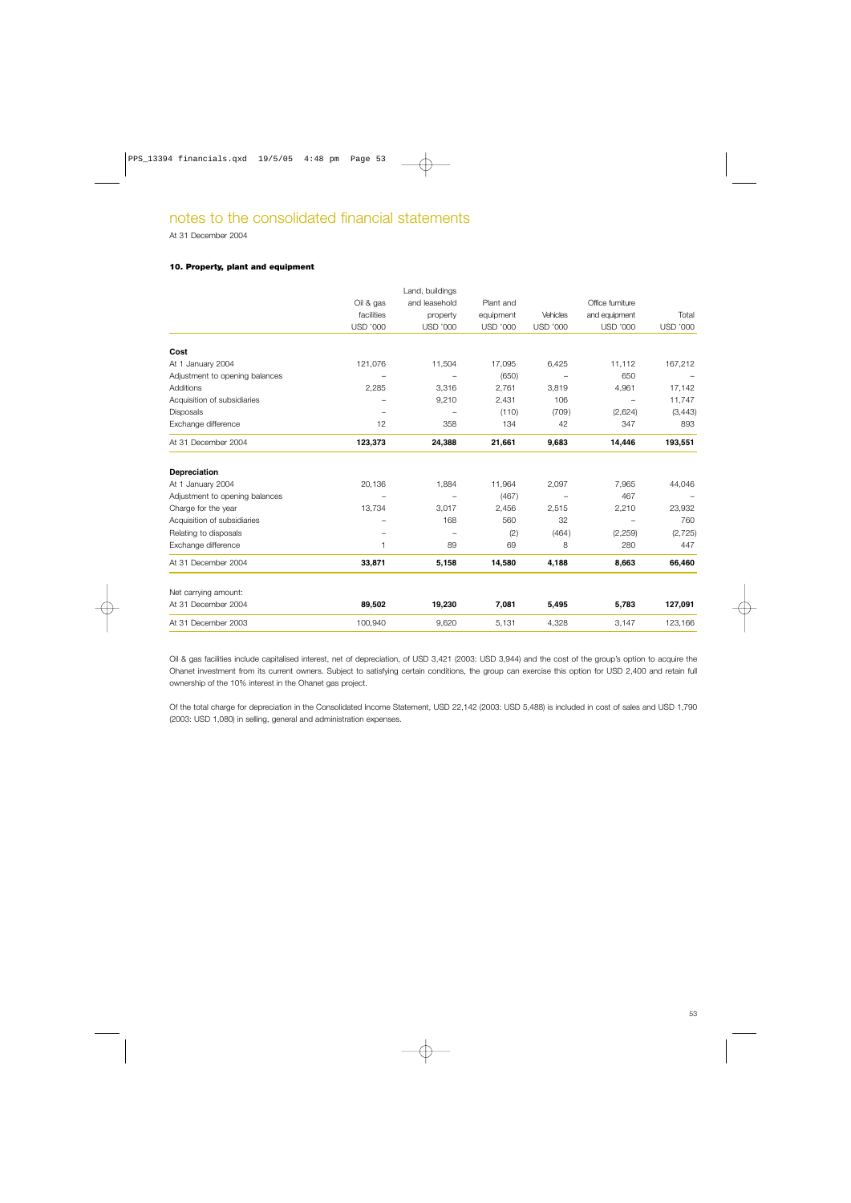# notes to the consolidated financial statements

At 31 December 2004

### 10. Property, plant and equipment

| | Oil & gas facilities USD '000 | Land, buildings and leasehold property USD '000 | Plant and equipment USD '000 | Vehicles USD '000 | Office furniture and equipment USD '000 | Total USD '000 |
|---|---|---|---|---|---|---|
| **Cost** | | | | | | |
| At 1 January 2004 | 121,076 | 11,504 | 17,095 | 6,425 | 11,112 | 167,212 |
| Adjustment to opening balances | – | – | (650) | – | 650 | – |
| Additions | 2,285 | 3,316 | 2,761 | 3,819 | 4,961 | 17,142 |
| Acquisition of subsidiaries | – | 9,210 | 2,431 | 106 | – | 11,747 |
| Disposals | – | – | (110) | (709) | (2,624) | (3,443) |
| Exchange difference | 12 | 358 | 134 | 42 | 347 | 893 |
| At 31 December 2004 | **123,373** | **24,388** | **21,661** | **9,683** | **14,446** | **193,551** |
| **Depreciation** | | | | | | |
| At 1 January 2004 | 20,136 | 1,884 | 11,964 | 2,097 | 7,965 | 44,046 |
| Adjustment to opening balances | – | – | (467) | – | 467 | – |
| Charge for the year | 13,734 | 3,017 | 2,456 | 2,515 | 2,210 | 23,932 |
| Acquisition of subsidiaries | – | 168 | 560 | 32 | – | 760 |
| Relating to disposals | – | – | (2) | (464) | (2,259) | (2,725) |
| Exchange difference | 1 | 89 | 69 | 8 | 280 | 447 |
| At 31 December 2004 | **33,871** | **5,158** | **14,580** | **4,188** | **8,663** | **66,460** |
| Net carrying amount: | | | | | | |
| At 31 December 2004 | **89,502** | **19,230** | **7,081** | **5,495** | **5,783** | **127,091** |
| At 31 December 2003 | 100,940 | 9,620 | 5,131 | 4,328 | 3,147 | 123,166 |

Oil & gas facilities include capitalised interest, net of depreciation, of USD 3,421 (2003: USD 3,944) and the cost of the group's option to acquire the Ohanet investment from its current owners. Subject to satisfying certain conditions, the group can exercise this option for USD 2,400 and retain full ownership of the 10% interest in the Ohanet gas project.

Of the total charge for depreciation in the Consolidated Income Statement, USD 22,142 (2003: USD 5,488) is included in cost of sales and USD 1,790 (2003: USD 1,080) in selling, general and administration expenses.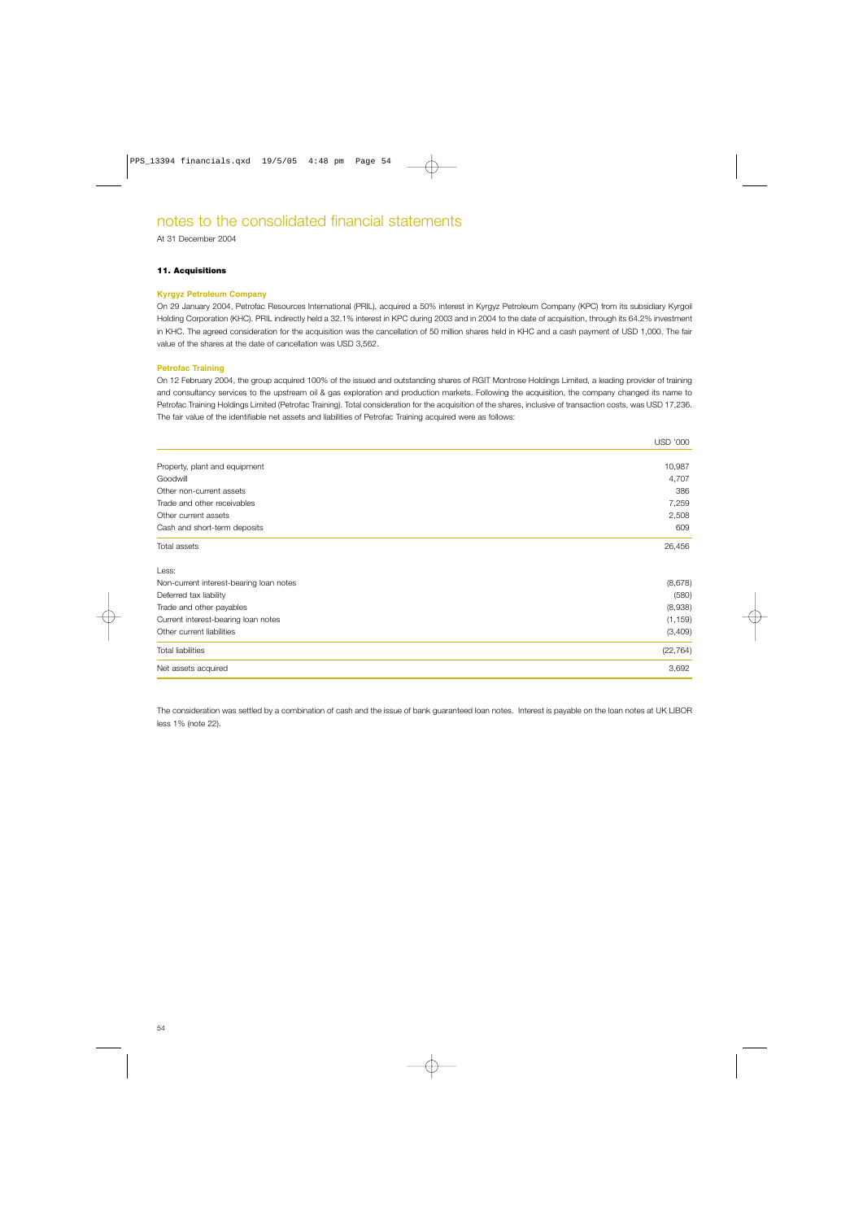# notes to the consolidated financial statements

At 31 December 2004

### 11. Acquisitions

#### Kyrgyz Petroleum Company

On 29 January 2004, Petrofac Resources International (PRIL), acquired a 50% interest in Kyrgyz Petroleum Company (KPC) from its subsidiary Kyrgoil Holding Corporation (KHC). PRIL indirectly held a 32.1% interest in KPC during 2003 and in 2004 to the date of acquisition, through its 64.2% investment in KHC. The agreed consideration for the acquisition was the cancellation of 50 million shares held in KHC and a cash payment of USD 1,000. The fair value of the shares at the date of cancellation was USD 3,562.

#### Petrofac Training

On 12 February 2004, the group acquired 100% of the issued and outstanding shares of RGIT Montrose Holdings Limited, a leading provider of training and consultancy services to the upstream oil & gas exploration and production markets. Following the acquisition, the company changed its name to Petrofac Training Holdings Limited (Petrofac Training). Total consideration for the acquisition of the shares, inclusive of transaction costs, was USD 17,236. The fair value of the identifiable net assets and liabilities of Petrofac Training acquired were as follows:

| | USD '000 |
|---|---|
| Property, plant and equipment | 10,987 |
| Goodwill | 4,707 |
| Other non-current assets | 386 |
| Trade and other receivables | 7,259 |
| Other current assets | 2,508 |
| Cash and short-term deposits | 609 |
| Total assets | 26,456 |
| Less: | |
| Non-current interest-bearing loan notes | (8,678) |
| Deferred tax liability | (580) |
| Trade and other payables | (8,938) |
| Current interest-bearing loan notes | (1,159) |
| Other current liabilities | (3,409) |
| Total liabilities | (22,764) |
| Net assets acquired | 3,692 |

The consideration was settled by a combination of cash and the issue of bank guaranteed loan notes. Interest is payable on the loan notes at UK LIBOR less 1% (note 22).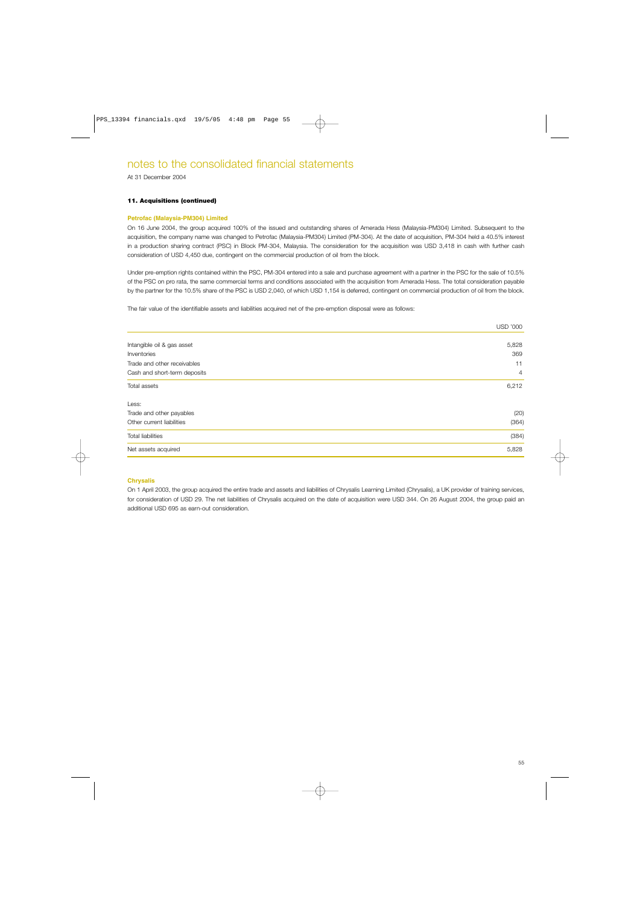# notes to the consolidated financial statements

At 31 December 2004

### 11. Acquisitions (continued)

#### Petrofac (Malaysia-PM304) Limited

On 16 June 2004, the group acquired 100% of the issued and outstanding shares of Amerada Hess (Malaysia-PM304) Limited. Subsequent to the acquisition, the company name was changed to Petrofac (Malaysia-PM304) Limited (PM-304). At the date of acquisition, PM-304 held a 40.5% interest in a production sharing contract (PSC) in Block PM-304, Malaysia. The consideration for the acquisition was USD 3,418 in cash with further cash consideration of USD 4,450 due, contingent on the commercial production of oil from the block.

Under pre-emption rights contained within the PSC, PM-304 entered into a sale and purchase agreement with a partner in the PSC for the sale of 10.5% of the PSC on pro rata, the same commercial terms and conditions associated with the acquisition from Amerada Hess. The total consideration payable by the partner for the 10.5% share of the PSC is USD 2,040, of which USD 1,154 is deferred, contingent on commercial production of oil from the block.

The fair value of the identifiable assets and liabilities acquired net of the pre-emption disposal were as follows:

| | USD '000 |
|---|---|
| Intangible oil & gas asset | 5,828 |
| Inventories | 369 |
| Trade and other receivables | 11 |
| Cash and short-term deposits | 4 |
| Total assets | 6,212 |
| Less: | |
| Trade and other payables | (20) |
| Other current liabilities | (364) |
| Total liabilities | (384) |
| Net assets acquired | 5,828 |

#### Chrysalis

On 1 April 2003, the group acquired the entire trade and assets and liabilities of Chrysalis Learning Limited (Chrysalis), a UK provider of training services, for consideration of USD 29. The net liabilities of Chrysalis acquired on the date of acquisition were USD 344. On 26 August 2004, the group paid an additional USD 695 as earn-out consideration.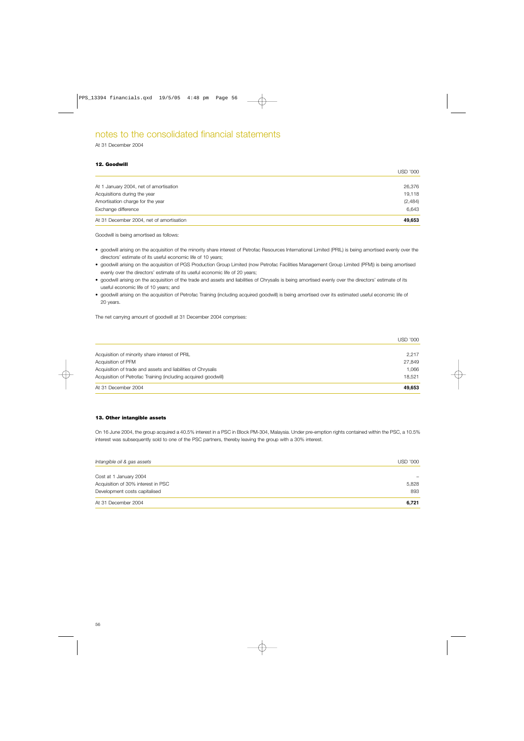# notes to the consolidated financial statements

At 31 December 2004

### 12. Goodwill

| | USD '000 |
|---|---|
| At 1 January 2004, net of amortisation | 26,376 |
| Acquisitions during the year | 19,118 |
| Amortisation charge for the year | (2,484) |
| Exchange difference | 6,643 |
| At 31 December 2004, net of amortisation | **49,653** |

Goodwill is being amortised as follows:

- goodwill arising on the acquisition of the minority share interest of Petrofac Resources International Limited (PRIL) is being amortised evenly over the directors' estimate of its useful economic life of 10 years;
- goodwill arising on the acquisition of PGS Production Group Limited (now Petrofac Facilities Management Group Limited (PFM)) is being amortised evenly over the directors' estimate of its useful economic life of 20 years;
- goodwill arising on the acquisition of the trade and assets and liabilities of Chrysalis is being amortised evenly over the directors' estimate of its useful economic life of 10 years; and
- goodwill arising on the acquisition of Petrofac Training (including acquired goodwill) is being amortised over its estimated useful economic life of 20 years.

The net carrying amount of goodwill at 31 December 2004 comprises:

| | USD '000 |
|---|---|
| Acquisition of minority share interest of PRIL | 2,217 |
| Acquisition of PFM | 27,849 |
| Acquisition of trade and assets and liabilities of Chrysalis | 1,066 |
| Acquisition of Petrofac Training (including acquired goodwill) | 18,521 |
| At 31 December 2004 | **49,653** |

### 13. Other intangible assets

On 16 June 2004, the group acquired a 40.5% interest in a PSC in Block PM-304, Malaysia. Under pre-emption rights contained within the PSC, a 10.5% interest was subsequently sold to one of the PSC partners, thereby leaving the group with a 30% interest.

| *Intangible oil & gas assets* | USD '000 |
|---|---|
| Cost at 1 January 2004 | – |
| Acquisition of 30% interest in PSC | 5,828 |
| Development costs capitalised | 893 |
| At 31 December 2004 | **6,721** |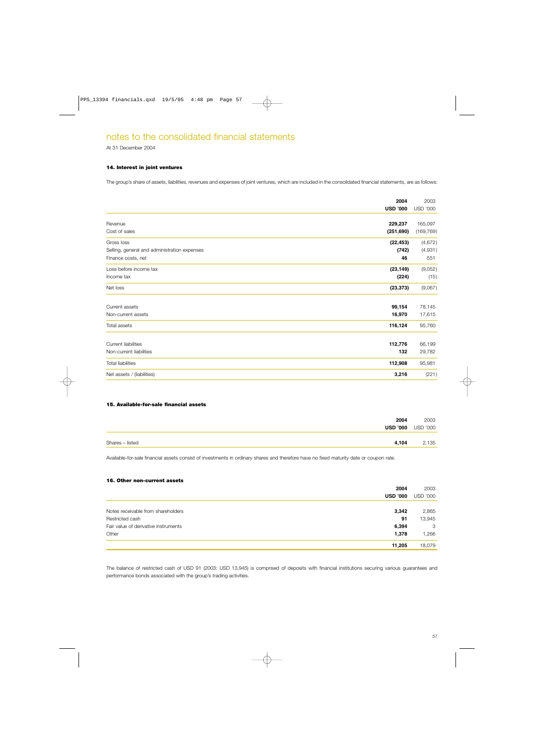# notes to the consolidated financial statements

At 31 December 2004

### 14. Interest in joint ventures

The group's share of assets, liabilities, revenues and expenses of joint ventures, which are included in the consolidated financial statements, are as follows:

| | 2004 USD '000 | 2003 USD '000 |
|---|---|---|
| Revenue | **229,237** | 165,097 |
| Cost of sales | **(251,690)** | (169,769) |
| Gross loss | **(22,453)** | (4,672) |
| Selling, general and administration expenses | **(742)** | (4,931) |
| Finance costs, net | **46** | 551 |
| Loss before income tax | **(23,149)** | (9,052) |
| Income tax | **(224)** | (15) |
| Net loss | **(23,373)** | (9,067) |
| Current assets | **99,154** | 78,145 |
| Non-current assets | **16,970** | 17,615 |
| Total assets | **116,124** | 95,760 |
| Current liabilities | **112,776** | 66,199 |
| Non-current liabilities | **132** | 29,782 |
| Total liabilities | **112,908** | 95,981 |
| Net assets / (liabilities) | **3,216** | (221) |

### 15. Available-for-sale financial assets

| | 2004 USD '000 | 2003 USD '000 |
|---|---|---|
| Shares – listed | **4,104** | 2,135 |

Available-for-sale financial assets consist of investments in ordinary shares and therefore have no fixed maturity date or coupon rate.

### 16. Other non-current assets

| | 2004 USD '000 | 2003 USD '000 |
|---|---|---|
| Notes receivable from shareholders | **3,342** | 2,865 |
| Restricted cash | **91** | 13,945 |
| Fair value of derivative instruments | **6,394** | 3 |
| Other | **1,378** | 1,266 |
| | **11,205** | 18,079 |

The balance of restricted cash of USD 91 (2003: USD 13,945) is comprised of deposits with financial institutions securing various guarantees and performance bonds associated with the group's trading activities.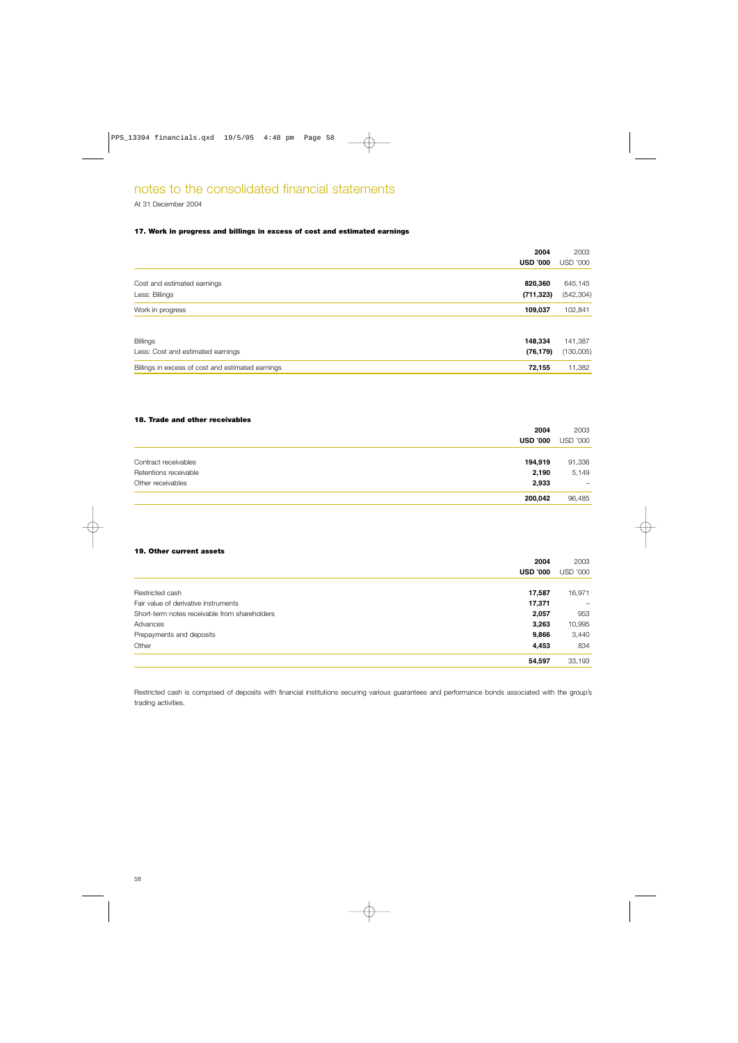# notes to the consolidated financial statements

At 31 December 2004

### 17. Work in progress and billings in excess of cost and estimated earnings

| | 2004 | 2003 |
|---|---|---|
| | USD '000 | USD '000 |
| Cost and estimated earnings | 820,360 | 645,145 |
| Less: Billings | (711,323) | (542,304) |
| Work in progress | 109,037 | 102,841 |
| | | |
| Billings | 148,334 | 141,387 |
| Less: Cost and estimated earnings | (76,179) | (130,005) |
| Billings in excess of cost and estimated earnings | 72,155 | 11,382 |

### 18. Trade and other receivables

| | 2004 | 2003 |
|---|---|---|
| | USD '000 | USD '000 |
| Contract receivables | 194,919 | 91,336 |
| Retentions receivable | 2,190 | 5,149 |
| Other receivables | 2,933 | – |
| | 200,042 | 96,485 |

### 19. Other current assets

| | 2004 | 2003 |
|---|---|---|
| | USD '000 | USD '000 |
| Restricted cash | 17,587 | 16,971 |
| Fair value of derivative instruments | 17,371 | – |
| Short-term notes receivable from shareholders | 2,057 | 953 |
| Advances | 3,263 | 10,995 |
| Prepayments and deposits | 9,866 | 3,440 |
| Other | 4,453 | 834 |
| | 54,597 | 33,193 |

Restricted cash is comprised of deposits with financial institutions securing various guarantees and performance bonds associated with the group's trading activities.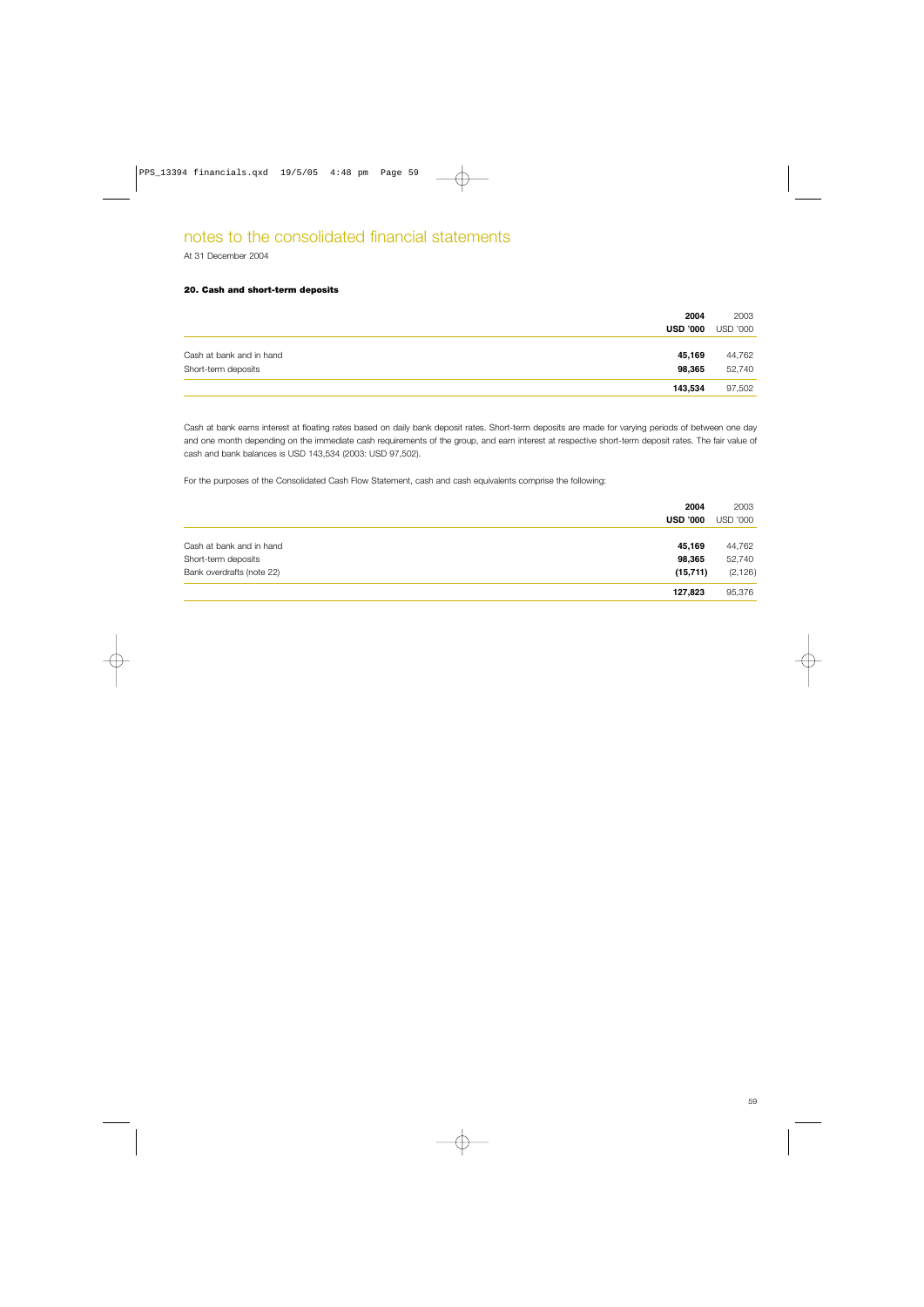# notes to the consolidated financial statements

At 31 December 2004

### 20. Cash and short-term deposits

| | **2004** | 2003 |
|---|---|---|
| | **USD '000** | USD '000 |
| Cash at bank and in hand | **45,169** | 44,762 |
| Short-term deposits | **98,365** | 52,740 |
| | **143,534** | 97,502 |

Cash at bank earns interest at floating rates based on daily bank deposit rates. Short-term deposits are made for varying periods of between one day and one month depending on the immediate cash requirements of the group, and earn interest at respective short-term deposit rates. The fair value of cash and bank balances is USD 143,534 (2003: USD 97,502).

For the purposes of the Consolidated Cash Flow Statement, cash and cash equivalents comprise the following:

| | **2004** | 2003 |
|---|---|---|
| | **USD '000** | USD '000 |
| Cash at bank and in hand | **45,169** | 44,762 |
| Short-term deposits | **98,365** | 52,740 |
| Bank overdrafts (note 22) | **(15,711)** | (2,126) |
| | **127,823** | 95,376 |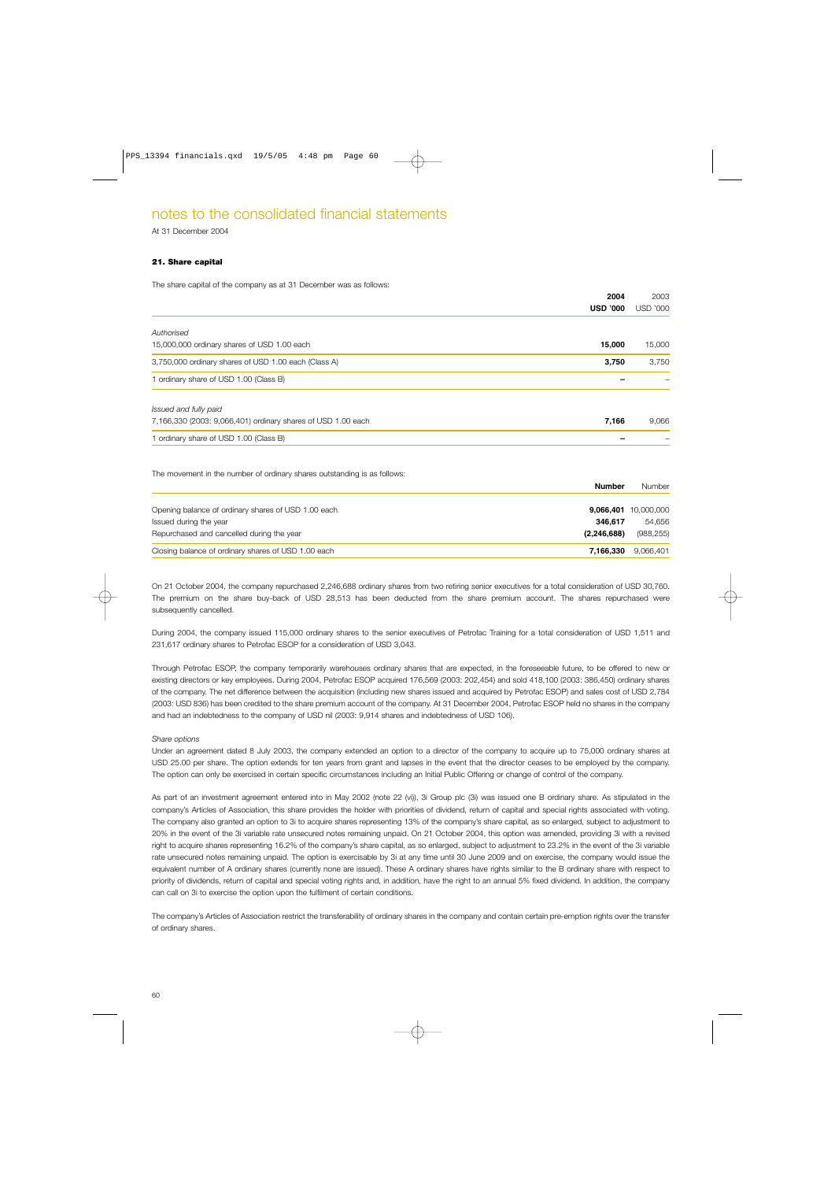# notes to the consolidated financial statements

At 31 December 2004

## 21. Share capital

The share capital of the company as at 31 December was as follows:

| | 2004 USD '000 | 2003 USD '000 |
|---|---|---|
| *Authorised* | | |
| 15,000,000 ordinary shares of USD 1.00 each | **15,000** | 15,000 |
| 3,750,000 ordinary shares of USD 1.00 each (Class A) | **3,750** | 3,750 |
| 1 ordinary share of USD 1.00 (Class B) | **–** | – |
| *Issued and fully paid* | | |
| 7,166,330 (2003: 9,066,401) ordinary shares of USD 1.00 each | **7,166** | 9,066 |
| 1 ordinary share of USD 1.00 (Class B) | **–** | – |

The movement in the number of ordinary shares outstanding is as follows:

| | Number | Number |
|---|---|---|
| Opening balance of ordinary shares of USD 1.00 each | **9,066,401** | 10,000,000 |
| Issued during the year | **346,617** | 54,656 |
| Repurchased and cancelled during the year | **(2,246,688)** | (988,255) |
| Closing balance of ordinary shares of USD 1.00 each | **7,166,330** | 9,066,401 |

On 21 October 2004, the company repurchased 2,246,688 ordinary shares from two retiring senior executives for a total consideration of USD 30,760. The premium on the share buy-back of USD 28,513 has been deducted from the share premium account. The shares repurchased were subsequently cancelled.

During 2004, the company issued 115,000 ordinary shares to the senior executives of Petrofac Training for a total consideration of USD 1,511 and 231,617 ordinary shares to Petrofac ESOP for a consideration of USD 3,043.

Through Petrofac ESOP, the company temporarily warehouses ordinary shares that are expected, in the foreseeable future, to be offered to new or existing directors or key employees. During 2004, Petrofac ESOP acquired 176,569 (2003: 202,454) and sold 418,100 (2003: 386,450) ordinary shares of the company. The net difference between the acquisition (including new shares issued and acquired by Petrofac ESOP) and sales cost of USD 2,784 (2003: USD 836) has been credited to the share premium account of the company. At 31 December 2004, Petrofac ESOP held no shares in the company and had an indebtedness to the company of USD nil (2003: 9,914 shares and indebtedness of USD 106).

*Share options*

Under an agreement dated 8 July 2003, the company extended an option to a director of the company to acquire up to 75,000 ordinary shares at USD 25.00 per share. The option extends for ten years from grant and lapses in the event that the director ceases to be employed by the company. The option can only be exercised in certain specific circumstances including an Initial Public Offering or change of control of the company.

As part of an investment agreement entered into in May 2002 (note 22 (vi)), 3i Group plc (3i) was issued one B ordinary share. As stipulated in the company's Articles of Association, this share provides the holder with priorities of dividend, return of capital and special rights associated with voting. The company also granted an option to 3i to acquire shares representing 13% of the company's share capital, as so enlarged, subject to adjustment to 20% in the event of the 3i variable rate unsecured notes remaining unpaid. On 21 October 2004, this option was amended, providing 3i with a revised right to acquire shares representing 16.2% of the company's share capital, as so enlarged, subject to adjustment to 23.2% in the event of the 3i variable rate unsecured notes remaining unpaid. The option is exercisable by 3i at any time until 30 June 2009 and on exercise, the company would issue the equivalent number of A ordinary shares (currently none are issued). These A ordinary shares have rights similar to the B ordinary share with respect to priority of dividends, return of capital and special voting rights and, in addition, have the right to an annual 5% fixed dividend. In addition, the company can call on 3i to exercise the option upon the fulfilment of certain conditions.

The company's Articles of Association restrict the transferability of ordinary shares in the company and contain certain pre-emption rights over the transfer of ordinary shares.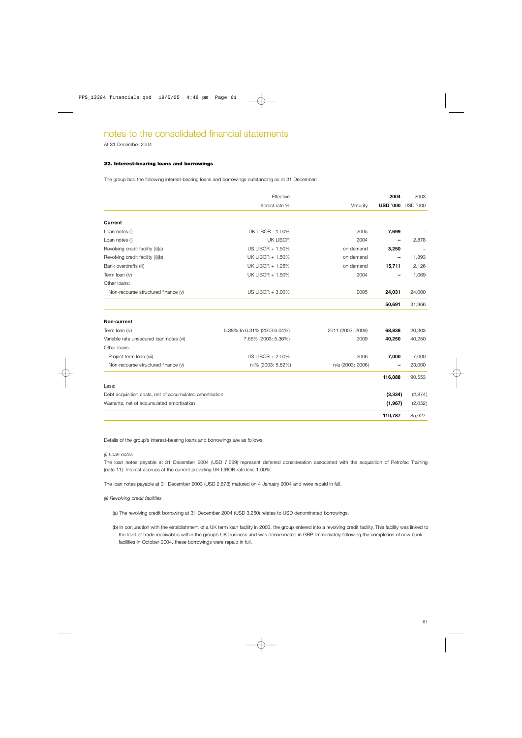# notes to the consolidated financial statements

At 31 December 2004

### 22. Interest-bearing loans and borrowings

The group had the following interest-bearing loans and borrowings outstanding as at 31 December:

| | Effective interest rate % | Maturity | 2004 USD '000 | 2003 USD '000 |
|---|---|---|---|---|
| **Current** | | | | |
| Loan notes (i) | UK LIBOR - 1.00% | 2005 | **7,699** | – |
| Loan notes (i) | UK LIBOR | 2004 | **–** | 2,878 |
| Revolving credit facility (ii)(a) | US LIBOR + 1.50% | on demand | **3,250** | – |
| Revolving credit facility (ii)(b) | UK LIBOR + 1.50% | on demand | **–** | 1,893 |
| Bank overdrafts (iii) | UK LIBOR + 1.25% | on demand | **15,711** | 2,126 |
| Term loan (iv) | UK LIBOR + 1.50% | 2004 | **–** | 1,069 |
| Other loans: | | | | |
| Non-recourse structured finance (v) | US LIBOR + 3.00% | 2005 | **24,031** | 24,000 |
| | | | **50,691** | 31,966 |
| **Non-current** | | | | |
| Term loan (iv) | 5.38% to 6.31% (2003:6.04%) | 2011 (2003: 2009) | **68,838** | 20,303 |
| Variable rate unsecured loan notes (vi) | 7.66% (2003: 5.36%) | 2009 | **40,250** | 40,250 |
| Other loans: | | | | |
| Project term loan (vii) | US LIBOR + 2.00% | 2006 | **7,000** | 7,000 |
| Non-recourse structured finance (v) | nil% (2003: 5.82%) | n/a (2003: 2006) | **–** | 23,000 |
| | | | **116,088** | 90,553 |
| Less: | | | | |
| Debt acquisition costs, net of accumulated amortisation | | | **(3,334)** | (2,874) |
| Warrants, net of accumulated amortisation | | | **(1,967)** | (2,052) |
| | | | **110,787** | 85,627 |

Details of the group's interest-bearing loans and borrowings are as follows:

*(i) Loan notes*

The loan notes payable at 31 December 2004 (USD 7,699) represent deferred consideration associated with the acquisition of Petrofac Training (note 11). Interest accrues at the current prevailing UK LIBOR rate less 1.00%.

The loan notes payable at 31 December 2003 (USD 2,878) matured on 4 January 2004 and were repaid in full.

*(ii) Revolving credit facilities*

(a) The revolving credit borrowing at 31 December 2004 (USD 3,250) relates to USD denominated borrowings.

(b) In conjunction with the establishment of a UK term loan facility in 2003, the group entered into a revolving credit facility. This facility was linked to the level of trade receivables within the group's UK business and was denominated in GBP. Immediately following the completion of new bank facilities in October 2004, these borrowings were repaid in full.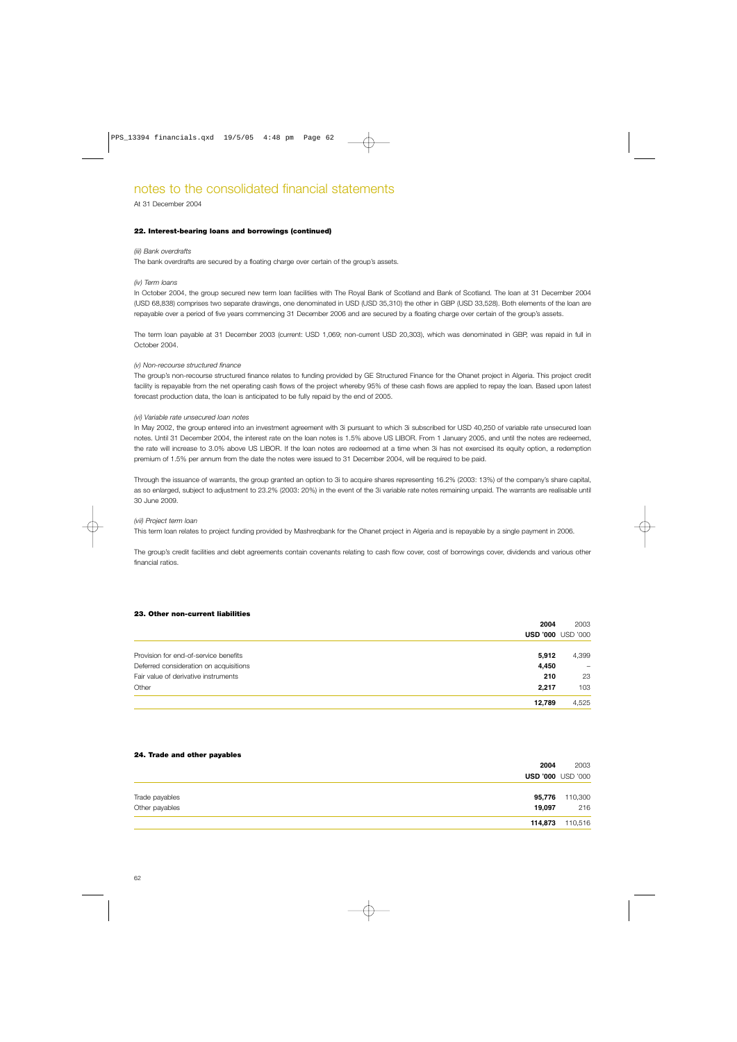# notes to the consolidated financial statements

At 31 December 2004

### 22. Interest-bearing loans and borrowings (continued)

*(iii) Bank overdrafts*

The bank overdrafts are secured by a floating charge over certain of the group's assets.

*(iv) Term loans*

In October 2004, the group secured new term loan facilities with The Royal Bank of Scotland and Bank of Scotland. The loan at 31 December 2004 (USD 68,838) comprises two separate drawings, one denominated in USD (USD 35,310) the other in GBP (USD 33,528). Both elements of the loan are repayable over a period of five years commencing 31 December 2006 and are secured by a floating charge over certain of the group's assets.

The term loan payable at 31 December 2003 (current: USD 1,069; non-current USD 20,303), which was denominated in GBP, was repaid in full in October 2004.

*(v) Non-recourse structured finance*

The group's non-recourse structured finance relates to funding provided by GE Structured Finance for the Ohanet project in Algeria. This project credit facility is repayable from the net operating cash flows of the project whereby 95% of these cash flows are applied to repay the loan. Based upon latest forecast production data, the loan is anticipated to be fully repaid by the end of 2005.

*(vi) Variable rate unsecured loan notes*

In May 2002, the group entered into an investment agreement with 3i pursuant to which 3i subscribed for USD 40,250 of variable rate unsecured loan notes. Until 31 December 2004, the interest rate on the loan notes is 1.5% above US LIBOR. From 1 January 2005, and until the notes are redeemed, the rate will increase to 3.0% above US LIBOR. If the loan notes are redeemed at a time when 3i has not exercised its equity option, a redemption premium of 1.5% per annum from the date the notes were issued to 31 December 2004, will be required to be paid.

Through the issuance of warrants, the group granted an option to 3i to acquire shares representing 16.2% (2003: 13%) of the company's share capital, as so enlarged, subject to adjustment to 23.2% (2003: 20%) in the event of the 3i variable rate notes remaining unpaid. The warrants are realisable until 30 June 2009.

*(vii) Project term loan*

This term loan relates to project funding provided by Mashreqbank for the Ohanet project in Algeria and is repayable by a single payment in 2006.

The group's credit facilities and debt agreements contain covenants relating to cash flow cover, cost of borrowings cover, dividends and various other financial ratios.

### 23. Other non-current liabilities

| | **2004** | 2003 |
|---|---|---|
| | **USD '000** | USD '000 |
| Provision for end-of-service benefits | **5,912** | 4,399 |
| Deferred consideration on acquisitions | **4,450** | – |
| Fair value of derivative instruments | **210** | 23 |
| Other | **2,217** | 103 |
| | **12,789** | 4,525 |

### 24. Trade and other payables

| | **2004** | 2003 |
|---|---|---|
| | **USD '000** | USD '000 |
| Trade payables | **95,776** | 110,300 |
| Other payables | **19,097** | 216 |
| | **114,873** | 110,516 |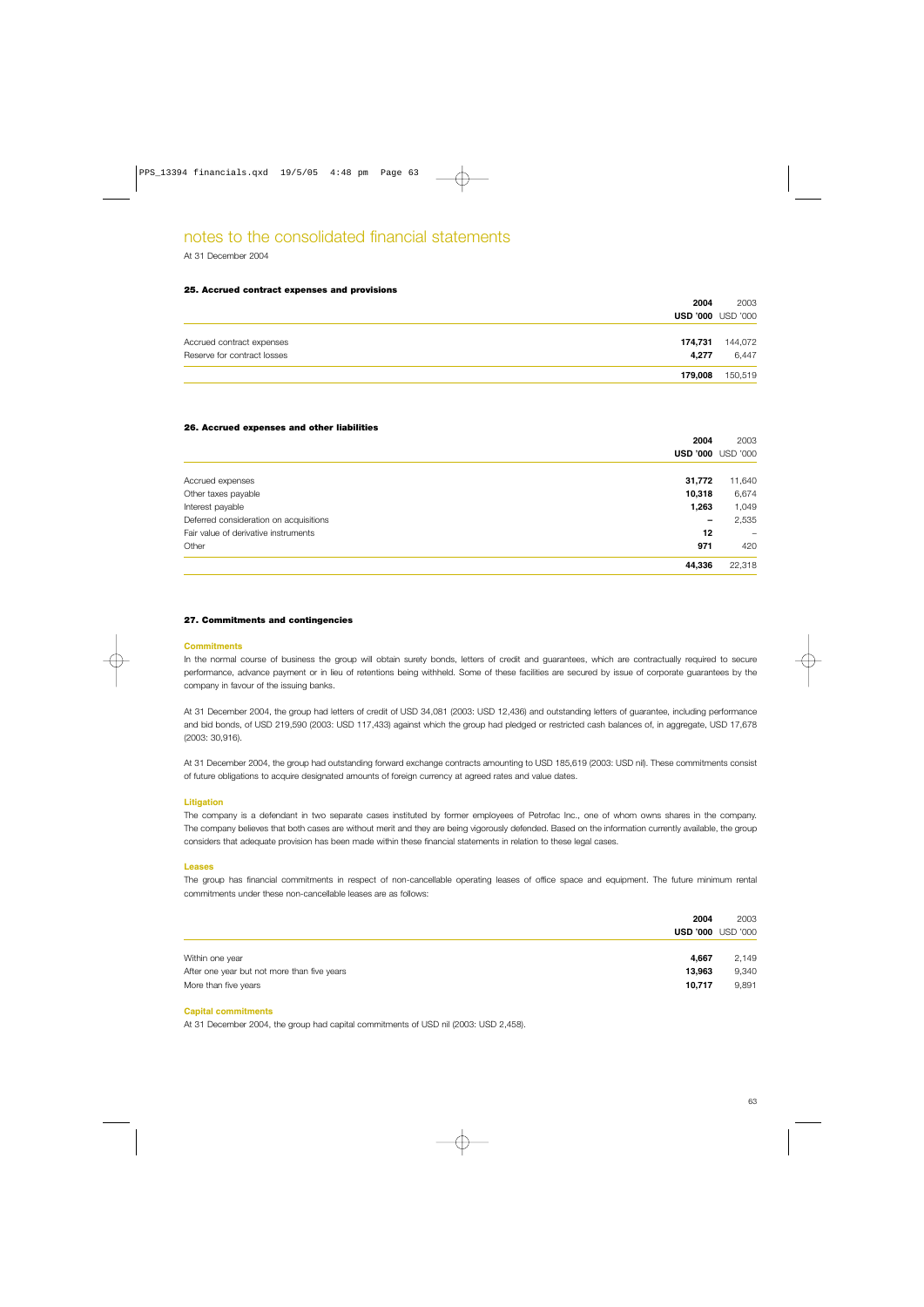# notes to the consolidated financial statements

At 31 December 2004

### 25. Accrued contract expenses and provisions

| | **2004** | 2003 |
|---|---|---|
| | **USD '000** | USD '000 |
| Accrued contract expenses | **174,731** | 144,072 |
| Reserve for contract losses | **4,277** | 6,447 |
| | **179,008** | 150,519 |

### 26. Accrued expenses and other liabilities

| | **2004** | 2003 |
|---|---|---|
| | **USD '000** | USD '000 |
| Accrued expenses | **31,772** | 11,640 |
| Other taxes payable | **10,318** | 6,674 |
| Interest payable | **1,263** | 1,049 |
| Deferred consideration on acquisitions | **–** | 2,535 |
| Fair value of derivative instruments | **12** | – |
| Other | **971** | 420 |
| | **44,336** | 22,318 |

### 27. Commitments and contingencies

#### Commitments

In the normal course of business the group will obtain surety bonds, letters of credit and guarantees, which are contractually required to secure performance, advance payment or in lieu of retentions being withheld. Some of these facilities are secured by issue of corporate guarantees by the company in favour of the issuing banks.

At 31 December 2004, the group had letters of credit of USD 34,081 (2003: USD 12,436) and outstanding letters of guarantee, including performance and bid bonds, of USD 219,590 (2003: USD 117,433) against which the group had pledged or restricted cash balances of, in aggregate, USD 17,678 (2003: 30,916).

At 31 December 2004, the group had outstanding forward exchange contracts amounting to USD 185,619 (2003: USD nil). These commitments consist of future obligations to acquire designated amounts of foreign currency at agreed rates and value dates.

#### Litigation

The company is a defendant in two separate cases instituted by former employees of Petrofac Inc., one of whom owns shares in the company. The company believes that both cases are without merit and they are being vigorously defended. Based on the information currently available, the group considers that adequate provision has been made within these financial statements in relation to these legal cases.

#### Leases

The group has financial commitments in respect of non-cancellable operating leases of office space and equipment. The future minimum rental commitments under these non-cancellable leases are as follows:

| | **2004** | 2003 |
|---|---|---|
| | **USD '000** | USD '000 |
| Within one year | **4,667** | 2,149 |
| After one year but not more than five years | **13,963** | 9,340 |
| More than five years | **10,717** | 9,891 |

#### Capital commitments

At 31 December 2004, the group had capital commitments of USD nil (2003: USD 2,458).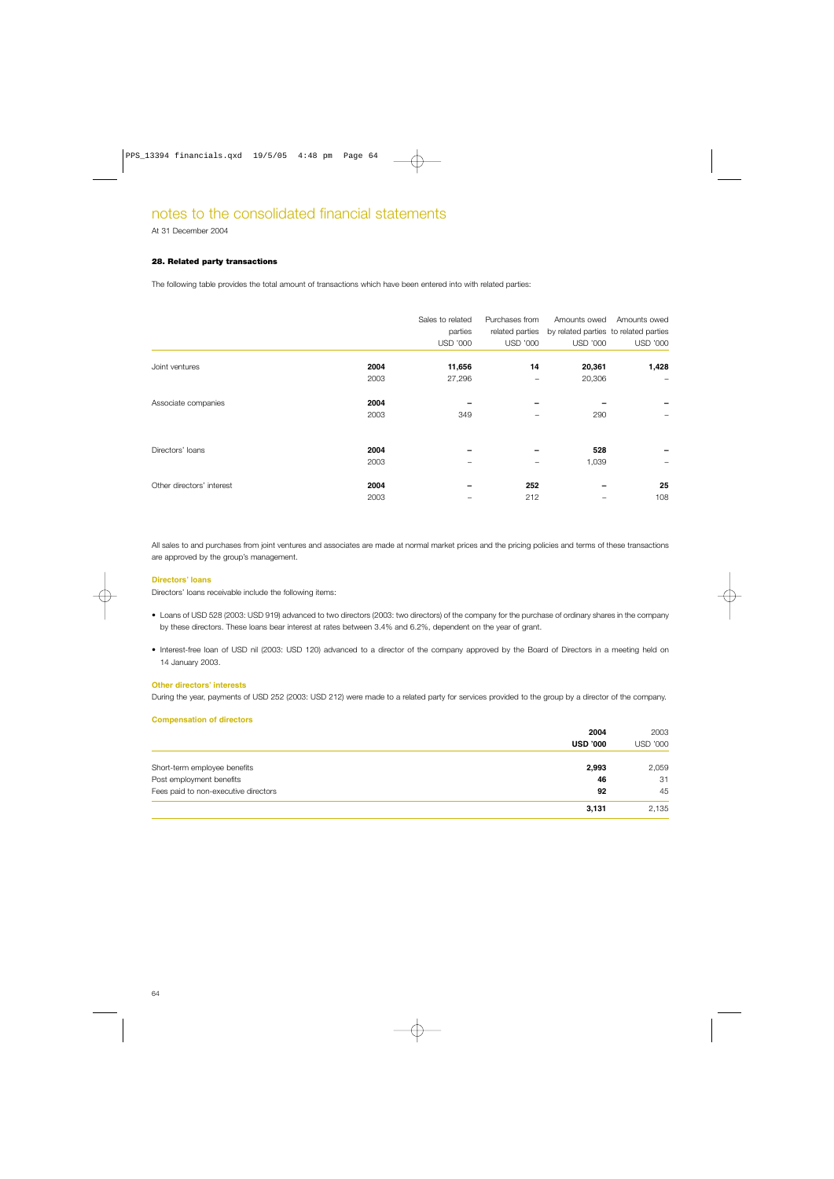# notes to the consolidated financial statements

At 31 December 2004

### 28. Related party transactions

The following table provides the total amount of transactions which have been entered into with related parties:

| | | Sales to related parties USD '000 | Purchases from related parties USD '000 | Amounts owed by related parties USD '000 | Amounts owed to related parties USD '000 |
|---|---|---|---|---|---|
| Joint ventures | **2004** | **11,656** | **14** | **20,361** | **1,428** |
| | 2003 | 27,296 | – | 20,306 | – |
| Associate companies | **2004** | **–** | **–** | **–** | **–** |
| | 2003 | 349 | – | 290 | – |
| Directors' loans | **2004** | **–** | **–** | **528** | **–** |
| | 2003 | – | – | 1,039 | – |
| Other directors' interest | **2004** | **–** | **252** | **–** | **25** |
| | 2003 | – | 212 | – | 108 |

All sales to and purchases from joint ventures and associates are made at normal market prices and the pricing policies and terms of these transactions are approved by the group's management.

**Directors' loans**

Directors' loans receivable include the following items:

- Loans of USD 528 (2003: USD 919) advanced to two directors (2003: two directors) of the company for the purchase of ordinary shares in the company by these directors. These loans bear interest at rates between 3.4% and 6.2%, dependent on the year of grant.
- Interest-free loan of USD nil (2003: USD 120) advanced to a director of the company approved by the Board of Directors in a meeting held on 14 January 2003.

**Other directors' interests**

During the year, payments of USD 252 (2003: USD 212) were made to a related party for services provided to the group by a director of the company.

**Compensation of directors**

| | **2004** **USD '000** | 2003 USD '000 |
|---|---|---|
| Short-term employee benefits | **2,993** | 2,059 |
| Post employment benefits | **46** | 31 |
| Fees paid to non-executive directors | **92** | 45 |
| | **3,131** | 2,135 |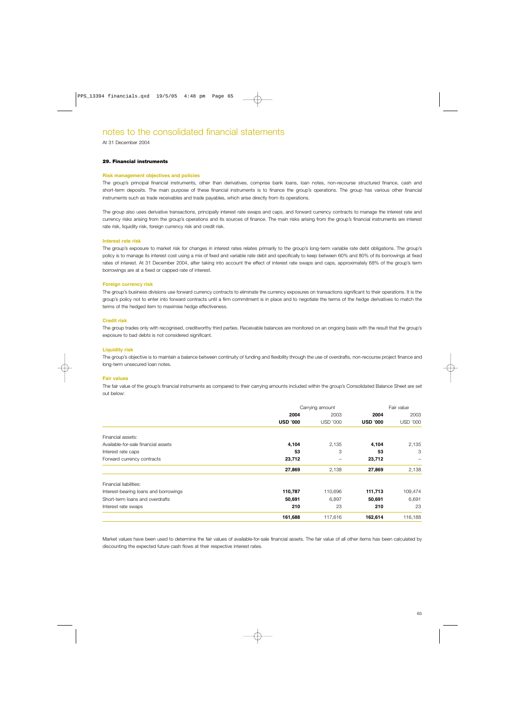# notes to the consolidated financial statements

At 31 December 2004

## 29. Financial instruments

### Risk management objectives and policies

The group's principal financial instruments, other than derivatives, comprise bank loans, loan notes, non-recourse structured finance, cash and short-term deposits. The main purpose of these financial instruments is to finance the group's operations. The group has various other financial instruments such as trade receivables and trade payables, which arise directly from its operations.

The group also uses derivative transactions, principally interest rate swaps and caps, and forward currency contracts to manage the interest rate and currency risks arising from the group's operations and its sources of finance. The main risks arising from the group's financial instruments are interest rate risk, liquidity risk, foreign currency risk and credit risk.

### Interest rate risk

The group's exposure to market risk for changes in interest rates relates primarily to the group's long-term variable rate debt obligations. The group's policy is to manage its interest cost using a mix of fixed and variable rate debt and specifically to keep between 60% and 80% of its borrowings at fixed rates of interest. At 31 December 2004, after taking into account the effect of interest rate swaps and caps, approximately 68% of the group's term borrowings are at a fixed or capped rate of interest.

### Foreign currency risk

The group's business divisions use forward currency contracts to eliminate the currency exposures on transactions significant to their operations. It is the group's policy not to enter into forward contracts until a firm commitment is in place and to negotiate the terms of the hedge derivatives to match the terms of the hedged item to maximise hedge effectiveness.

### Credit risk

The group trades only with recognised, creditworthy third parties. Receivable balances are monitored on an ongoing basis with the result that the group's exposure to bad debts is not considered significant.

### Liquidity risk

The group's objective is to maintain a balance between continuity of funding and flexibility through the use of overdrafts, non-recourse project finance and long-term unsecured loan notes.

### Fair values

The fair value of the group's financial instruments as compared to their carrying amounts included within the group's Consolidated Balance Sheet are set out below:

| | Carrying amount | | Fair value | |
|---|---|---|---|---|
| | **2004** | 2003 | **2004** | 2003 |
| | **USD '000** | USD '000 | **USD '000** | USD '000 |
| Financial assets: | | | | |
| Available-for-sale financial assets | **4,104** | 2,135 | **4,104** | 2,135 |
| Interest rate caps | **53** | 3 | **53** | 3 |
| Forward currency contracts | **23,712** | – | **23,712** | – |
| | **27,869** | 2,138 | **27,869** | 2,138 |
| Financial liabilities: | | | | |
| Interest-bearing loans and borrowings | **110,787** | 110,696 | **111,713** | 109,474 |
| Short-term loans and overdrafts | **50,691** | 6,897 | **50,691** | 6,691 |
| Interest rate swaps | **210** | 23 | **210** | 23 |
| | **161,688** | 117,616 | **162,614** | 116,188 |

Market values have been used to determine the fair values of available-for-sale financial assets. The fair value of all other items has been calculated by discounting the expected future cash flows at their respective interest rates.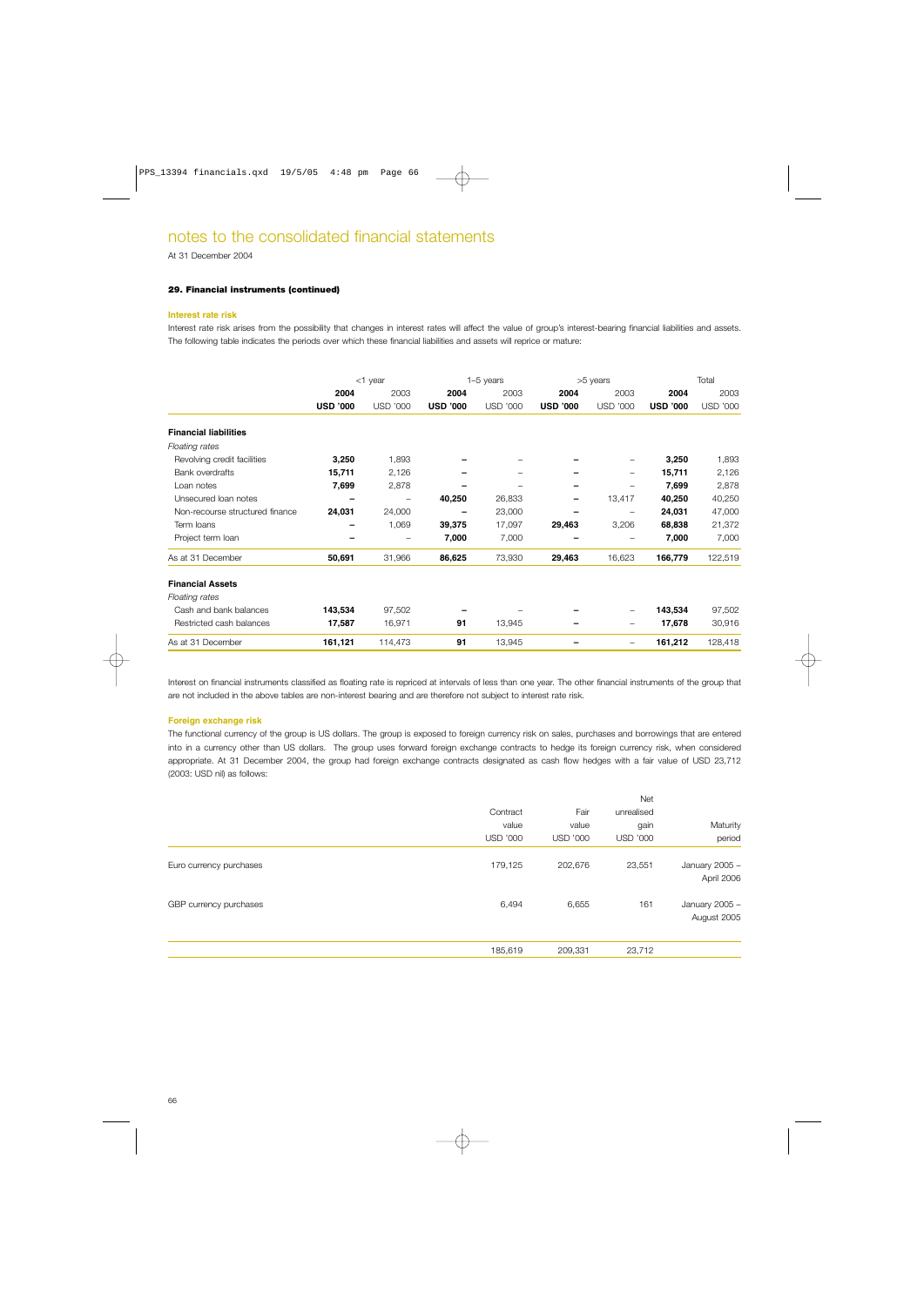# notes to the consolidated financial statements

At 31 December 2004

### 29. Financial instruments (continued)

#### Interest rate risk

Interest rate risk arises from the possibility that changes in interest rates will affect the value of group's interest-bearing financial liabilities and assets. The following table indicates the periods over which these financial liabilities and assets will reprice or mature:

| | <1 year | | 1–5 years | | >5 years | | Total | |
|---|---|---|---|---|---|---|---|---|
| | **2004** | 2003 | **2004** | 2003 | **2004** | 2003 | **2004** | 2003 |
| | **USD '000** | USD '000 | **USD '000** | USD '000 | **USD '000** | USD '000 | **USD '000** | USD '000 |
| **Financial liabilities** | | | | | | | | |
| *Floating rates* | | | | | | | | |
| Revolving credit facilities | **3,250** | 1,893 | **–** | – | **–** | – | **3,250** | 1,893 |
| Bank overdrafts | **15,711** | 2,126 | **–** | – | **–** | – | **15,711** | 2,126 |
| Loan notes | **7,699** | 2,878 | **–** | – | **–** | – | **7,699** | 2,878 |
| Unsecured loan notes | **–** | – | **40,250** | 26,833 | **–** | 13,417 | **40,250** | 40,250 |
| Non-recourse structured finance | **24,031** | 24,000 | **–** | 23,000 | **–** | – | **24,031** | 47,000 |
| Term loans | **–** | 1,069 | **39,375** | 17,097 | **29,463** | 3,206 | **68,838** | 21,372 |
| Project term loan | **–** | – | **7,000** | 7,000 | **–** | – | **7,000** | 7,000 |
| As at 31 December | **50,691** | 31,966 | **86,625** | 73,930 | **29,463** | 16,623 | **166,779** | 122,519 |
| **Financial Assets** | | | | | | | | |
| *Floating rates* | | | | | | | | |
| Cash and bank balances | **143,534** | 97,502 | **–** | – | **–** | – | **143,534** | 97,502 |
| Restricted cash balances | **17,587** | 16,971 | **91** | 13,945 | **–** | – | **17,678** | 30,916 |
| As at 31 December | **161,121** | 114,473 | **91** | 13,945 | **–** | – | **161,212** | 128,418 |

Interest on financial instruments classified as floating rate is repriced at intervals of less than one year. The other financial instruments of the group that are not included in the above tables are non-interest bearing and are therefore not subject to interest rate risk.

#### Foreign exchange risk

The functional currency of the group is US dollars. The group is exposed to foreign currency risk on sales, purchases and borrowings that are entered into in a currency other than US dollars. The group uses forward foreign exchange contracts to hedge its foreign currency risk, when considered appropriate. At 31 December 2004, the group had foreign exchange contracts designated as cash flow hedges with a fair value of USD 23,712 (2003: USD nil) as follows:

| | Contract value USD '000 | Fair value USD '000 | Net unrealised gain USD '000 | Maturity period |
|---|---|---|---|---|
| Euro currency purchases | 179,125 | 202,676 | 23,551 | January 2005 – April 2006 |
| GBP currency purchases | 6,494 | 6,655 | 161 | January 2005 – August 2005 |
| | 185,619 | 209,331 | 23,712 | |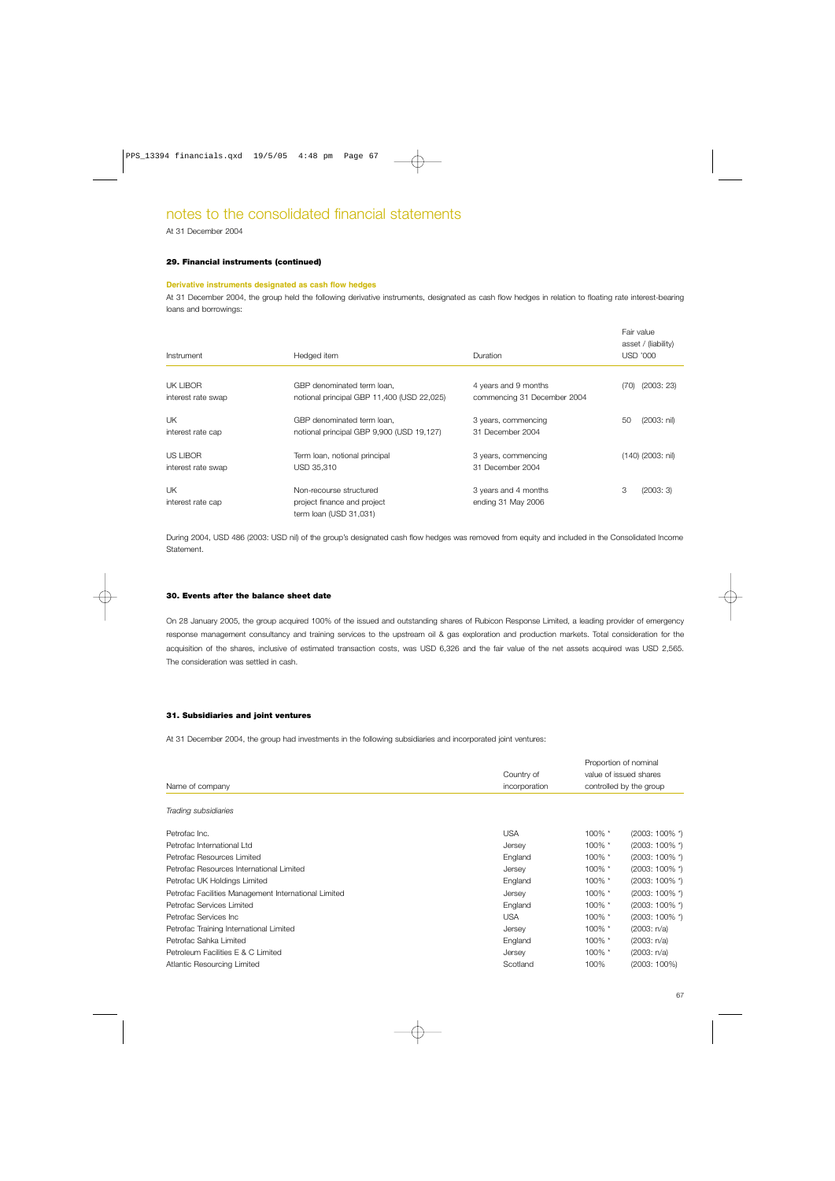# notes to the consolidated financial statements

At 31 December 2004

### 29. Financial instruments (continued)

#### Derivative instruments designated as cash flow hedges

At 31 December 2004, the group held the following derivative instruments, designated as cash flow hedges in relation to floating rate interest-bearing loans and borrowings:

| Instrument | Hedged item | Duration | Fair value asset / (liability) USD '000 |
|---|---|---|---|
| UK LIBOR interest rate swap | GBP denominated term loan, notional principal GBP 11,400 (USD 22,025) | 4 years and 9 months commencing 31 December 2004 | (70) (2003: 23) |
| UK interest rate cap | GBP denominated term loan, notional principal GBP 9,900 (USD 19,127) | 3 years, commencing 31 December 2004 | 50 (2003: nil) |
| US LIBOR interest rate swap | Term loan, notional principal USD 35,310 | 3 years, commencing 31 December 2004 | (140) (2003: nil) |
| UK interest rate cap | Non-recourse structured project finance and project term loan (USD 31,031) | 3 years and 4 months ending 31 May 2006 | 3 (2003: 3) |

During 2004, USD 486 (2003: USD nil) of the group's designated cash flow hedges was removed from equity and included in the Consolidated Income Statement.

### 30. Events after the balance sheet date

On 28 January 2005, the group acquired 100% of the issued and outstanding shares of Rubicon Response Limited, a leading provider of emergency response management consultancy and training services to the upstream oil & gas exploration and production markets. Total consideration for the acquisition of the shares, inclusive of estimated transaction costs, was USD 6,326 and the fair value of the net assets acquired was USD 2,565. The consideration was settled in cash.

### 31. Subsidiaries and joint ventures

At 31 December 2004, the group had investments in the following subsidiaries and incorporated joint ventures:

| Name of company | Country of incorporation | Proportion of nominal value of issued shares controlled by the group | |
|---|---|---|---|
| *Trading subsidiaries* | | | |
| Petrofac Inc. | USA | 100% * | (2003: 100% *) |
| Petrofac International Ltd | Jersey | 100% * | (2003: 100% *) |
| Petrofac Resources Limited | England | 100% * | (2003: 100% *) |
| Petrofac Resources International Limited | Jersey | 100% * | (2003: 100% *) |
| Petrofac UK Holdings Limited | England | 100% * | (2003: 100% *) |
| Petrofac Facilities Management International Limited | Jersey | 100% * | (2003: 100% *) |
| Petrofac Services Limited | England | 100% * | (2003: 100% *) |
| Petrofac Services Inc | USA | 100% * | (2003: 100% *) |
| Petrofac Training International Limited | Jersey | 100% * | (2003: n/a) |
| Petrofac Sahka Limited | England | 100% * | (2003: n/a) |
| Petroleum Facilities E & C Limited | Jersey | 100% * | (2003: n/a) |
| Atlantic Resourcing Limited | Scotland | 100% | (2003: 100%) |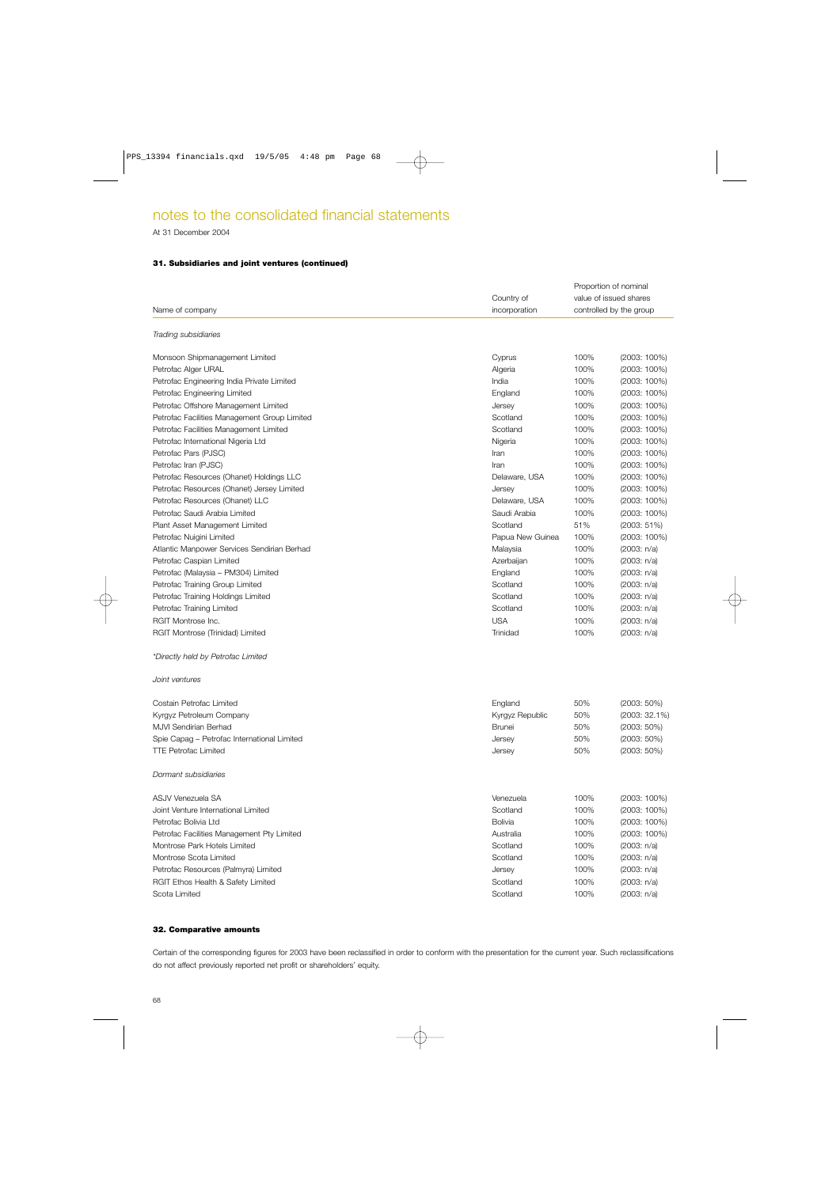# notes to the consolidated financial statements

At 31 December 2004

### 31. Subsidiaries and joint ventures (continued)

| Name of company | Country of incorporation | Proportion of nominal value of issued shares controlled by the group | |
|---|---|---|---|
| *Trading subsidiaries* | | | |
| Monsoon Shipmanagement Limited | Cyprus | 100% | (2003: 100%) |
| Petrofac Alger URAL | Algeria | 100% | (2003: 100%) |
| Petrofac Engineering India Private Limited | India | 100% | (2003: 100%) |
| Petrofac Engineering Limited | England | 100% | (2003: 100%) |
| Petrofac Offshore Management Limited | Jersey | 100% | (2003: 100%) |
| Petrofac Facilities Management Group Limited | Scotland | 100% | (2003: 100%) |
| Petrofac Facilities Management Limited | Scotland | 100% | (2003: 100%) |
| Petrofac International Nigeria Ltd | Nigeria | 100% | (2003: 100%) |
| Petrofac Pars (PJSC) | Iran | 100% | (2003: 100%) |
| Petrofac Iran (PJSC) | Iran | 100% | (2003: 100%) |
| Petrofac Resources (Ohanet) Holdings LLC | Delaware, USA | 100% | (2003: 100%) |
| Petrofac Resources (Ohanet) Jersey Limited | Jersey | 100% | (2003: 100%) |
| Petrofac Resources (Ohanet) LLC | Delaware, USA | 100% | (2003: 100%) |
| Petrofac Saudi Arabia Limited | Saudi Arabia | 100% | (2003: 100%) |
| Plant Asset Management Limited | Scotland | 51% | (2003: 51%) |
| Petrofac Nuigini Limited | Papua New Guinea | 100% | (2003: 100%) |
| Atlantic Manpower Services Sendirian Berhad | Malaysia | 100% | (2003: n/a) |
| Petrofac Caspian Limited | Azerbaijan | 100% | (2003: n/a) |
| Petrofac (Malaysia – PM304) Limited | England | 100% | (2003: n/a) |
| Petrofac Training Group Limited | Scotland | 100% | (2003: n/a) |
| Petrofac Training Holdings Limited | Scotland | 100% | (2003: n/a) |
| Petrofac Training Limited | Scotland | 100% | (2003: n/a) |
| RGIT Montrose Inc. | USA | 100% | (2003: n/a) |
| RGIT Montrose (Trinidad) Limited | Trinidad | 100% | (2003: n/a) |

*\*Directly held by Petrofac Limited*

| Name of company | Country of incorporation | Proportion | |
|---|---|---|---|
| *Joint ventures* | | | |
| Costain Petrofac Limited | England | 50% | (2003: 50%) |
| Kyrgyz Petroleum Company | Kyrgyz Republic | 50% | (2003: 32.1%) |
| MJVI Sendirian Berhad | Brunei | 50% | (2003: 50%) |
| Spie Capag – Petrofac International Limited | Jersey | 50% | (2003: 50%) |
| TTE Petrofac Limited | Jersey | 50% | (2003: 50%) |
| *Dormant subsidiaries* | | | |
| ASJV Venezuela SA | Venezuela | 100% | (2003: 100%) |
| Joint Venture International Limited | Scotland | 100% | (2003: 100%) |
| Petrofac Bolivia Ltd | Bolivia | 100% | (2003: 100%) |
| Petrofac Facilities Management Pty Limited | Australia | 100% | (2003: 100%) |
| Montrose Park Hotels Limited | Scotland | 100% | (2003: n/a) |
| Montrose Scota Limited | Scotland | 100% | (2003: n/a) |
| Petrofac Resources (Palmyra) Limited | Jersey | 100% | (2003: n/a) |
| RGIT Ethos Health & Safety Limited | Scotland | 100% | (2003: n/a) |
| Scota Limited | Scotland | 100% | (2003: n/a) |

### 32. Comparative amounts

Certain of the corresponding figures for 2003 have been reclassified in order to conform with the presentation for the current year. Such reclassifications do not affect previously reported net profit or shareholders' equity.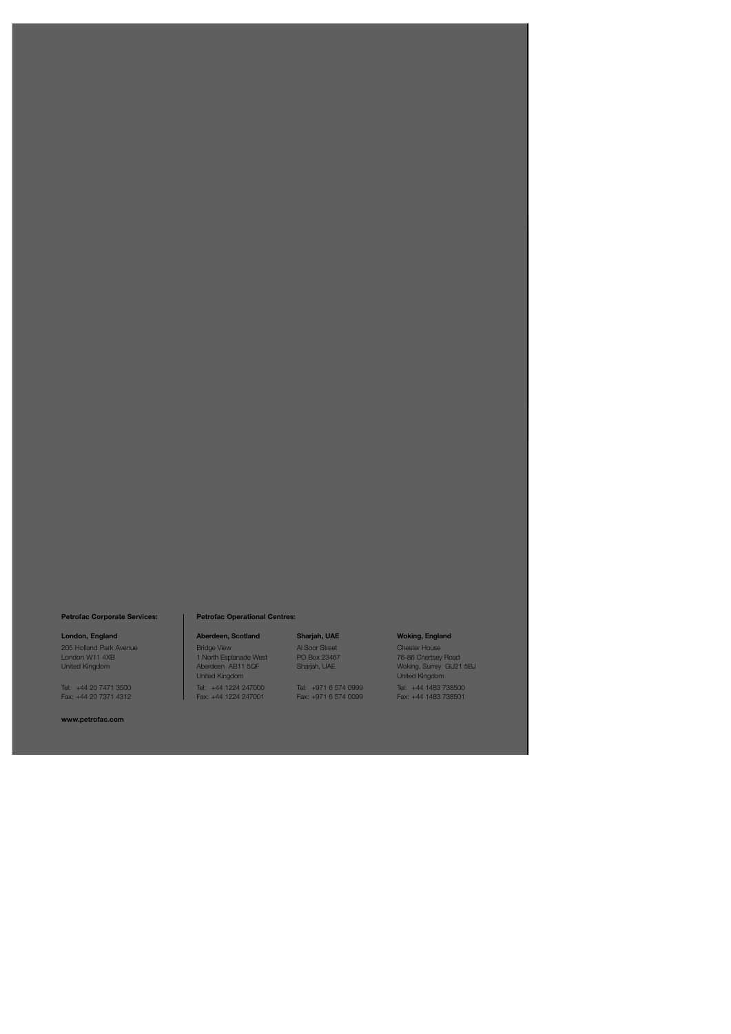**Petrofac Corporate Services:**

**London, England**

205 Holland Park Avenue
London W11 4XB
United Kingdom

Tel: +44 20 7471 3500
Fax: +44 20 7371 4312

**www.petrofac.com**

**Petrofac Operational Centres:**

**Aberdeen, Scotland**

Bridge View
1 North Esplanade West
Aberdeen AB11 5QF
United Kingdom

Tel: +44 1224 247000
Fax: +44 1224 247001

**Sharjah, UAE**

Al Soor Street
PO Box 23467
Sharjah, UAE

Tel: +971 6 574 0999
Fax: +971 6 574 0099

**Woking, England**

Chester House
76-86 Chertsey Road
Woking, Surrey GU21 5BJ
United Kingdom

Tel: +44 1483 738500
Fax: +44 1483 738501